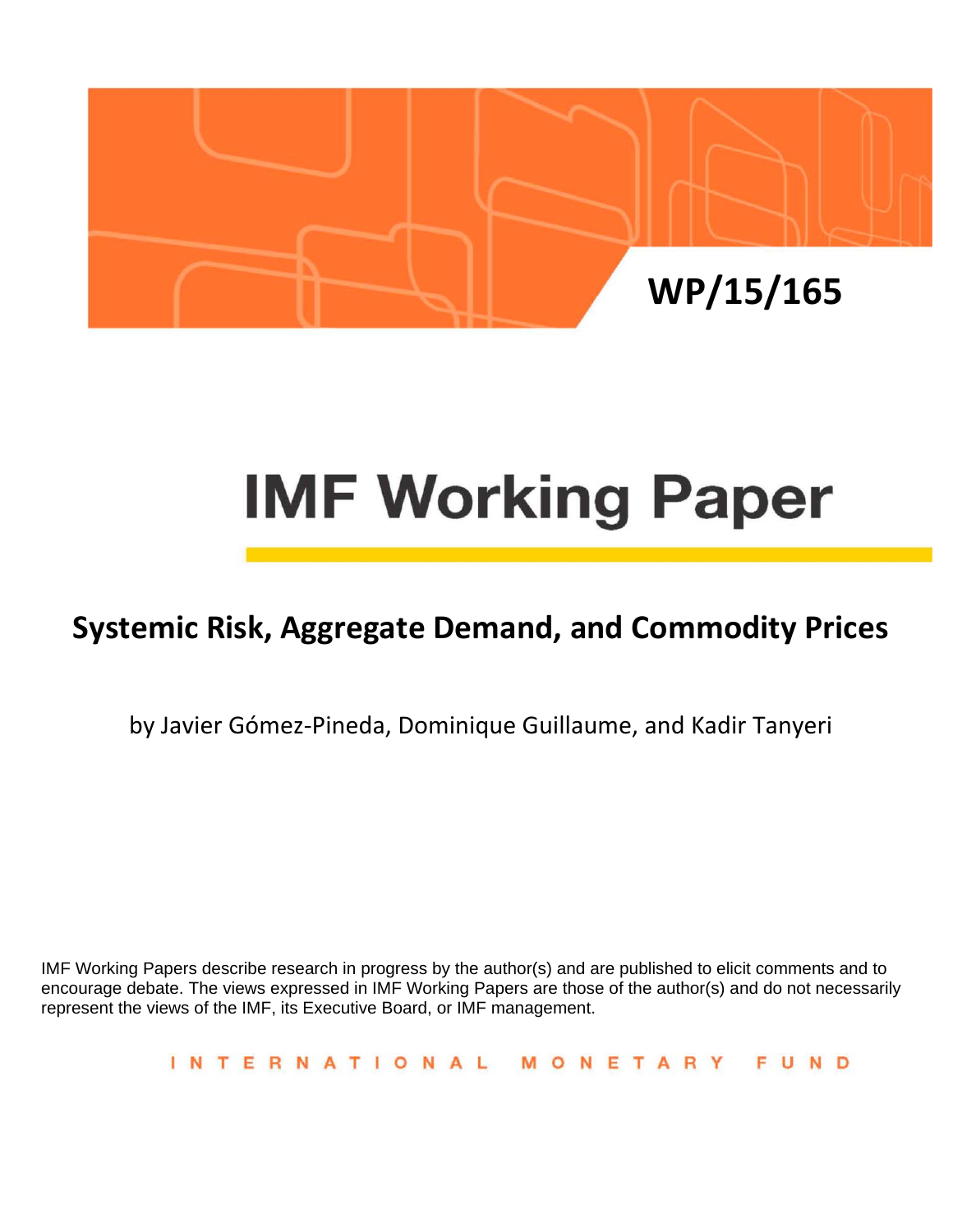WP/15/165

# IMF Working Paper

## Systemic Risk, Aggregate Demand, and Commodity Prices

by Javier Gómez-Pineda, Dominique Guillaume, and Kadir Tanyeri

IMF Working Papers describe research in progress by the author(s) and are published to elicit comments and to encourage debate. The views expressed in IMF Working Papers are those of the author(s) and do not necessarily represent the views of the IMF, its Executive Board, or IMF management.

INTERNATIONAL MONETARY FUND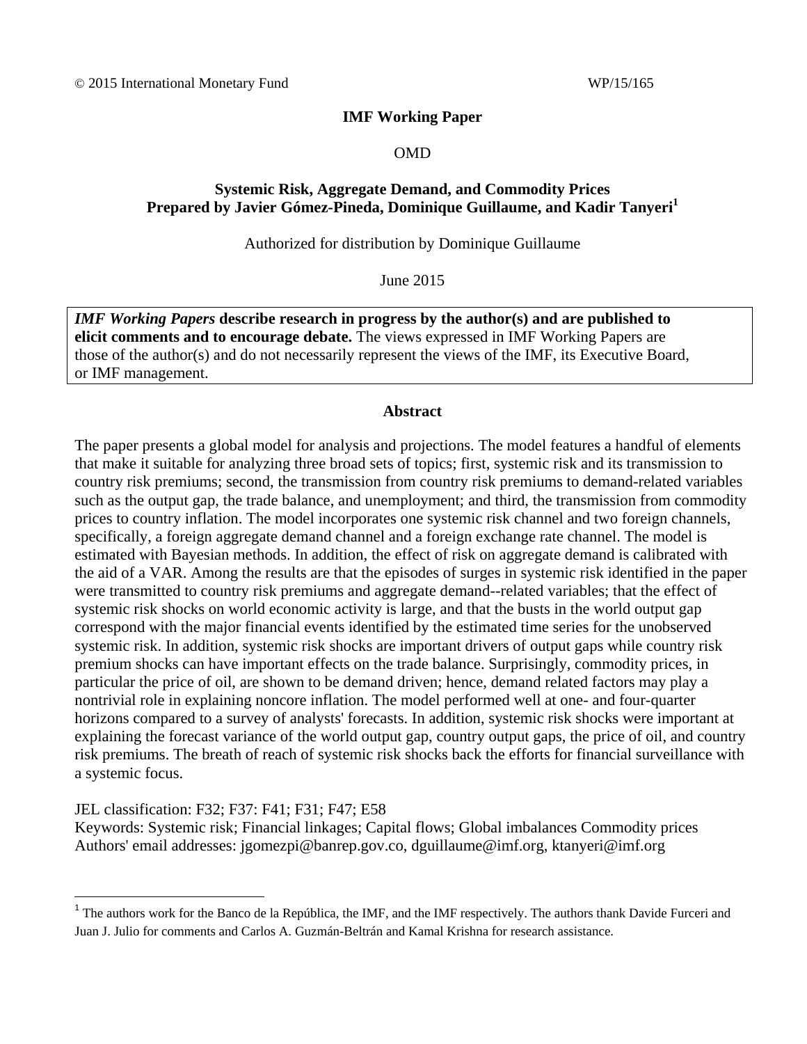© 2015 International Monetary Fund WP/15/165

**IMF Working Paper**

OMD

**Systemic Risk, Aggregate Demand, and Commodity Prices**
**Prepared by Javier Gómez-Pineda, Dominique Guillaume, and Kadir Tanyeri[1]**

Authorized for distribution by Dominique Guillaume

June 2015

***IMF Working Papers* describe research in progress by the author(s) and are published to elicit comments and to encourage debate.** The views expressed in IMF Working Papers are those of the author(s) and do not necessarily represent the views of the IMF, its Executive Board, or IMF management.

**Abstract**

The paper presents a global model for analysis and projections. The model features a handful of elements that make it suitable for analyzing three broad sets of topics; first, systemic risk and its transmission to country risk premiums; second, the transmission from country risk premiums to demand-related variables such as the output gap, the trade balance, and unemployment; and third, the transmission from commodity prices to country inflation. The model incorporates one systemic risk channel and two foreign channels, specifically, a foreign aggregate demand channel and a foreign exchange rate channel. The model is estimated with Bayesian methods. In addition, the effect of risk on aggregate demand is calibrated with the aid of a VAR. Among the results are that the episodes of surges in systemic risk identified in the paper were transmitted to country risk premiums and aggregate demand--related variables; that the effect of systemic risk shocks on world economic activity is large, and that the busts in the world output gap correspond with the major financial events identified by the estimated time series for the unobserved systemic risk. In addition, systemic risk shocks are important drivers of output gaps while country risk premium shocks can have important effects on the trade balance. Surprisingly, commodity prices, in particular the price of oil, are shown to be demand driven; hence, demand related factors may play a nontrivial role in explaining noncore inflation. The model performed well at one- and four-quarter horizons compared to a survey of analysts' forecasts. In addition, systemic risk shocks were important at explaining the forecast variance of the world output gap, country output gaps, the price of oil, and country risk premiums. The breath of reach of systemic risk shocks back the efforts for financial surveillance with a systemic focus.

JEL classification: F32; F37: F41; F31; F47; E58
Keywords: Systemic risk; Financial linkages; Capital flows; Global imbalances Commodity prices
Authors' email addresses: jgomezpi@banrep.gov.co, dguillaume@imf.org, ktanyeri@imf.org

[1] The authors work for the Banco de la República, the IMF, and the IMF respectively. The authors thank Davide Furceri and Juan J. Julio for comments and Carlos A. Guzmán-Beltrán and Kamal Krishna for research assistance.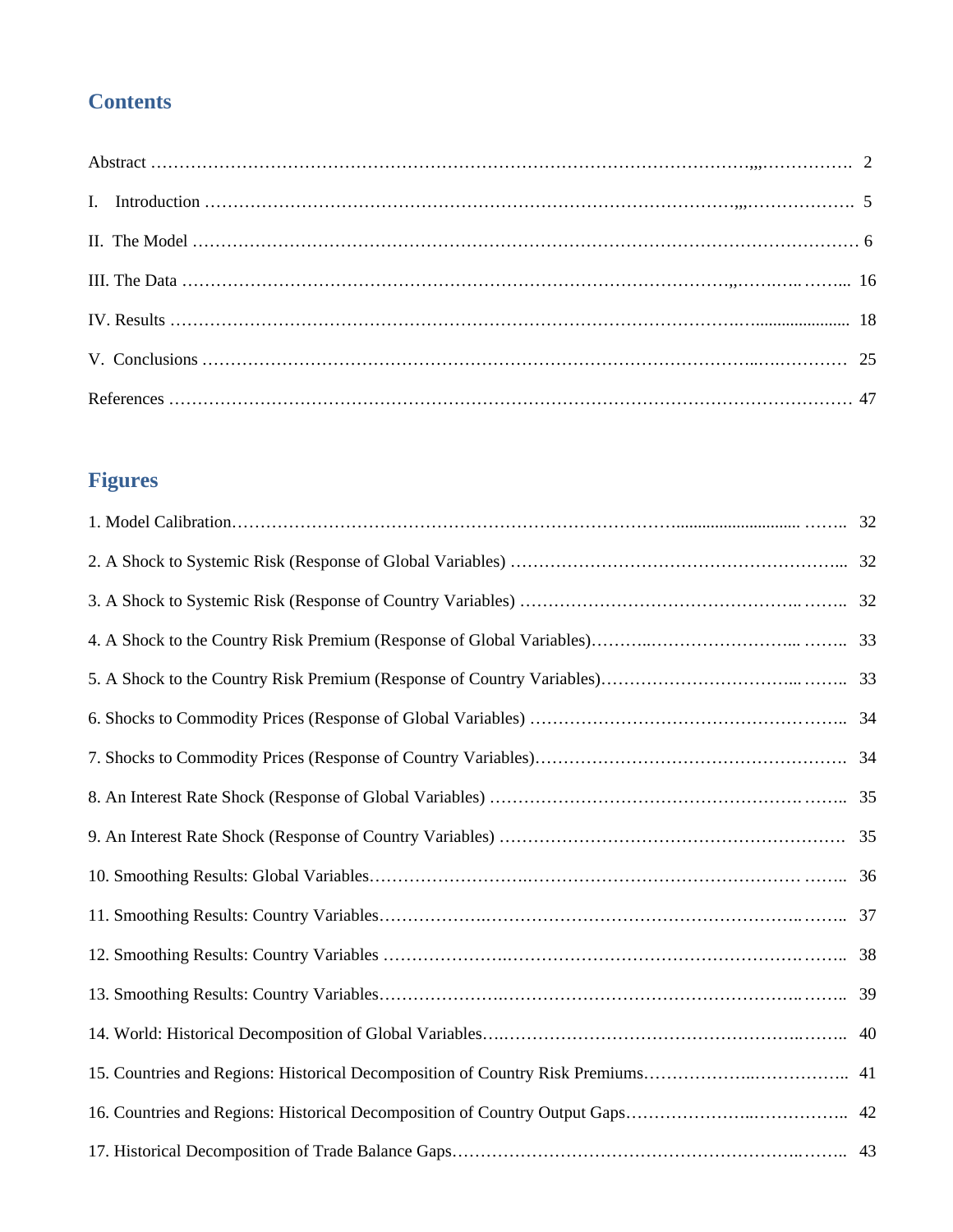## Contents

Abstract ................................................................................................ 2

I. Introduction ........................................................................................ 5

II. The Model ........................................................................................ 6

III. The Data ........................................................................................ 16

IV. Results ........................................................................................ 18

V. Conclusions ........................................................................................ 25

References ........................................................................................ 47

## Figures

1. Model Calibration........................................................................................ 32

2. A Shock to Systemic Risk (Response of Global Variables) ........................................ 32

3. A Shock to Systemic Risk (Response of Country Variables) ........................................ 32

4. A Shock to the Country Risk Premium (Response of Global Variables)........................ 33

5. A Shock to the Country Risk Premium (Response of Country Variables)...................... 33

6. Shocks to Commodity Prices (Response of Global Variables) ...................................... 34

7. Shocks to Commodity Prices (Response of Country Variables)..................................... 34

8. An Interest Rate Shock (Response of Global Variables) .............................................. 35

9. An Interest Rate Shock (Response of Country Variables) ............................................ 35

10. Smoothing Results: Global Variables........................................................................ 36

11. Smoothing Results: Country Variables...................................................................... 37

12. Smoothing Results: Country Variables ..................................................................... 38

13. Smoothing Results: Country Variables...................................................................... 39

14. World: Historical Decomposition of Global Variables................................................ 40

15. Countries and Regions: Historical Decomposition of Country Risk Premiums................ 41

16. Countries and Regions: Historical Decomposition of Country Output Gaps.................... 42

17. Historical Decomposition of Trade Balance Gaps....................................................... 43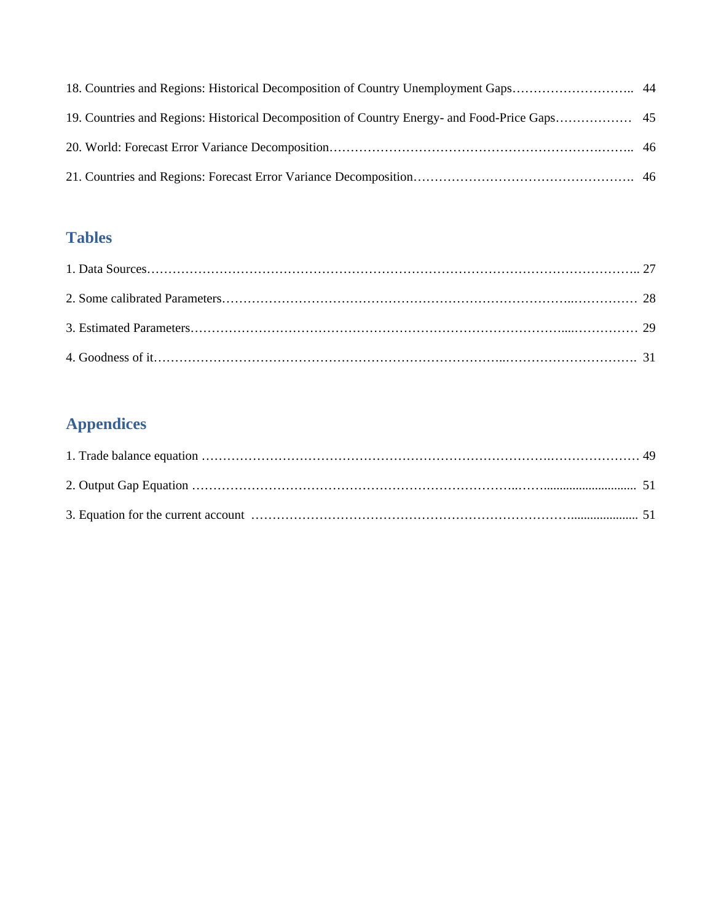18. Countries and Regions: Historical Decomposition of Country Unemployment Gaps……………………….. 44

19. Countries and Regions: Historical Decomposition of Country Energy- and Food-Price Gaps……………… 45

20. World: Forecast Error Variance Decomposition……………………………………………………….…….. 46

21. Countries and Regions: Forecast Error Variance Decomposition……………………………………………. 46

## Tables

1. Data Sources………………………………………………………………………………………………….. 27

2. Some calibrated Parameters……………………………………………………………………..…………… 28

3. Estimated Parameters…………………………………………………………………………....…………… 29

4. Goodness of it……………………………………………………………………..…………………………. 31

## Appendices

1. Trade balance equation ………………………………………………………………………..………………… 49

2. Output Gap Equation ……………………………………………………………………..……............................ 51

3. Equation for the current account ……………………………………………………………….................... 51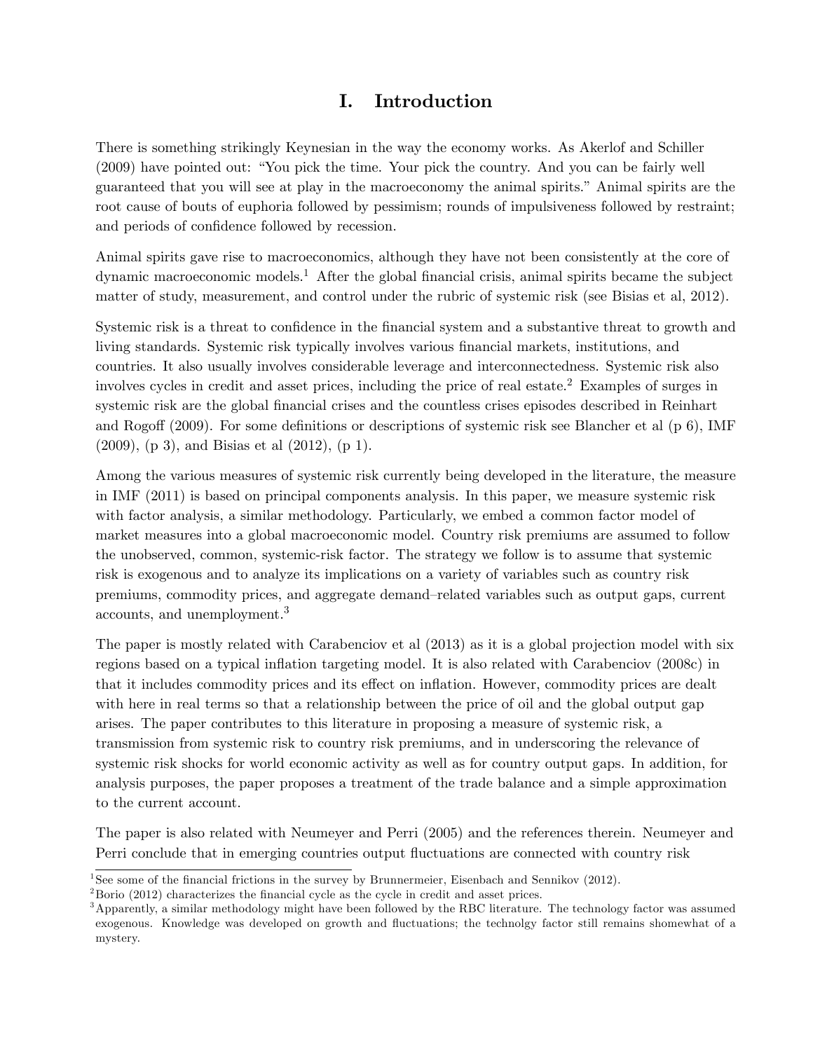# I. Introduction

There is something strikingly Keynesian in the way the economy works. As Akerlof and Schiller (2009) have pointed out: "You pick the time. Your pick the country. And you can be fairly well guaranteed that you will see at play in the macroeconomy the animal spirits." Animal spirits are the root cause of bouts of euphoria followed by pessimism; rounds of impulsiveness followed by restraint; and periods of confidence followed by recession.

Animal spirits gave rise to macroeconomics, although they have not been consistently at the core of dynamic macroeconomic models.[1] After the global financial crisis, animal spirits became the subject matter of study, measurement, and control under the rubric of systemic risk (see Bisias et al, 2012).

Systemic risk is a threat to confidence in the financial system and a substantive threat to growth and living standards. Systemic risk typically involves various financial markets, institutions, and countries. It also usually involves considerable leverage and interconnectedness. Systemic risk also involves cycles in credit and asset prices, including the price of real estate.[2] Examples of surges in systemic risk are the global financial crises and the countless crises episodes described in Reinhart and Rogoff (2009). For some definitions or descriptions of systemic risk see Blancher et al (p 6), IMF (2009), (p 3), and Bisias et al (2012), (p 1).

Among the various measures of systemic risk currently being developed in the literature, the measure in IMF (2011) is based on principal components analysis. In this paper, we measure systemic risk with factor analysis, a similar methodology. Particularly, we embed a common factor model of market measures into a global macroeconomic model. Country risk premiums are assumed to follow the unobserved, common, systemic-risk factor. The strategy we follow is to assume that systemic risk is exogenous and to analyze its implications on a variety of variables such as country risk premiums, commodity prices, and aggregate demand–related variables such as output gaps, current accounts, and unemployment.[3]

The paper is mostly related with Carabenciov et al (2013) as it is a global projection model with six regions based on a typical inflation targeting model. It is also related with Carabenciov (2008c) in that it includes commodity prices and its effect on inflation. However, commodity prices are dealt with here in real terms so that a relationship between the price of oil and the global output gap arises. The paper contributes to this literature in proposing a measure of systemic risk, a transmission from systemic risk to country risk premiums, and in underscoring the relevance of systemic risk shocks for world economic activity as well as for country output gaps. In addition, for analysis purposes, the paper proposes a treatment of the trade balance and a simple approximation to the current account.

The paper is also related with Neumeyer and Perri (2005) and the references therein. Neumeyer and Perri conclude that in emerging countries output fluctuations are connected with country risk

[1] See some of the financial frictions in the survey by Brunnermeier, Eisenbach and Sennikov (2012).

[2] Borio (2012) characterizes the financial cycle as the cycle in credit and asset prices.

[3] Apparently, a similar methodology might have been followed by the RBC literature. The technology factor was assumed exogenous. Knowledge was developed on growth and fluctuations; the technolgy factor still remains shomewhat of a mystery.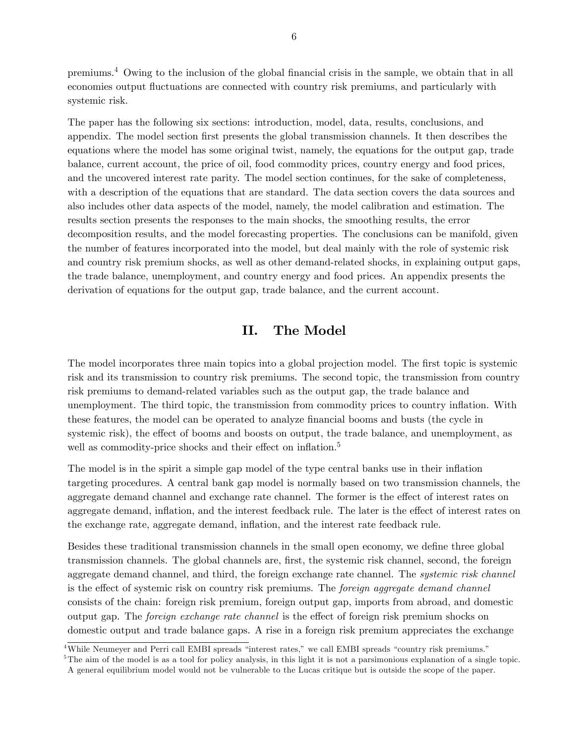premiums.[4] Owing to the inclusion of the global financial crisis in the sample, we obtain that in all economies output fluctuations are connected with country risk premiums, and particularly with systemic risk.

The paper has the following six sections: introduction, model, data, results, conclusions, and appendix. The model section first presents the global transmission channels. It then describes the equations where the model has some original twist, namely, the equations for the output gap, trade balance, current account, the price of oil, food commodity prices, country energy and food prices, and the uncovered interest rate parity. The model section continues, for the sake of completeness, with a description of the equations that are standard. The data section covers the data sources and also includes other data aspects of the model, namely, the model calibration and estimation. The results section presents the responses to the main shocks, the smoothing results, the error decomposition results, and the model forecasting properties. The conclusions can be manifold, given the number of features incorporated into the model, but deal mainly with the role of systemic risk and country risk premium shocks, as well as other demand-related shocks, in explaining output gaps, the trade balance, unemployment, and country energy and food prices. An appendix presents the derivation of equations for the output gap, trade balance, and the current account.

## II. The Model

The model incorporates three main topics into a global projection model. The first topic is systemic risk and its transmission to country risk premiums. The second topic, the transmission from country risk premiums to demand-related variables such as the output gap, the trade balance and unemployment. The third topic, the transmission from commodity prices to country inflation. With these features, the model can be operated to analyze financial booms and busts (the cycle in systemic risk), the effect of booms and boosts on output, the trade balance, and unemployment, as well as commodity-price shocks and their effect on inflation.[5]

The model is in the spirit a simple gap model of the type central banks use in their inflation targeting procedures. A central bank gap model is normally based on two transmission channels, the aggregate demand channel and exchange rate channel. The former is the effect of interest rates on aggregate demand, inflation, and the interest feedback rule. The later is the effect of interest rates on the exchange rate, aggregate demand, inflation, and the interest rate feedback rule.

Besides these traditional transmission channels in the small open economy, we define three global transmission channels. The global channels are, first, the systemic risk channel, second, the foreign aggregate demand channel, and third, the foreign exchange rate channel. The *systemic risk channel* is the effect of systemic risk on country risk premiums. The *foreign aggregate demand channel* consists of the chain: foreign risk premium, foreign output gap, imports from abroad, and domestic output gap. The *foreign exchange rate channel* is the effect of foreign risk premium shocks on domestic output and trade balance gaps. A rise in a foreign risk premium appreciates the exchange

[4] While Neumeyer and Perri call EMBI spreads "interest rates," we call EMBI spreads "country risk premiums."

[5] The aim of the model is as a tool for policy analysis, in this light it is not a parsimonious explanation of a single topic. A general equilibrium model would not be vulnerable to the Lucas critique but is outside the scope of the paper.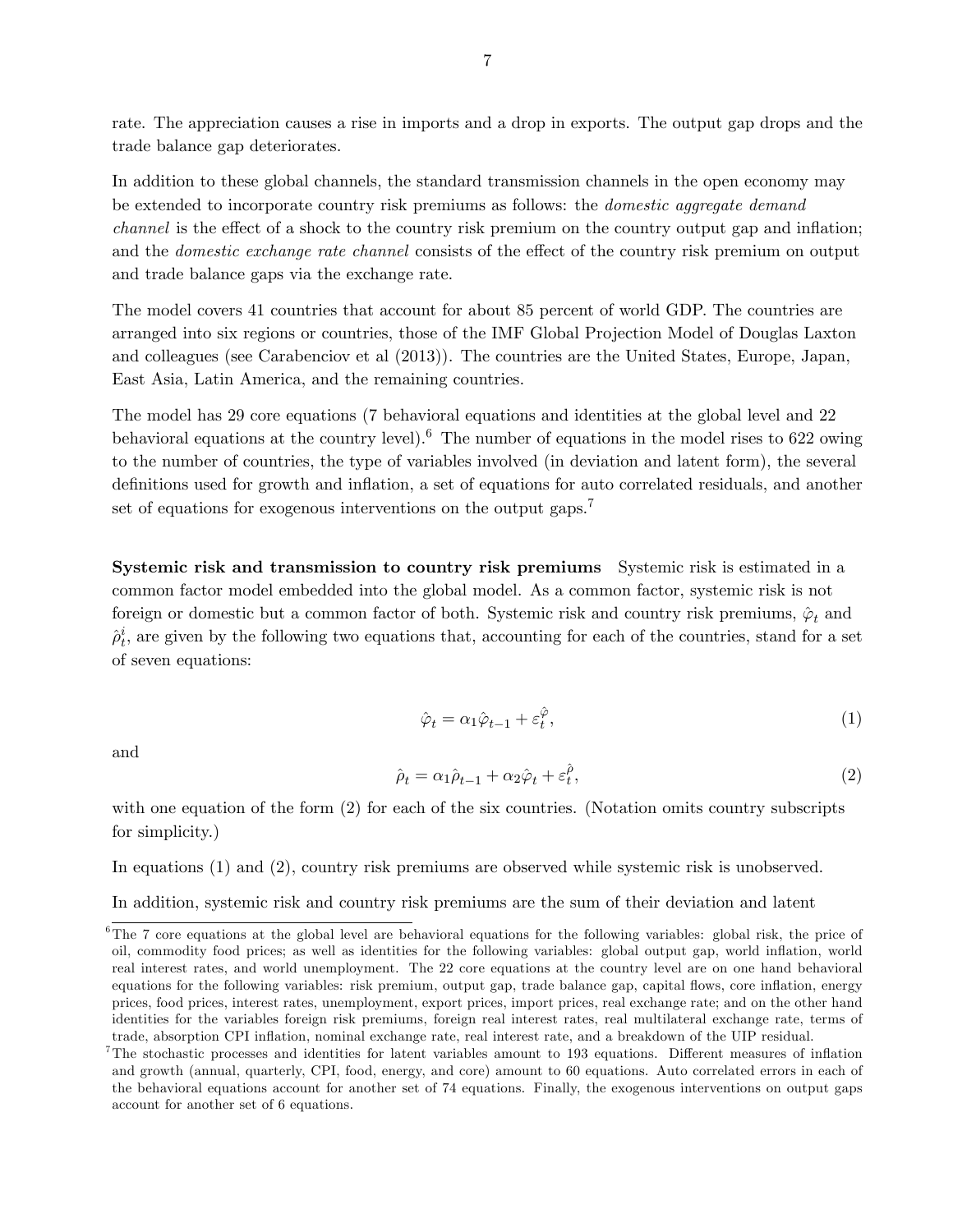rate. The appreciation causes a rise in imports and a drop in exports. The output gap drops and the trade balance gap deteriorates.

In addition to these global channels, the standard transmission channels in the open economy may be extended to incorporate country risk premiums as follows: the *domestic aggregate demand channel* is the effect of a shock to the country risk premium on the country output gap and inflation; and the *domestic exchange rate channel* consists of the effect of the country risk premium on output and trade balance gaps via the exchange rate.

The model covers 41 countries that account for about 85 percent of world GDP. The countries are arranged into six regions or countries, those of the IMF Global Projection Model of Douglas Laxton and colleagues (see Carabenciov et al (2013)). The countries are the United States, Europe, Japan, East Asia, Latin America, and the remaining countries.

The model has 29 core equations (7 behavioral equations and identities at the global level and 22 behavioral equations at the country level).[6] The number of equations in the model rises to 622 owing to the number of countries, the type of variables involved (in deviation and latent form), the several definitions used for growth and inflation, a set of equations for auto correlated residuals, and another set of equations for exogenous interventions on the output gaps.[7]

**Systemic risk and transmission to country risk premiums** Systemic risk is estimated in a common factor model embedded into the global model. As a common factor, systemic risk is not foreign or domestic but a common factor of both. Systemic risk and country risk premiums, $\hat{\varphi}_t$ and $\hat{\rho}_t^i$, are given by the following two equations that, accounting for each of the countries, stand for a set of seven equations:

$$\hat{\varphi}_t = \alpha_1 \hat{\varphi}_{t-1} + \varepsilon_t^{\hat{\varphi}}, \tag{1}$$

and

$$\hat{\rho}_t = \alpha_1 \hat{\rho}_{t-1} + \alpha_2 \hat{\varphi}_t + \varepsilon_t^{\hat{\rho}}, \tag{2}$$

with one equation of the form (2) for each of the six countries. (Notation omits country subscripts for simplicity.)

In equations (1) and (2), country risk premiums are observed while systemic risk is unobserved.

In addition, systemic risk and country risk premiums are the sum of their deviation and latent

---

[6] The 7 core equations at the global level are behavioral equations for the following variables: global risk, the price of oil, commodity food prices; as well as identities for the following variables: global output gap, world inflation, world real interest rates, and world unemployment. The 22 core equations at the country level are on one hand behavioral equations for the following variables: risk premium, output gap, trade balance gap, capital flows, core inflation, energy prices, food prices, interest rates, unemployment, export prices, import prices, real exchange rate; and on the other hand identities for the variables foreign risk premiums, foreign real interest rates, real multilateral exchange rate, terms of trade, absorption CPI inflation, nominal exchange rate, real interest rate, and a breakdown of the UIP residual.

[7] The stochastic processes and identities for latent variables amount to 193 equations. Different measures of inflation and growth (annual, quarterly, CPI, food, energy, and core) amount to 60 equations. Auto correlated errors in each of the behavioral equations account for another set of 74 equations. Finally, the exogenous interventions on output gaps account for another set of 6 equations.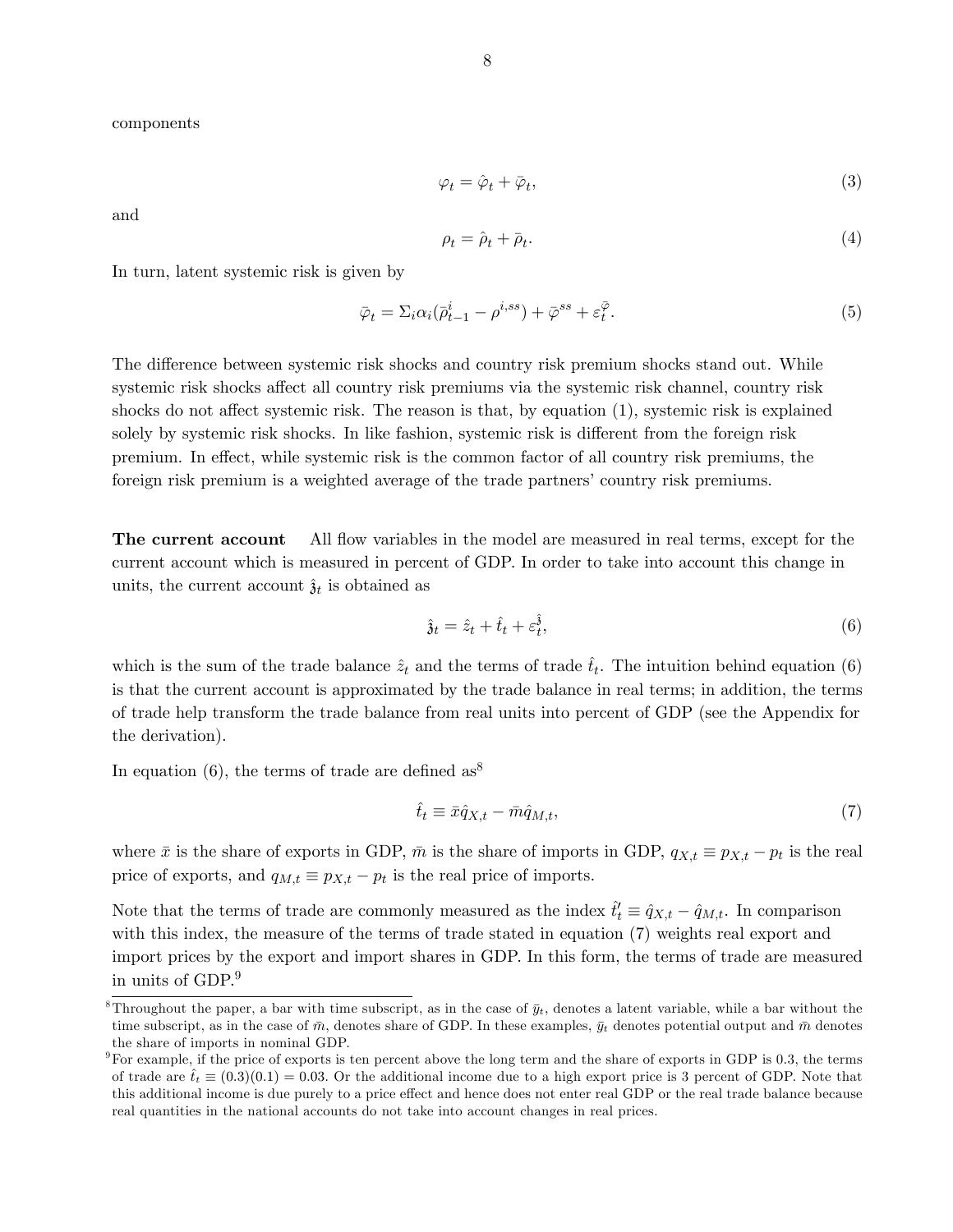components

$$\varphi_t = \hat{\varphi}_t + \bar{\varphi}_t, \tag{3}$$

and

$$\rho_t = \hat{\rho}_t + \bar{\rho}_t. \tag{4}$$

In turn, latent systemic risk is given by

$$\bar{\varphi}_t = \Sigma_i \alpha_i (\bar{\rho}^i_{t-1} - \rho^{i,ss}) + \bar{\varphi}^{ss} + \varepsilon^{\bar{\varphi}}_t. \tag{5}$$

The difference between systemic risk shocks and country risk premium shocks stand out. While systemic risk shocks affect all country risk premiums via the systemic risk channel, country risk shocks do not affect systemic risk. The reason is that, by equation (1), systemic risk is explained solely by systemic risk shocks. In like fashion, systemic risk is different from the foreign risk premium. In effect, while systemic risk is the common factor of all country risk premiums, the foreign risk premium is a weighted average of the trade partners' country risk premiums.

**The current account** All flow variables in the model are measured in real terms, except for the current account which is measured in percent of GDP. In order to take into account this change in units, the current account $\hat{\mathfrak{z}}_t$ is obtained as

$$\hat{\mathfrak{z}}_t = \hat{z}_t + \hat{t}_t + \varepsilon^{\hat{\mathfrak{z}}}_t, \tag{6}$$

which is the sum of the trade balance $\hat{z}_t$ and the terms of trade $\hat{t}_t$. The intuition behind equation (6) is that the current account is approximated by the trade balance in real terms; in addition, the terms of trade help transform the trade balance from real units into percent of GDP (see the Appendix for the derivation).

In equation (6), the terms of trade are defined as[8]

$$\hat{t}_t \equiv \bar{x}\hat{q}_{X,t} - \bar{m}\hat{q}_{M,t}, \tag{7}$$

where $\bar{x}$ is the share of exports in GDP, $\bar{m}$ is the share of imports in GDP, $q_{X,t} \equiv p_{X,t} - p_t$ is the real price of exports, and $q_{M,t} \equiv p_{X,t} - p_t$ is the real price of imports.

Note that the terms of trade are commonly measured as the index $\hat{t}'_t \equiv \hat{q}_{X,t} - \hat{q}_{M,t}$. In comparison with this index, the measure of the terms of trade stated in equation (7) weights real export and import prices by the export and import shares in GDP. In this form, the terms of trade are measured in units of GDP.[9]

[8] Throughout the paper, a bar with time subscript, as in the case of $\bar{y}_t$, denotes a latent variable, while a bar without the time subscript, as in the case of $\bar{m}$, denotes share of GDP. In these examples, $\bar{y}_t$ denotes potential output and $\bar{m}$ denotes the share of imports in nominal GDP.

[9] For example, if the price of exports is ten percent above the long term and the share of exports in GDP is 0.3, the terms of trade are $\hat{t}_t \equiv (0.3)(0.1) = 0.03$. Or the additional income due to a high export price is 3 percent of GDP. Note that this additional income is due purely to a price effect and hence does not enter real GDP or the real trade balance because real quantities in the national accounts do not take into account changes in real prices.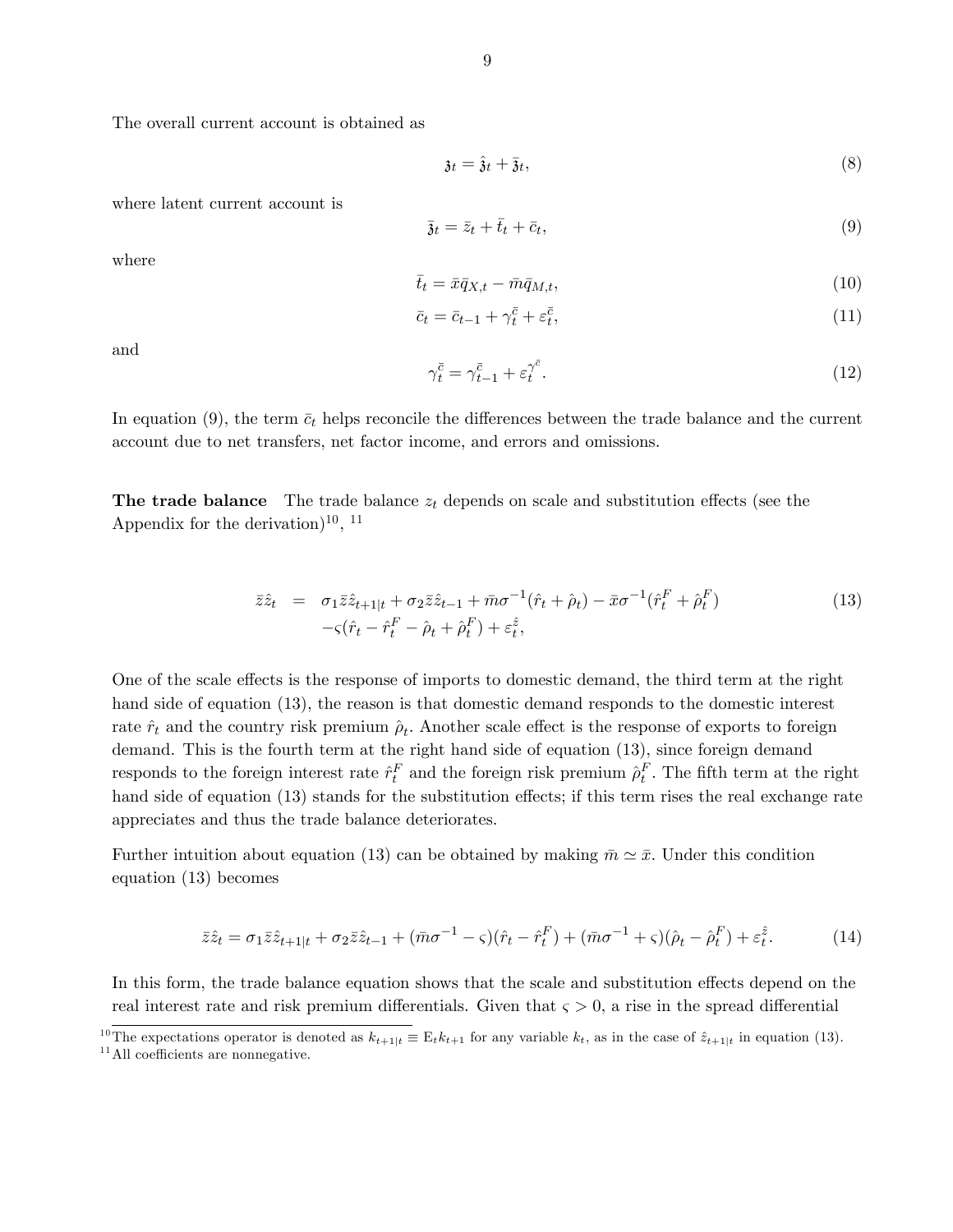The overall current account is obtained as

$$\mathfrak{z}_t = \hat{\mathfrak{z}}_t + \bar{\mathfrak{z}}_t, \tag{8}$$

where latent current account is

$$\bar{\mathfrak{z}}_t = \bar{z}_t + \bar{t}_t + \bar{c}_t, \tag{9}$$

where

$$\bar{t}_t = \bar{x}\bar{q}_{X,t} - \bar{m}\bar{q}_{M,t}, \tag{10}$$

$$\bar{c}_t = \bar{c}_{t-1} + \gamma_t^{\bar{c}} + \varepsilon_t^{\bar{c}}, \tag{11}$$

and

$$\gamma_t^{\bar{c}} = \gamma_{t-1}^{\bar{c}} + \varepsilon_t^{\gamma^{\bar{c}}}. \tag{12}$$

In equation (9), the term $\bar{c}_t$ helps reconcile the differences between the trade balance and the current account due to net transfers, net factor income, and errors and omissions.

**The trade balance** The trade balance $z_t$ depends on scale and substitution effects (see the Appendix for the derivation)[10], [11]

$$\begin{aligned} \bar{z}\hat{z}_t &= \sigma_1\bar{z}\hat{z}_{t+1|t} + \sigma_2\bar{z}\hat{z}_{t-1} + \bar{m}\sigma^{-1}(\hat{r}_t + \hat{\rho}_t) - \bar{x}\sigma^{-1}(\hat{r}_t^F + \hat{\rho}_t^F) \\ &\quad -\varsigma(\hat{r}_t - \hat{r}_t^F - \hat{\rho}_t + \hat{\rho}_t^F) + \varepsilon_t^{\hat{z}}, \end{aligned} \tag{13}$$

One of the scale effects is the response of imports to domestic demand, the third term at the right hand side of equation (13), the reason is that domestic demand responds to the domestic interest rate $\hat{r}_t$ and the country risk premium $\hat{\rho}_t$. Another scale effect is the response of exports to foreign demand. This is the fourth term at the right hand side of equation (13), since foreign demand responds to the foreign interest rate $\hat{r}_t^F$ and the foreign risk premium $\hat{\rho}_t^F$. The fifth term at the right hand side of equation (13) stands for the substitution effects; if this term rises the real exchange rate appreciates and thus the trade balance deteriorates.

Further intuition about equation (13) can be obtained by making $\bar{m} \simeq \bar{x}$. Under this condition equation (13) becomes

$$\bar{z}\hat{z}_t = \sigma_1\bar{z}\hat{z}_{t+1|t} + \sigma_2\bar{z}\hat{z}_{t-1} + (\bar{m}\sigma^{-1} - \varsigma)(\hat{r}_t - \hat{r}_t^F) + (\bar{m}\sigma^{-1} + \varsigma)(\hat{\rho}_t - \hat{\rho}_t^F) + \varepsilon_t^{\hat{z}}. \tag{14}$$

In this form, the trade balance equation shows that the scale and substitution effects depend on the real interest rate and risk premium differentials. Given that $\varsigma > 0$, a rise in the spread differential

[10] The expectations operator is denoted as $k_{t+1|t} \equiv \mathrm{E}_t k_{t+1}$ for any variable $k_t$, as in the case of $\hat{z}_{t+1|t}$ in equation (13).

[11] All coefficients are nonnegative.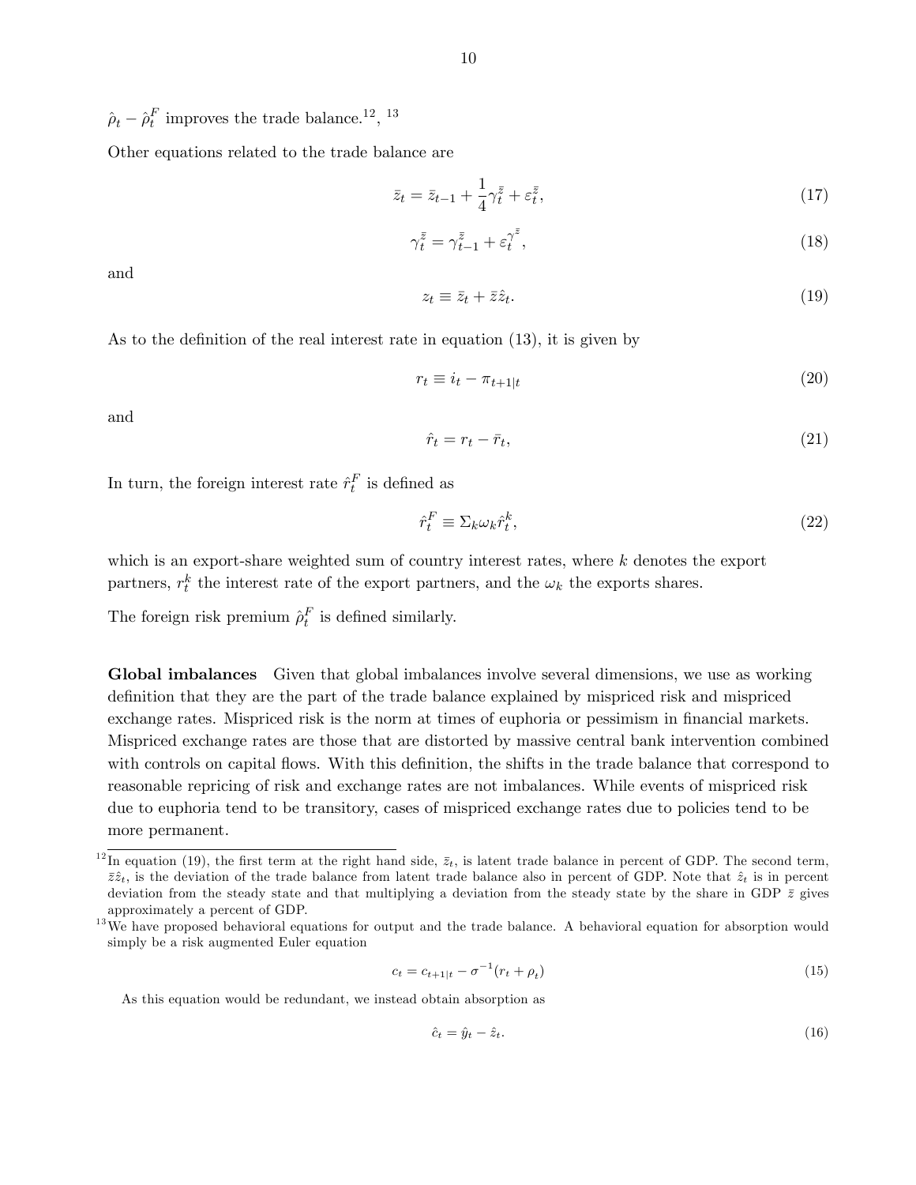$\hat{\rho}_t - \hat{\rho}_t^F$ improves the trade balance.[12], [13]

Other equations related to the trade balance are

$$\bar{z}_t = \bar{z}_{t-1} + \frac{1}{4}\gamma_t^{\bar{z}} + \varepsilon_t^{\bar{z}}, \tag{17}$$

$$\gamma_t^{\bar{z}} = \gamma_{t-1}^{\bar{z}} + \varepsilon_t^{\gamma^{\bar{z}}}, \tag{18}$$

and

$$z_t \equiv \bar{z}_t + \bar{z}\hat{z}_t. \tag{19}$$

As to the definition of the real interest rate in equation (13), it is given by

$$r_t \equiv i_t - \pi_{t+1|t} \tag{20}$$

and

$$\hat{r}_t = r_t - \bar{r}_t, \tag{21}$$

In turn, the foreign interest rate $\hat{r}_t^F$ is defined as

$$\hat{r}_t^F \equiv \Sigma_k \omega_k \hat{r}_t^k, \tag{22}$$

which is an export-share weighted sum of country interest rates, where $k$ denotes the export partners, $r_t^k$ the interest rate of the export partners, and the $\omega_k$ the exports shares.

The foreign risk premium $\hat{\rho}_t^F$ is defined similarly.

**Global imbalances** Given that global imbalances involve several dimensions, we use as working definition that they are the part of the trade balance explained by mispriced risk and mispriced exchange rates. Mispriced risk is the norm at times of euphoria or pessimism in financial markets. Mispriced exchange rates are those that are distorted by massive central bank intervention combined with controls on capital flows. With this definition, the shifts in the trade balance that correspond to reasonable repricing of risk and exchange rates are not imbalances. While events of mispriced risk due to euphoria tend to be transitory, cases of mispriced exchange rates due to policies tend to be more permanent.

[12] In equation (19), the first term at the right hand side, $\bar{z}_t$, is latent trade balance in percent of GDP. The second term, $\bar{z}\hat{z}_t$, is the deviation of the trade balance from latent trade balance also in percent of GDP. Note that $\hat{z}_t$ is in percent deviation from the steady state and that multiplying a deviation from the steady state by the share in GDP $\bar{z}$ gives approximately a percent of GDP.

[13] We have proposed behavioral equations for output and the trade balance. A behavioral equation for absorption would simply be a risk augmented Euler equation

$$c_t = c_{t+1|t} - \sigma^{-1}(r_t + \rho_t) \tag{15}$$

As this equation would be redundant, we instead obtain absorption as

$$\hat{c}_t = \hat{y}_t - \hat{z}_t. \tag{16}$$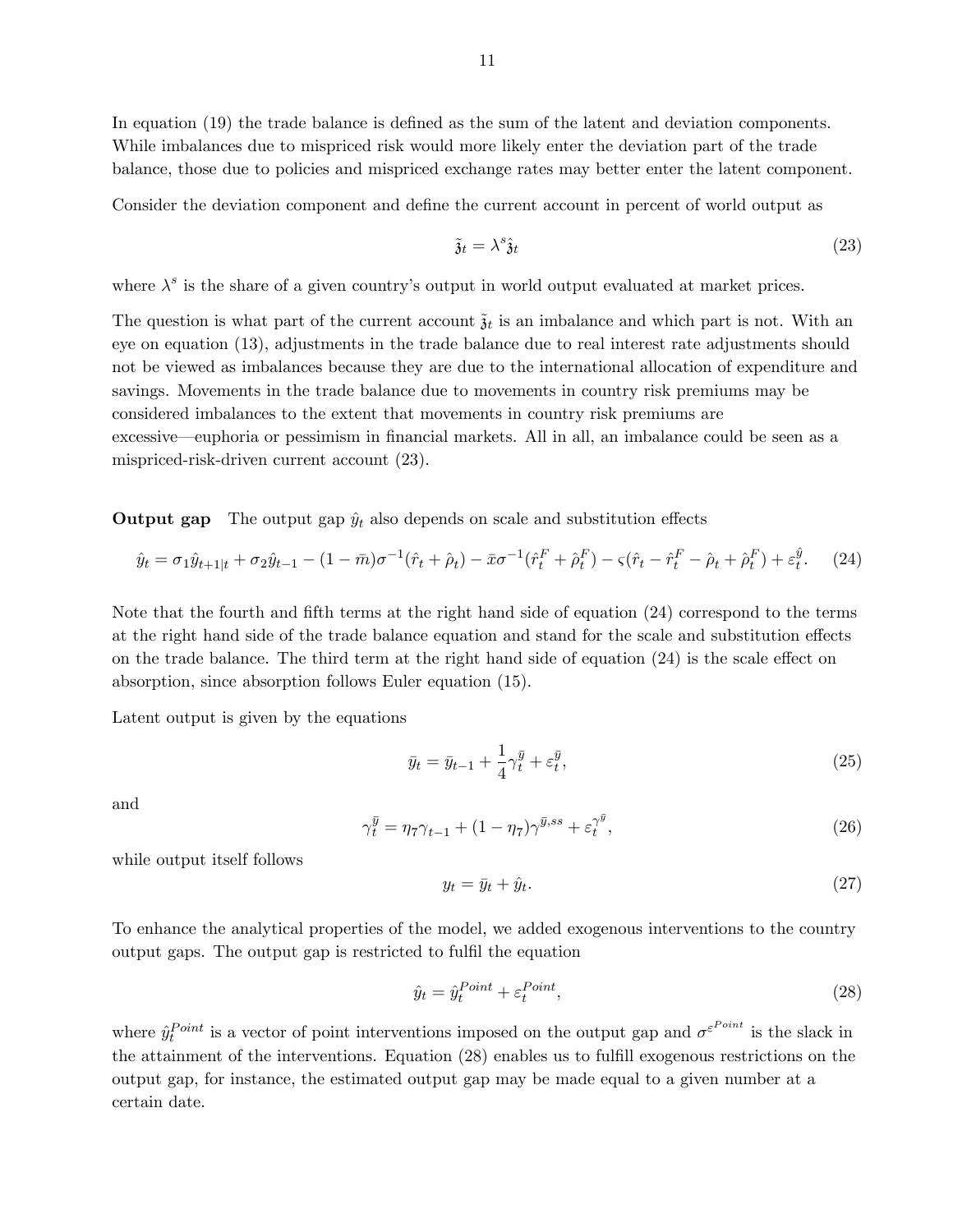In equation (19) the trade balance is defined as the sum of the latent and deviation components. While imbalances due to mispriced risk would more likely enter the deviation part of the trade balance, those due to policies and mispriced exchange rates may better enter the latent component.

Consider the deviation component and define the current account in percent of world output as

$$\tilde{\mathfrak{z}}_t = \lambda^s \hat{\mathfrak{z}}_t \tag{23}$$

where $\lambda^s$ is the share of a given country's output in world output evaluated at market prices.

The question is what part of the current account $\tilde{\mathfrak{z}}_t$ is an imbalance and which part is not. With an eye on equation (13), adjustments in the trade balance due to real interest rate adjustments should not be viewed as imbalances because they are due to the international allocation of expenditure and savings. Movements in the trade balance due to movements in country risk premiums may be considered imbalances to the extent that movements in country risk premiums are excessive—euphoria or pessimism in financial markets. All in all, an imbalance could be seen as a mispriced-risk-driven current account (23).

**Output gap** The output gap $\hat{y}_t$ also depends on scale and substitution effects

$$\hat{y}_t = \sigma_1 \hat{y}_{t+1|t} + \sigma_2 \hat{y}_{t-1} - (1 - \bar{m})\sigma^{-1}(\hat{r}_t + \hat{\rho}_t) - \bar{x}\sigma^{-1}(\hat{r}^F_t + \hat{\rho}^F_t) - \varsigma(\hat{r}_t - \hat{r}^F_t - \hat{\rho}_t + \hat{\rho}^F_t) + \varepsilon^{\hat{y}}_t. \tag{24}$$

Note that the fourth and fifth terms at the right hand side of equation (24) correspond to the terms at the right hand side of the trade balance equation and stand for the scale and substitution effects on the trade balance. The third term at the right hand side of equation (24) is the scale effect on absorption, since absorption follows Euler equation (15).

Latent output is given by the equations

$$\bar{y}_t = \bar{y}_{t-1} + \frac{1}{4}\gamma^{\bar{y}}_t + \varepsilon^{\bar{y}}_t, \tag{25}$$

and

$$\gamma^{\bar{y}}_t = \eta_7 \gamma_{t-1} + (1 - \eta_7)\gamma^{\bar{y},ss} + \varepsilon^{\gamma^{\bar{y}}}_t, \tag{26}$$

while output itself follows

$$y_t = \bar{y}_t + \hat{y}_t. \tag{27}$$

To enhance the analytical properties of the model, we added exogenous interventions to the country output gaps. The output gap is restricted to fulfil the equation

$$\hat{y}_t = \hat{y}^{Point}_t + \varepsilon^{Point}_t, \tag{28}$$

where $\hat{y}^{Point}_t$ is a vector of point interventions imposed on the output gap and $\sigma^{\varepsilon^{Point}}$ is the slack in the attainment of the interventions. Equation (28) enables us to fulfill exogenous restrictions on the output gap, for instance, the estimated output gap may be made equal to a given number at a certain date.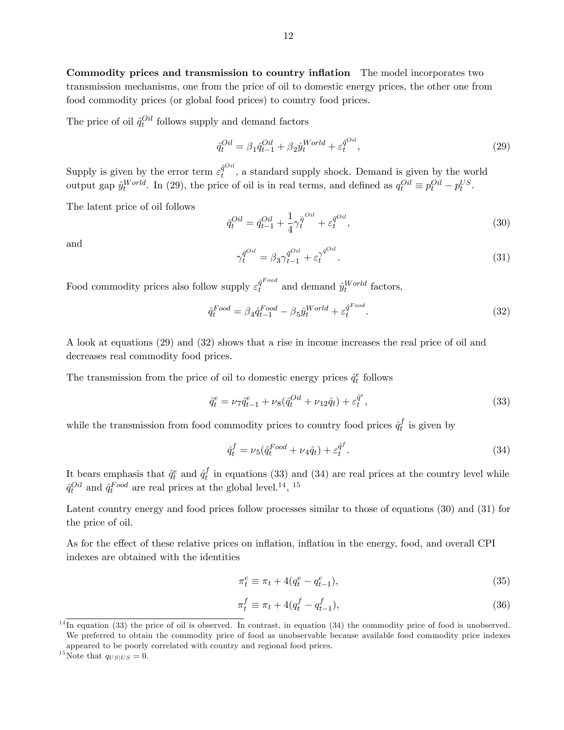**Commodity prices and transmission to country inflation** The model incorporates two transmission mechanisms, one from the price of oil to domestic energy prices, the other one from food commodity prices (or global food prices) to country food prices.

The price of oil $\hat{q}_t^{Oil}$ follows supply and demand factors

$$\hat{q}_t^{Oil} = \beta_1 \hat{q}_{t-1}^{Oil} + \beta_2 \hat{y}_t^{World} + \varepsilon_t^{\hat{q}^{Oil}}, \tag{29}$$

Supply is given by the error term $\varepsilon_t^{\hat{q}^{Oil}}$, a standard supply shock. Demand is given by the world output gap $\hat{y}_t^{World}$. In (29), the price of oil is in real terms, and defined as $q_t^{Oil} \equiv p_t^{Oil} - p_t^{US}$.

The latent price of oil follows

$$\bar{q}_t^{Oil} = \bar{q}_{t-1}^{Oil} + \frac{1}{4}\gamma_t^{\bar{q}^{Oil}} + \varepsilon_t^{\bar{q}^{Oil}}, \tag{30}$$

and

$$\gamma_t^{\bar{q}^{Oil}} = \beta_3 \gamma_{t-1}^{\bar{q}^{Oil}} + \varepsilon_t^{\gamma^{\bar{q}^{Oil}}}. \tag{31}$$

Food commodity prices also follow supply $\varepsilon_t^{\hat{q}^{Food}}$ and demand $\hat{y}_t^{World}$ factors,

$$\hat{q}_t^{Food} = \beta_4 \hat{q}_{t-1}^{Food} - \beta_5 \hat{y}_t^{World} + \varepsilon_t^{\hat{q}^{Food}}. \tag{32}$$

A look at equations (29) and (32) shows that a rise in income increases the real price of oil and decreases real commodity food prices.

The transmission from the price of oil to domestic energy prices $\hat{q}_t^e$ follows

$$\hat{q}_t^e = \nu_7 \hat{q}_{t-1}^e + \nu_8(\hat{q}_t^{Oil} + \nu_{12}\hat{q}_t) + \varepsilon_t^{\hat{q}^e}, \tag{33}$$

while the transmission from food commodity prices to country food prices $\hat{q}_t^f$ is given by

$$\hat{q}_t^f = \nu_5(\hat{q}_t^{Food} + \nu_4 \hat{q}_t) + \varepsilon_t^{\hat{q}^f}. \tag{34}$$

It bears emphasis that $\hat{q}_t^e$ and $\hat{q}_t^f$ in equations (33) and (34) are real prices at the country level while $\hat{q}_t^{Oil}$ and $\hat{q}_t^{Food}$ are real prices at the global level.[14], [15]

Latent country energy and food prices follow processes similar to those of equations (30) and (31) for the price of oil.

As for the effect of these relative prices on inflation, inflation in the energy, food, and overall CPI indexes are obtained with the identities

$$\pi_t^e \equiv \pi_t + 4(q_t^e - q_{t-1}^e), \tag{35}$$

$$\pi_t^f \equiv \pi_t + 4(q_t^f - q_{t-1}^f), \tag{36}$$

[14] In equation (33) the price of oil is observed. In contrast, in equation (34) the commodity price of food is unobserved. We preferred to obtain the commodity price of food as unobservable because available food commodity price indexes appeared to be poorly correlated with country and regional food prices.

[15] Note that $q_{US|US} = 0$.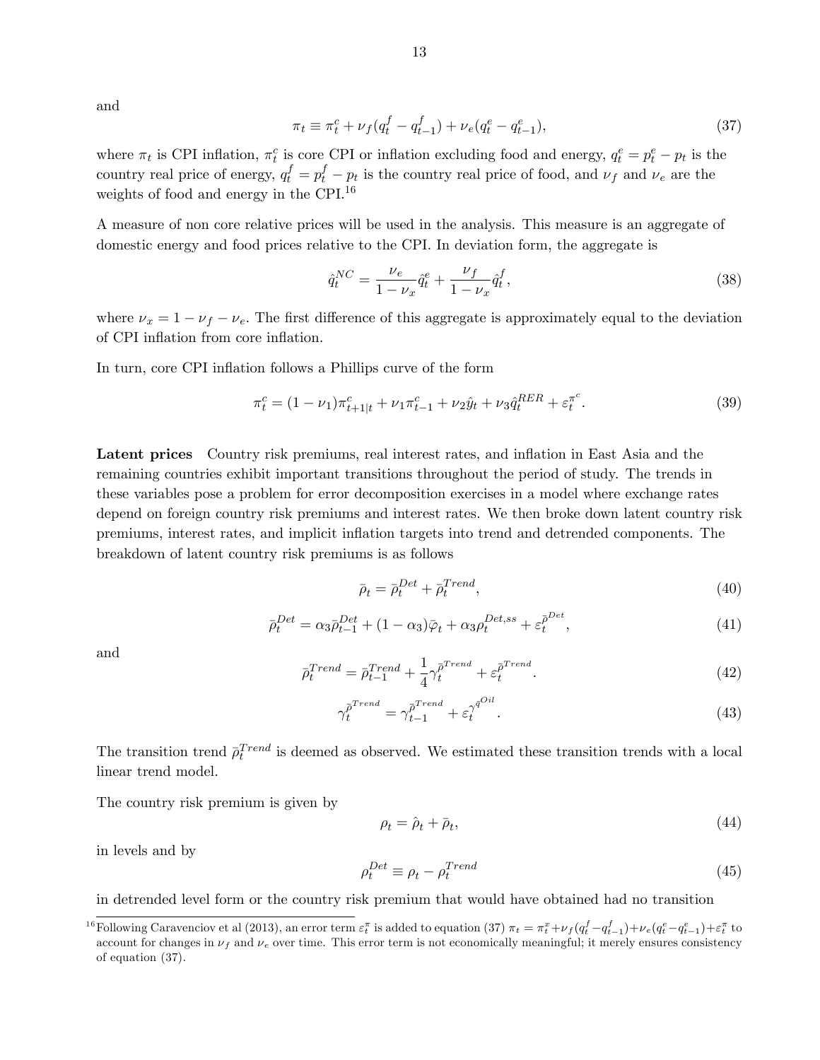and

$$\pi_t \equiv \pi_t^c + \nu_f (q_t^f - q_{t-1}^f) + \nu_e (q_t^e - q_{t-1}^e), \tag{37}$$

where $\pi_t$ is CPI inflation, $\pi_t^c$ is core CPI or inflation excluding food and energy, $q_t^e = p_t^e - p_t$ is the country real price of energy, $q_t^f = p_t^f - p_t$ is the country real price of food, and $\nu_f$ and $\nu_e$ are the weights of food and energy in the CPI.[16]

A measure of non core relative prices will be used in the analysis. This measure is an aggregate of domestic energy and food prices relative to the CPI. In deviation form, the aggregate is

$$\hat{q}_t^{NC} = \frac{\nu_e}{1-\nu_x} \hat{q}_t^e + \frac{\nu_f}{1-\nu_x} \hat{q}_t^f, \tag{38}$$

where $\nu_x = 1 - \nu_f - \nu_e$. The first difference of this aggregate is approximately equal to the deviation of CPI inflation from core inflation.

In turn, core CPI inflation follows a Phillips curve of the form

$$\pi_t^c = (1-\nu_1)\pi_{t+1|t}^c + \nu_1 \pi_{t-1}^c + \nu_2 \hat{y}_t + \nu_3 \hat{q}_t^{RER} + \varepsilon_t^{\pi^c}. \tag{39}$$

**Latent prices** Country risk premiums, real interest rates, and inflation in East Asia and the remaining countries exhibit important transitions throughout the period of study. The trends in these variables pose a problem for error decomposition exercises in a model where exchange rates depend on foreign country risk premiums and interest rates. We then broke down latent country risk premiums, interest rates, and implicit inflation targets into trend and detrended components. The breakdown of latent country risk premiums is as follows

$$\bar{\rho}_t = \bar{\rho}_t^{Det} + \bar{\rho}_t^{Trend}, \tag{40}$$

$$\bar{\rho}_t^{Det} = \alpha_3 \bar{\rho}_{t-1}^{Det} + (1-\alpha_3)\bar{\varphi}_t + \alpha_3 \rho_t^{Det,ss} + \varepsilon_t^{\bar{\rho}^{Det}}, \tag{41}$$

and

$$\bar{\rho}_t^{Trend} = \bar{\rho}_{t-1}^{Trend} + \frac{1}{4}\gamma_t^{\bar{\rho}^{Trend}} + \varepsilon_t^{\bar{\rho}^{Trend}}. \tag{42}$$

$$\gamma_t^{\bar{\rho}^{Trend}} = \gamma_{t-1}^{\bar{\rho}^{Trend}} + \varepsilon_t^{\gamma^{\bar{q}^{Oil}}}. \tag{43}$$

The transition trend $\bar{\rho}_t^{Trend}$ is deemed as observed. We estimated these transition trends with a local linear trend model.

The country risk premium is given by

$$\rho_t = \hat{\rho}_t + \bar{\rho}_t, \tag{44}$$

in levels and by

$$\rho_t^{Det} \equiv \rho_t - \rho_t^{Trend} \tag{45}$$

in detrended level form or the country risk premium that would have obtained had no transition

[16] Following Caravenciov et al (2013), an error term $\varepsilon_t^{\pi}$ is added to equation (37) $\pi_t = \pi_t^x + \nu_f(q_t^f - q_{t-1}^f) + \nu_e(q_t^e - q_{t-1}^e) + \varepsilon_t^{\pi}$ to account for changes in $\nu_f$ and $\nu_e$ over time. This error term is not economically meaningful; it merely ensures consistency of equation (37).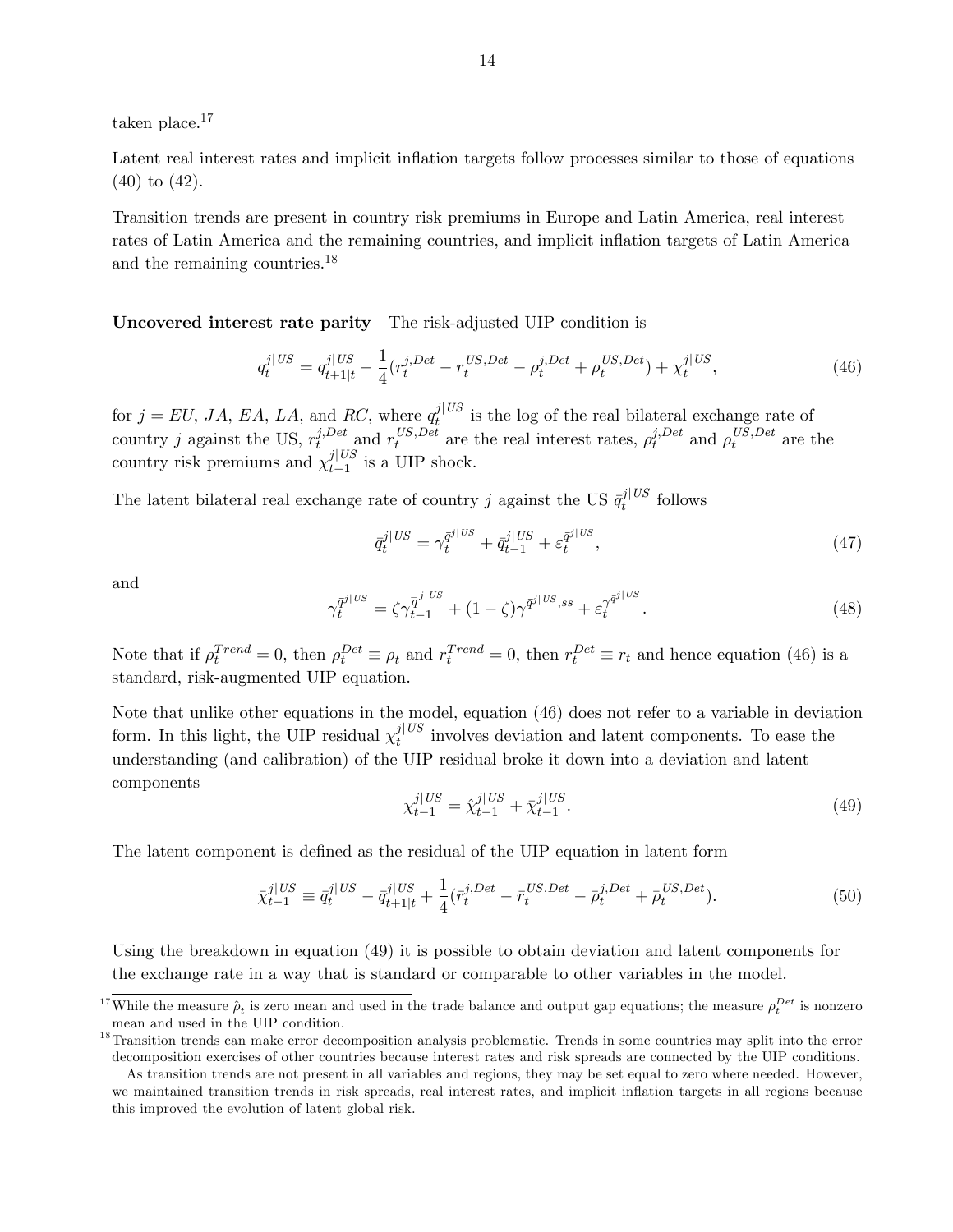taken place.[17]

Latent real interest rates and implicit inflation targets follow processes similar to those of equations (40) to (42).

Transition trends are present in country risk premiums in Europe and Latin America, real interest rates of Latin America and the remaining countries, and implicit inflation targets of Latin America and the remaining countries.[18]

**Uncovered interest rate parity** The risk-adjusted UIP condition is

$$q_t^{j|US} = q_{t+1|t}^{j|US} - \frac{1}{4}(r_t^{j,Det} - r_t^{US,Det} - \rho_t^{j,Det} + \rho_t^{US,Det}) + \chi_t^{j|US}, \tag{46}$$

for $j = EU$, $JA$, $EA$, $LA$, and $RC$, where $q_t^{j|US}$ is the log of the real bilateral exchange rate of country $j$ against the US, $r_t^{j,Det}$ and $r_t^{US,Det}$ are the real interest rates, $\rho_t^{j,Det}$ and $\rho_t^{US,Det}$ are the country risk premiums and $\chi_{t-1}^{j|US}$ is a UIP shock.

The latent bilateral real exchange rate of country $j$ against the US $\bar{q}_t^{j|US}$ follows

$$\bar{q}_t^{j|US} = \gamma_t^{\bar{q}^{j|US}} + \bar{q}_{t-1}^{j|US} + \varepsilon_t^{\bar{q}^{j|US}}, \tag{47}$$

and

$$\gamma_t^{\bar{q}^{j|US}} = \zeta\gamma_{t-1}^{\bar{q}^{j|US}} + (1-\zeta)\gamma^{\bar{q}^{j|US},ss} + \varepsilon_t^{\gamma^{\bar{q}^{j|US}}}. \tag{48}$$

Note that if $\rho_t^{Trend} = 0$, then $\rho_t^{Det} \equiv \rho_t$ and $r_t^{Trend} = 0$, then $r_t^{Det} \equiv r_t$ and hence equation (46) is a standard, risk-augmented UIP equation.

Note that unlike other equations in the model, equation (46) does not refer to a variable in deviation form. In this light, the UIP residual $\chi_t^{j|US}$ involves deviation and latent components. To ease the understanding (and calibration) of the UIP residual broke it down into a deviation and latent components

$$\chi_{t-1}^{j|US} = \hat{\chi}_{t-1}^{j|US} + \bar{\chi}_{t-1}^{j|US}. \tag{49}$$

The latent component is defined as the residual of the UIP equation in latent form

$$\bar{\chi}_{t-1}^{j|US} \equiv \bar{q}_t^{j|US} - \bar{q}_{t+1|t}^{j|US} + \frac{1}{4}(\bar{r}_t^{j,Det} - \bar{r}_t^{US,Det} - \bar{\rho}_t^{j,Det} + \bar{\rho}_t^{US,Det}). \tag{50}$$

Using the breakdown in equation (49) it is possible to obtain deviation and latent components for the exchange rate in a way that is standard or comparable to other variables in the model.

[17] While the measure $\hat{\rho}_t$ is zero mean and used in the trade balance and output gap equations; the measure $\rho_t^{Det}$ is nonzero mean and used in the UIP condition.

[18] Transition trends can make error decomposition analysis problematic. Trends in some countries may split into the error decomposition exercises of other countries because interest rates and risk spreads are connected by the UIP conditions.

As transition trends are not present in all variables and regions, they may be set equal to zero where needed. However, we maintained transition trends in risk spreads, real interest rates, and implicit inflation targets in all regions because this improved the evolution of latent global risk.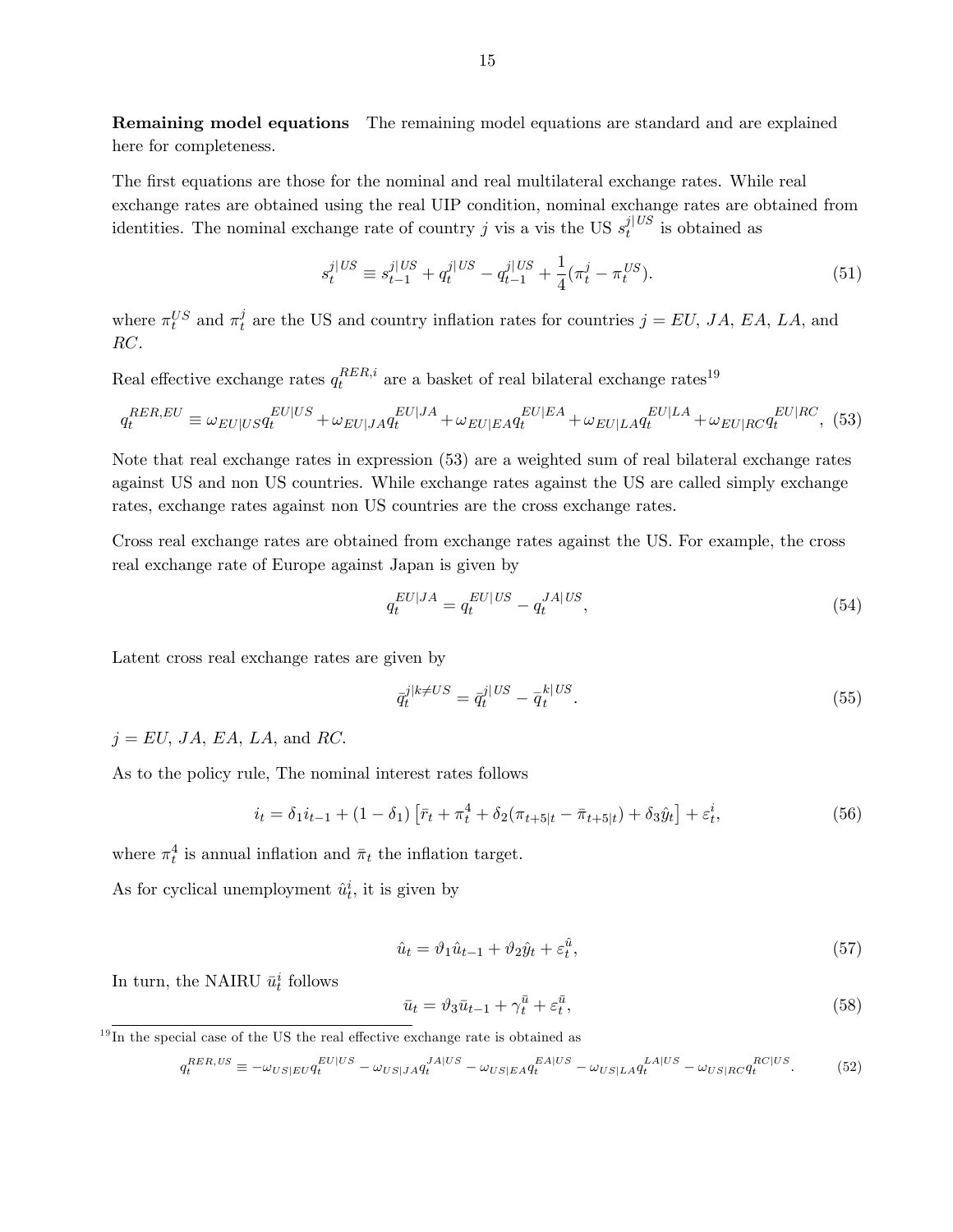**Remaining model equations** The remaining model equations are standard and are explained here for completeness.

The first equations are those for the nominal and real multilateral exchange rates. While real exchange rates are obtained using the real UIP condition, nominal exchange rates are obtained from identities. The nominal exchange rate of country $j$ vis a vis the US $s_t^{j|US}$ is obtained as

$$s_t^{j|US} \equiv s_{t-1}^{j|US} + q_t^{j|US} - q_{t-1}^{j|US} + \frac{1}{4}(\pi_t^j - \pi_t^{US}). \tag{51}$$

where $\pi_t^{US}$ and $\pi_t^j$ are the US and country inflation rates for countries $j = EU$, $JA$, $EA$, $LA$, and $RC$.

Real effective exchange rates $q_t^{RER,i}$ are a basket of real bilateral exchange rates[19]

$$q_t^{RER,EU} \equiv \omega_{EU|US} q_t^{EU|US} + \omega_{EU|JA} q_t^{EU|JA} + \omega_{EU|EA} q_t^{EU|EA} + \omega_{EU|LA} q_t^{EU|LA} + \omega_{EU|RC} q_t^{EU|RC}, \tag{53}$$

Note that real exchange rates in expression (53) are a weighted sum of real bilateral exchange rates against US and non US countries. While exchange rates against the US are called simply exchange rates, exchange rates against non US countries are the cross exchange rates.

Cross real exchange rates are obtained from exchange rates against the US. For example, the cross real exchange rate of Europe against Japan is given by

$$q_t^{EU|JA} = q_t^{EU|US} - q_t^{JA|US}, \tag{54}$$

Latent cross real exchange rates are given by

$$\bar{q}_t^{j|k \neq US} = \bar{q}_t^{j|US} - \bar{q}_t^{k|US}. \tag{55}$$

$j = EU$, $JA$, $EA$, $LA$, and $RC$.

As to the policy rule, The nominal interest rates follows

$$i_t = \delta_1 i_{t-1} + (1 - \delta_1)\left[\bar{r}_t + \pi_t^4 + \delta_2(\pi_{t+5|t} - \bar{\pi}_{t+5|t}) + \delta_3 \hat{y}_t\right] + \varepsilon_t^i, \tag{56}$$

where $\pi_t^4$ is annual inflation and $\bar{\pi}_t$ the inflation target.

As for cyclical unemployment $\hat{u}_t^i$, it is given by

$$\hat{u}_t = \vartheta_1 \hat{u}_{t-1} + \vartheta_2 \hat{y}_t + \varepsilon_t^{\hat{u}}, \tag{57}$$

In turn, the NAIRU $\bar{u}_t^i$ follows

$$\bar{u}_t = \vartheta_3 \bar{u}_{t-1} + \gamma_t^{\bar{u}} + \varepsilon_t^{\bar{u}}, \tag{58}$$

[19] In the special case of the US the real effective exchange rate is obtained as

$$q_t^{RER,US} \equiv -\omega_{US|EU} q_t^{EU|US} - \omega_{US|JA} q_t^{JA|US} - \omega_{US|EA} q_t^{EA|US} - \omega_{US|LA} q_t^{LA|US} - \omega_{US|RC} q_t^{RC|US}. \tag{52}$$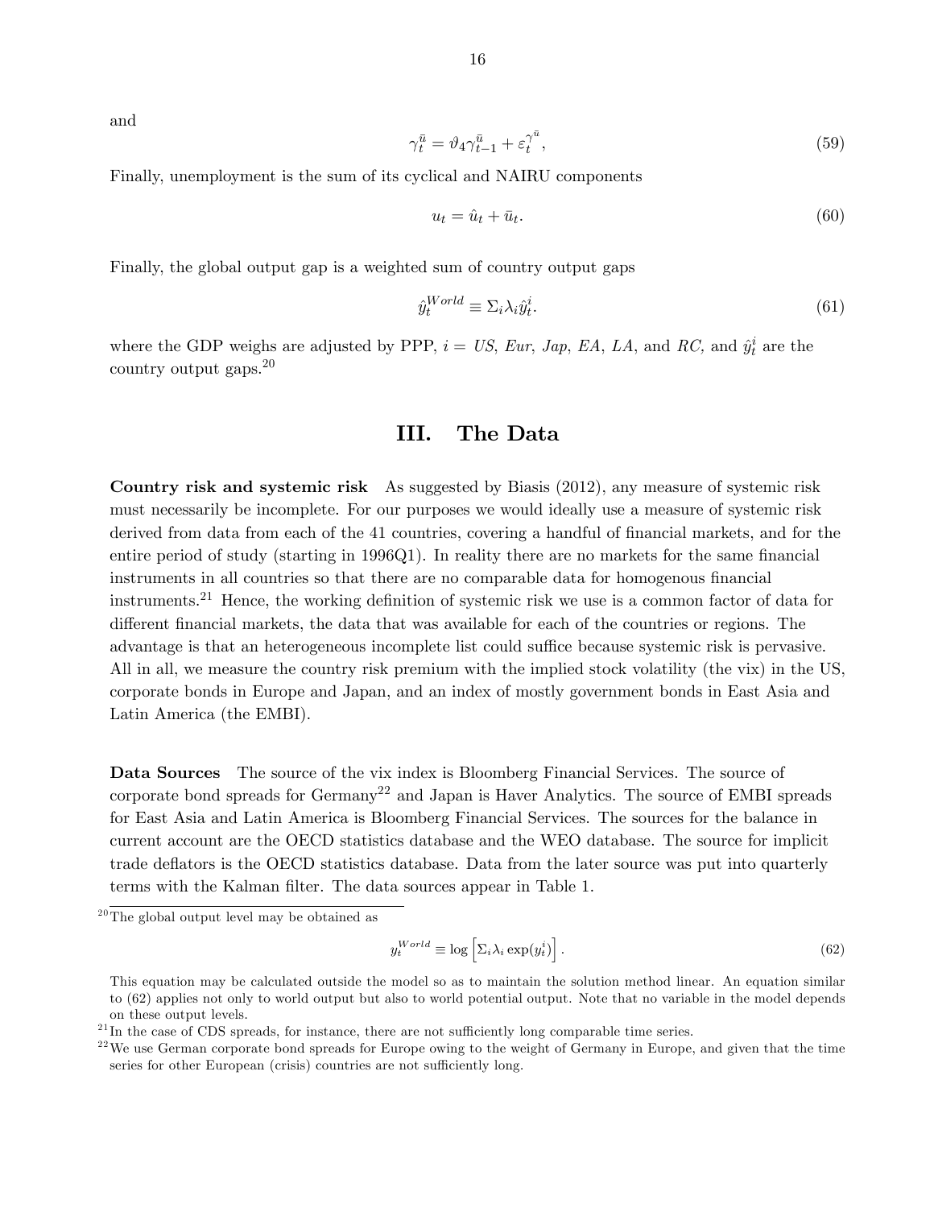and

$$\gamma_t^{\bar{u}} = \vartheta_4 \gamma_{t-1}^{\bar{u}} + \varepsilon_t^{\gamma^{\bar{u}}}, \tag{59}$$

Finally, unemployment is the sum of its cyclical and NAIRU components

$$u_t = \hat{u}_t + \bar{u}_t. \tag{60}$$

Finally, the global output gap is a weighted sum of country output gaps

$$\hat{y}_t^{World} \equiv \Sigma_i \lambda_i \hat{y}_t^i. \tag{61}$$

where the GDP weighs are adjusted by PPP, $i =$ *US*, *Eur*, *Jap*, *EA*, *LA*, and *RC,* and $\hat{y}_t^i$ are the country output gaps.[20]

## III. The Data

**Country risk and systemic risk** As suggested by Biasis (2012), any measure of systemic risk must necessarily be incomplete. For our purposes we would ideally use a measure of systemic risk derived from data from each of the 41 countries, covering a handful of financial markets, and for the entire period of study (starting in 1996Q1). In reality there are no markets for the same financial instruments in all countries so that there are no comparable data for homogenous financial instruments.[21] Hence, the working definition of systemic risk we use is a common factor of data for different financial markets, the data that was available for each of the countries or regions. The advantage is that an heterogeneous incomplete list could suffice because systemic risk is pervasive. All in all, we measure the country risk premium with the implied stock volatility (the vix) in the US, corporate bonds in Europe and Japan, and an index of mostly government bonds in East Asia and Latin America (the EMBI).

**Data Sources** The source of the vix index is Bloomberg Financial Services. The source of corporate bond spreads for Germany[22] and Japan is Haver Analytics. The source of EMBI spreads for East Asia and Latin America is Bloomberg Financial Services. The sources for the balance in current account are the OECD statistics database and the WEO database. The source for implicit trade deflators is the OECD statistics database. Data from the later source was put into quarterly terms with the Kalman filter. The data sources appear in Table 1.

[20] The global output level may be obtained as

$$y_t^{World} \equiv \log \left[ \Sigma_i \lambda_i \exp(y_t^i) \right]. \tag{62}$$

This equation may be calculated outside the model so as to maintain the solution method linear. An equation similar to (62) applies not only to world output but also to world potential output. Note that no variable in the model depends on these output levels.

[21] In the case of CDS spreads, for instance, there are not sufficiently long comparable time series.

[22] We use German corporate bond spreads for Europe owing to the weight of Germany in Europe, and given that the time series for other European (crisis) countries are not sufficiently long.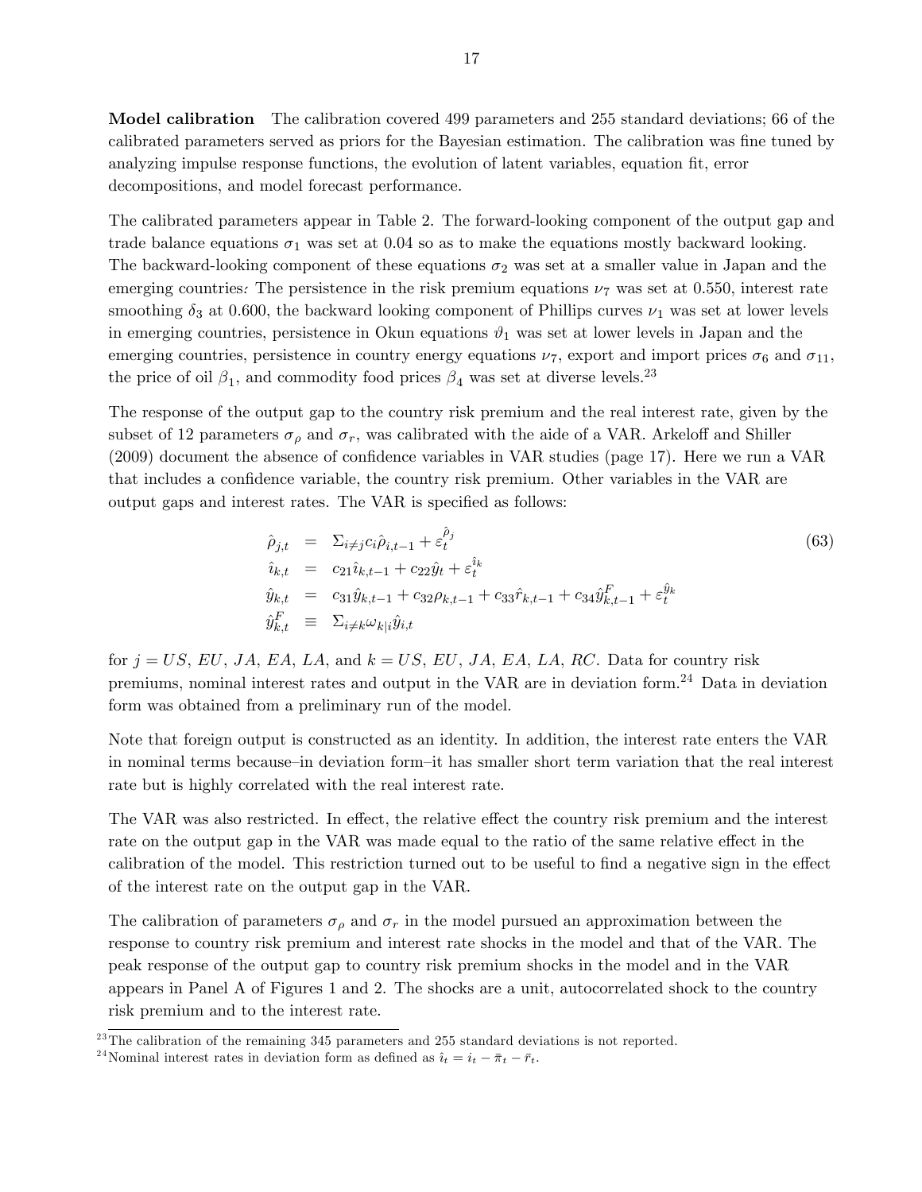**Model calibration** The calibration covered 499 parameters and 255 standard deviations; 66 of the calibrated parameters served as priors for the Bayesian estimation. The calibration was fine tuned by analyzing impulse response functions, the evolution of latent variables, equation fit, error decompositions, and model forecast performance.

The calibrated parameters appear in Table 2. The forward-looking component of the output gap and trade balance equations $\sigma_1$ was set at 0.04 so as to make the equations mostly backward looking. The backward-looking component of these equations $\sigma_2$ was set at a smaller value in Japan and the emerging countries: The persistence in the risk premium equations $\nu_7$ was set at 0.550, interest rate smoothing $\delta_3$ at 0.600, the backward looking component of Phillips curves $\nu_1$ was set at lower levels in emerging countries, persistence in Okun equations $\vartheta_1$ was set at lower levels in Japan and the emerging countries, persistence in country energy equations $\nu_7$, export and import prices $\sigma_6$ and $\sigma_{11}$, the price of oil $\beta_1$, and commodity food prices $\beta_4$ was set at diverse levels.[23]

The response of the output gap to the country risk premium and the real interest rate, given by the subset of 12 parameters $\sigma_\rho$ and $\sigma_r$, was calibrated with the aide of a VAR. Arkeloff and Shiller (2009) document the absence of confidence variables in VAR studies (page 17). Here we run a VAR that includes a confidence variable, the country risk premium. Other variables in the VAR are output gaps and interest rates. The VAR is specified as follows:

$$
\begin{aligned}
\hat{\rho}_{j,t} &= \Sigma_{i \neq j} c_i \hat{\rho}_{i,t-1} + \varepsilon_t^{\hat{\rho}_j} \\
\hat{\imath}_{k,t} &= c_{21} \hat{\imath}_{k,t-1} + c_{22} \hat{y}_t + \varepsilon_t^{\hat{\imath}_k} \\
\hat{y}_{k,t} &= c_{31} \hat{y}_{k,t-1} + c_{32} \rho_{k,t-1} + c_{33} \hat{r}_{k,t-1} + c_{34} \hat{y}_{k,t-1}^F + \varepsilon_t^{\hat{y}_k} \\
\hat{y}_{k,t}^F &\equiv \Sigma_{i \neq k} \omega_{k|i} \hat{y}_{i,t}
\end{aligned}
\tag{63}
$$

for $j = US$, $EU$, $JA$, $EA$, $LA$, and $k = US$, $EU$, $JA$, $EA$, $LA$, $RC$. Data for country risk premiums, nominal interest rates and output in the VAR are in deviation form.[24] Data in deviation form was obtained from a preliminary run of the model.

Note that foreign output is constructed as an identity. In addition, the interest rate enters the VAR in nominal terms because–in deviation form–it has smaller short term variation that the real interest rate but is highly correlated with the real interest rate.

The VAR was also restricted. In effect, the relative effect the country risk premium and the interest rate on the output gap in the VAR was made equal to the ratio of the same relative effect in the calibration of the model. This restriction turned out to be useful to find a negative sign in the effect of the interest rate on the output gap in the VAR.

The calibration of parameters $\sigma_\rho$ and $\sigma_r$ in the model pursued an approximation between the response to country risk premium and interest rate shocks in the model and that of the VAR. The peak response of the output gap to country risk premium shocks in the model and in the VAR appears in Panel A of Figures 1 and 2. The shocks are a unit, autocorrelated shock to the country risk premium and to the interest rate.

[23] The calibration of the remaining 345 parameters and 255 standard deviations is not reported.

[24] Nominal interest rates in deviation form as defined as $\hat{\imath}_t = i_t - \bar{\pi}_t - \bar{r}_t$.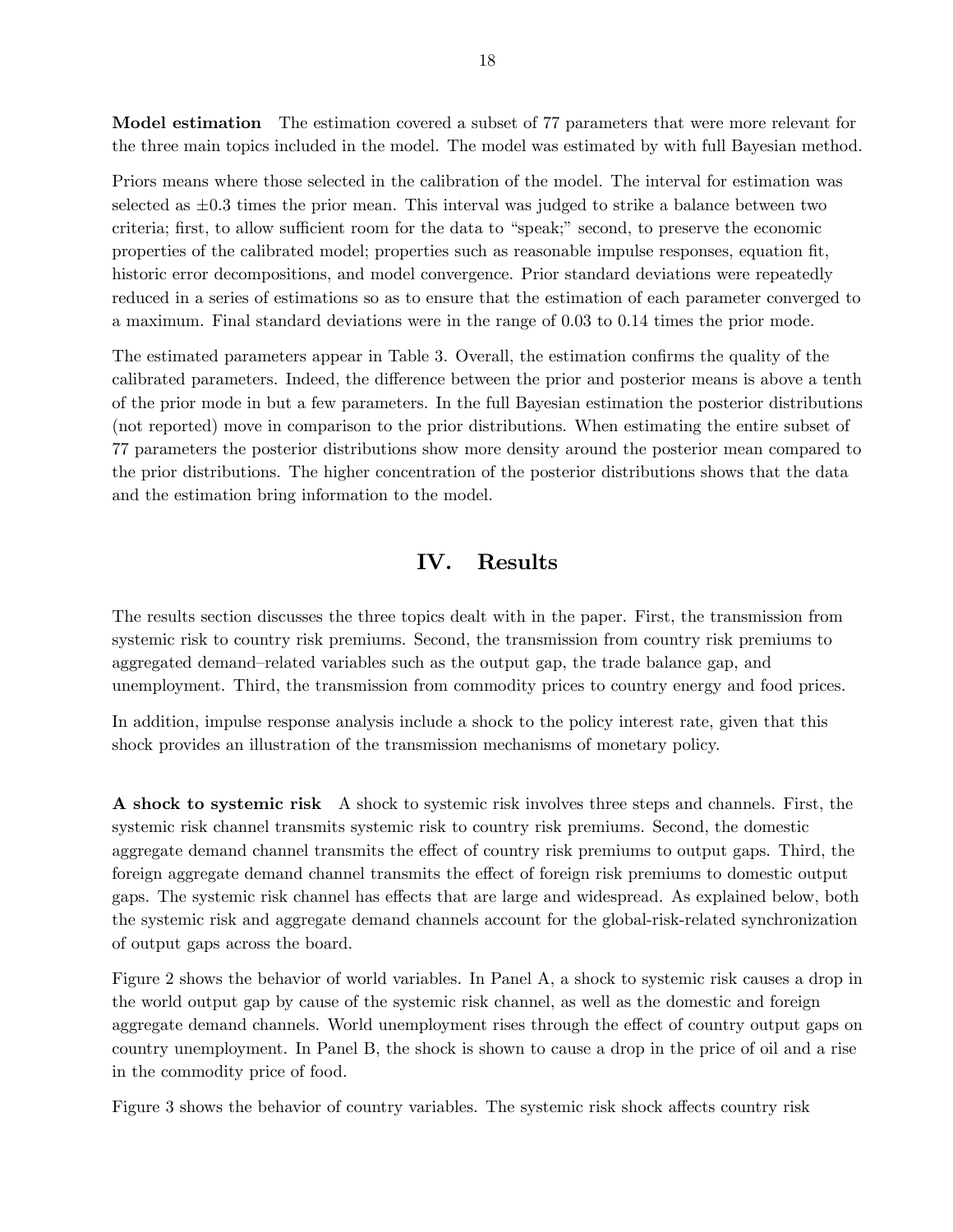**Model estimation** The estimation covered a subset of 77 parameters that were more relevant for the three main topics included in the model. The model was estimated by with full Bayesian method.

Priors means where those selected in the calibration of the model. The interval for estimation was selected as $\pm 0.3$ times the prior mean. This interval was judged to strike a balance between two criteria; first, to allow sufficient room for the data to "speak;" second, to preserve the economic properties of the calibrated model; properties such as reasonable impulse responses, equation fit, historic error decompositions, and model convergence. Prior standard deviations were repeatedly reduced in a series of estimations so as to ensure that the estimation of each parameter converged to a maximum. Final standard deviations were in the range of 0.03 to 0.14 times the prior mode.

The estimated parameters appear in Table 3. Overall, the estimation confirms the quality of the calibrated parameters. Indeed, the difference between the prior and posterior means is above a tenth of the prior mode in but a few parameters. In the full Bayesian estimation the posterior distributions (not reported) move in comparison to the prior distributions. When estimating the entire subset of 77 parameters the posterior distributions show more density around the posterior mean compared to the prior distributions. The higher concentration of the posterior distributions shows that the data and the estimation bring information to the model.

## IV. Results

The results section discusses the three topics dealt with in the paper. First, the transmission from systemic risk to country risk premiums. Second, the transmission from country risk premiums to aggregated demand–related variables such as the output gap, the trade balance gap, and unemployment. Third, the transmission from commodity prices to country energy and food prices.

In addition, impulse response analysis include a shock to the policy interest rate, given that this shock provides an illustration of the transmission mechanisms of monetary policy.

**A shock to systemic risk** A shock to systemic risk involves three steps and channels. First, the systemic risk channel transmits systemic risk to country risk premiums. Second, the domestic aggregate demand channel transmits the effect of country risk premiums to output gaps. Third, the foreign aggregate demand channel transmits the effect of foreign risk premiums to domestic output gaps. The systemic risk channel has effects that are large and widespread. As explained below, both the systemic risk and aggregate demand channels account for the global-risk-related synchronization of output gaps across the board.

Figure 2 shows the behavior of world variables. In Panel A, a shock to systemic risk causes a drop in the world output gap by cause of the systemic risk channel, as well as the domestic and foreign aggregate demand channels. World unemployment rises through the effect of country output gaps on country unemployment. In Panel B, the shock is shown to cause a drop in the price of oil and a rise in the commodity price of food.

Figure 3 shows the behavior of country variables. The systemic risk shock affects country risk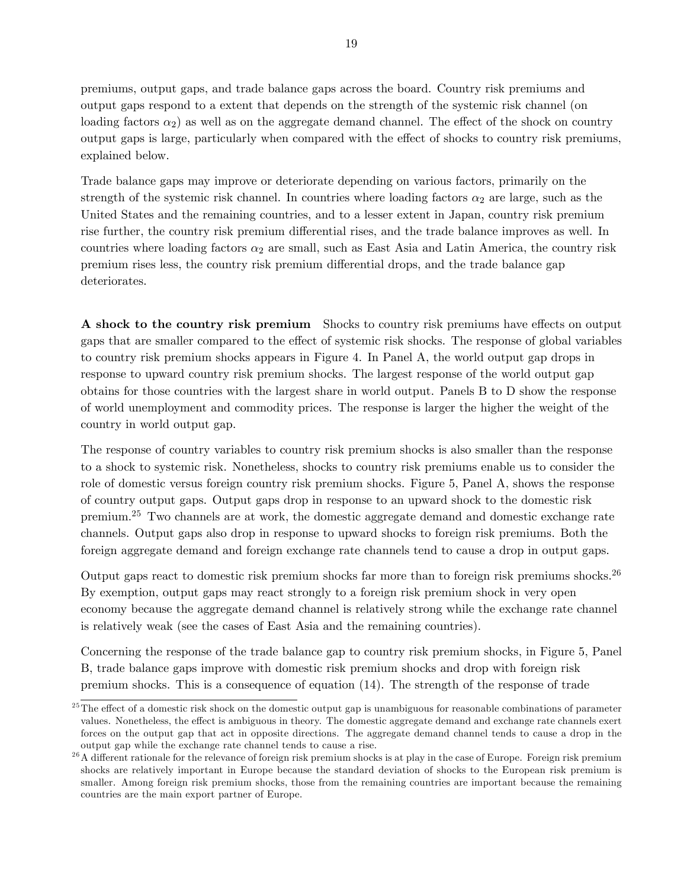premiums, output gaps, and trade balance gaps across the board. Country risk premiums and output gaps respond to a extent that depends on the strength of the systemic risk channel (on loading factors $\alpha_2$) as well as on the aggregate demand channel. The effect of the shock on country output gaps is large, particularly when compared with the effect of shocks to country risk premiums, explained below.

Trade balance gaps may improve or deteriorate depending on various factors, primarily on the strength of the systemic risk channel. In countries where loading factors $\alpha_2$ are large, such as the United States and the remaining countries, and to a lesser extent in Japan, country risk premium rise further, the country risk premium differential rises, and the trade balance improves as well. In countries where loading factors $\alpha_2$ are small, such as East Asia and Latin America, the country risk premium rises less, the country risk premium differential drops, and the trade balance gap deteriorates.

**A shock to the country risk premium** Shocks to country risk premiums have effects on output gaps that are smaller compared to the effect of systemic risk shocks. The response of global variables to country risk premium shocks appears in Figure 4. In Panel A, the world output gap drops in response to upward country risk premium shocks. The largest response of the world output gap obtains for those countries with the largest share in world output. Panels B to D show the response of world unemployment and commodity prices. The response is larger the higher the weight of the country in world output gap.

The response of country variables to country risk premium shocks is also smaller than the response to a shock to systemic risk. Nonetheless, shocks to country risk premiums enable us to consider the role of domestic versus foreign country risk premium shocks. Figure 5, Panel A, shows the response of country output gaps. Output gaps drop in response to an upward shock to the domestic risk premium.[25] Two channels are at work, the domestic aggregate demand and domestic exchange rate channels. Output gaps also drop in response to upward shocks to foreign risk premiums. Both the foreign aggregate demand and foreign exchange rate channels tend to cause a drop in output gaps.

Output gaps react to domestic risk premium shocks far more than to foreign risk premiums shocks.[26] By exemption, output gaps may react strongly to a foreign risk premium shock in very open economy because the aggregate demand channel is relatively strong while the exchange rate channel is relatively weak (see the cases of East Asia and the remaining countries).

Concerning the response of the trade balance gap to country risk premium shocks, in Figure 5, Panel B, trade balance gaps improve with domestic risk premium shocks and drop with foreign risk premium shocks. This is a consequence of equation (14). The strength of the response of trade

[25] The effect of a domestic risk shock on the domestic output gap is unambiguous for reasonable combinations of parameter values. Nonetheless, the effect is ambiguous in theory. The domestic aggregate demand and exchange rate channels exert forces on the output gap that act in opposite directions. The aggregate demand channel tends to cause a drop in the output gap while the exchange rate channel tends to cause a rise.

[26] A different rationale for the relevance of foreign risk premium shocks is at play in the case of Europe. Foreign risk premium shocks are relatively important in Europe because the standard deviation of shocks to the European risk premium is smaller. Among foreign risk premium shocks, those from the remaining countries are important because the remaining countries are the main export partner of Europe.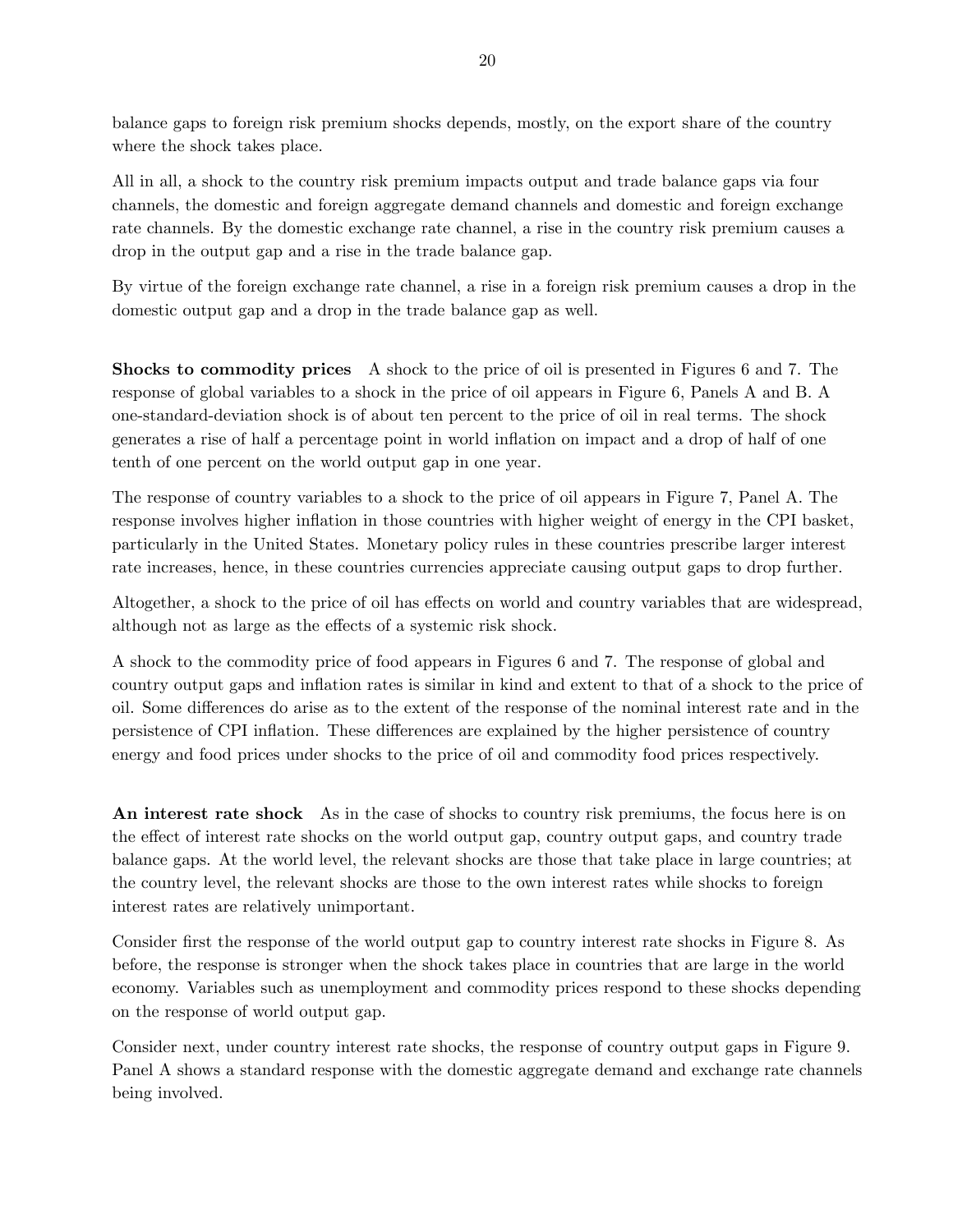balance gaps to foreign risk premium shocks depends, mostly, on the export share of the country where the shock takes place.

All in all, a shock to the country risk premium impacts output and trade balance gaps via four channels, the domestic and foreign aggregate demand channels and domestic and foreign exchange rate channels. By the domestic exchange rate channel, a rise in the country risk premium causes a drop in the output gap and a rise in the trade balance gap.

By virtue of the foreign exchange rate channel, a rise in a foreign risk premium causes a drop in the domestic output gap and a drop in the trade balance gap as well.

**Shocks to commodity prices** A shock to the price of oil is presented in Figures 6 and 7. The response of global variables to a shock in the price of oil appears in Figure 6, Panels A and B. A one-standard-deviation shock is of about ten percent to the price of oil in real terms. The shock generates a rise of half a percentage point in world inflation on impact and a drop of half of one tenth of one percent on the world output gap in one year.

The response of country variables to a shock to the price of oil appears in Figure 7, Panel A. The response involves higher inflation in those countries with higher weight of energy in the CPI basket, particularly in the United States. Monetary policy rules in these countries prescribe larger interest rate increases, hence, in these countries currencies appreciate causing output gaps to drop further.

Altogether, a shock to the price of oil has effects on world and country variables that are widespread, although not as large as the effects of a systemic risk shock.

A shock to the commodity price of food appears in Figures 6 and 7. The response of global and country output gaps and inflation rates is similar in kind and extent to that of a shock to the price of oil. Some differences do arise as to the extent of the response of the nominal interest rate and in the persistence of CPI inflation. These differences are explained by the higher persistence of country energy and food prices under shocks to the price of oil and commodity food prices respectively.

**An interest rate shock** As in the case of shocks to country risk premiums, the focus here is on the effect of interest rate shocks on the world output gap, country output gaps, and country trade balance gaps. At the world level, the relevant shocks are those that take place in large countries; at the country level, the relevant shocks are those to the own interest rates while shocks to foreign interest rates are relatively unimportant.

Consider first the response of the world output gap to country interest rate shocks in Figure 8. As before, the response is stronger when the shock takes place in countries that are large in the world economy. Variables such as unemployment and commodity prices respond to these shocks depending on the response of world output gap.

Consider next, under country interest rate shocks, the response of country output gaps in Figure 9. Panel A shows a standard response with the domestic aggregate demand and exchange rate channels being involved.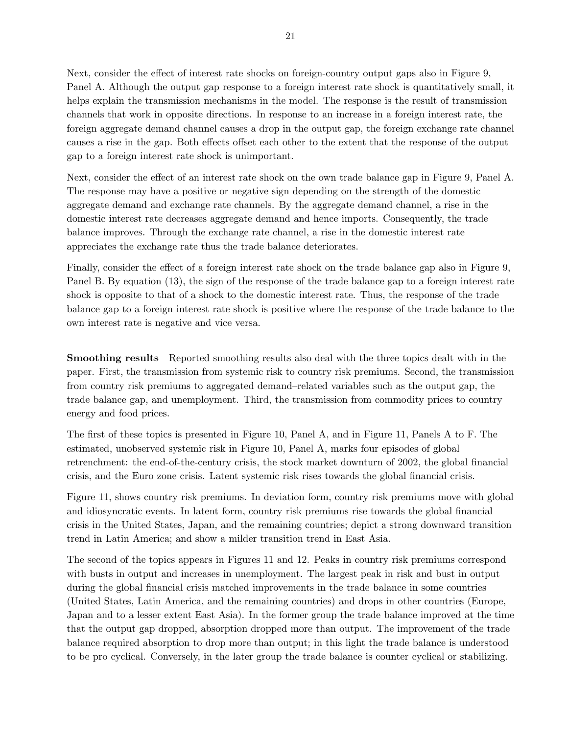Next, consider the effect of interest rate shocks on foreign-country output gaps also in Figure 9, Panel A. Although the output gap response to a foreign interest rate shock is quantitatively small, it helps explain the transmission mechanisms in the model. The response is the result of transmission channels that work in opposite directions. In response to an increase in a foreign interest rate, the foreign aggregate demand channel causes a drop in the output gap, the foreign exchange rate channel causes a rise in the gap. Both effects offset each other to the extent that the response of the output gap to a foreign interest rate shock is unimportant.

Next, consider the effect of an interest rate shock on the own trade balance gap in Figure 9, Panel A. The response may have a positive or negative sign depending on the strength of the domestic aggregate demand and exchange rate channels. By the aggregate demand channel, a rise in the domestic interest rate decreases aggregate demand and hence imports. Consequently, the trade balance improves. Through the exchange rate channel, a rise in the domestic interest rate appreciates the exchange rate thus the trade balance deteriorates.

Finally, consider the effect of a foreign interest rate shock on the trade balance gap also in Figure 9, Panel B. By equation (13), the sign of the response of the trade balance gap to a foreign interest rate shock is opposite to that of a shock to the domestic interest rate. Thus, the response of the trade balance gap to a foreign interest rate shock is positive where the response of the trade balance to the own interest rate is negative and vice versa.

**Smoothing results** Reported smoothing results also deal with the three topics dealt with in the paper. First, the transmission from systemic risk to country risk premiums. Second, the transmission from country risk premiums to aggregated demand–related variables such as the output gap, the trade balance gap, and unemployment. Third, the transmission from commodity prices to country energy and food prices.

The first of these topics is presented in Figure 10, Panel A, and in Figure 11, Panels A to F. The estimated, unobserved systemic risk in Figure 10, Panel A, marks four episodes of global retrenchment: the end-of-the-century crisis, the stock market downturn of 2002, the global financial crisis, and the Euro zone crisis. Latent systemic risk rises towards the global financial crisis.

Figure 11, shows country risk premiums. In deviation form, country risk premiums move with global and idiosyncratic events. In latent form, country risk premiums rise towards the global financial crisis in the United States, Japan, and the remaining countries; depict a strong downward transition trend in Latin America; and show a milder transition trend in East Asia.

The second of the topics appears in Figures 11 and 12. Peaks in country risk premiums correspond with busts in output and increases in unemployment. The largest peak in risk and bust in output during the global financial crisis matched improvements in the trade balance in some countries (United States, Latin America, and the remaining countries) and drops in other countries (Europe, Japan and to a lesser extent East Asia). In the former group the trade balance improved at the time that the output gap dropped, absorption dropped more than output. The improvement of the trade balance required absorption to drop more than output; in this light the trade balance is understood to be pro cyclical. Conversely, in the later group the trade balance is counter cyclical or stabilizing.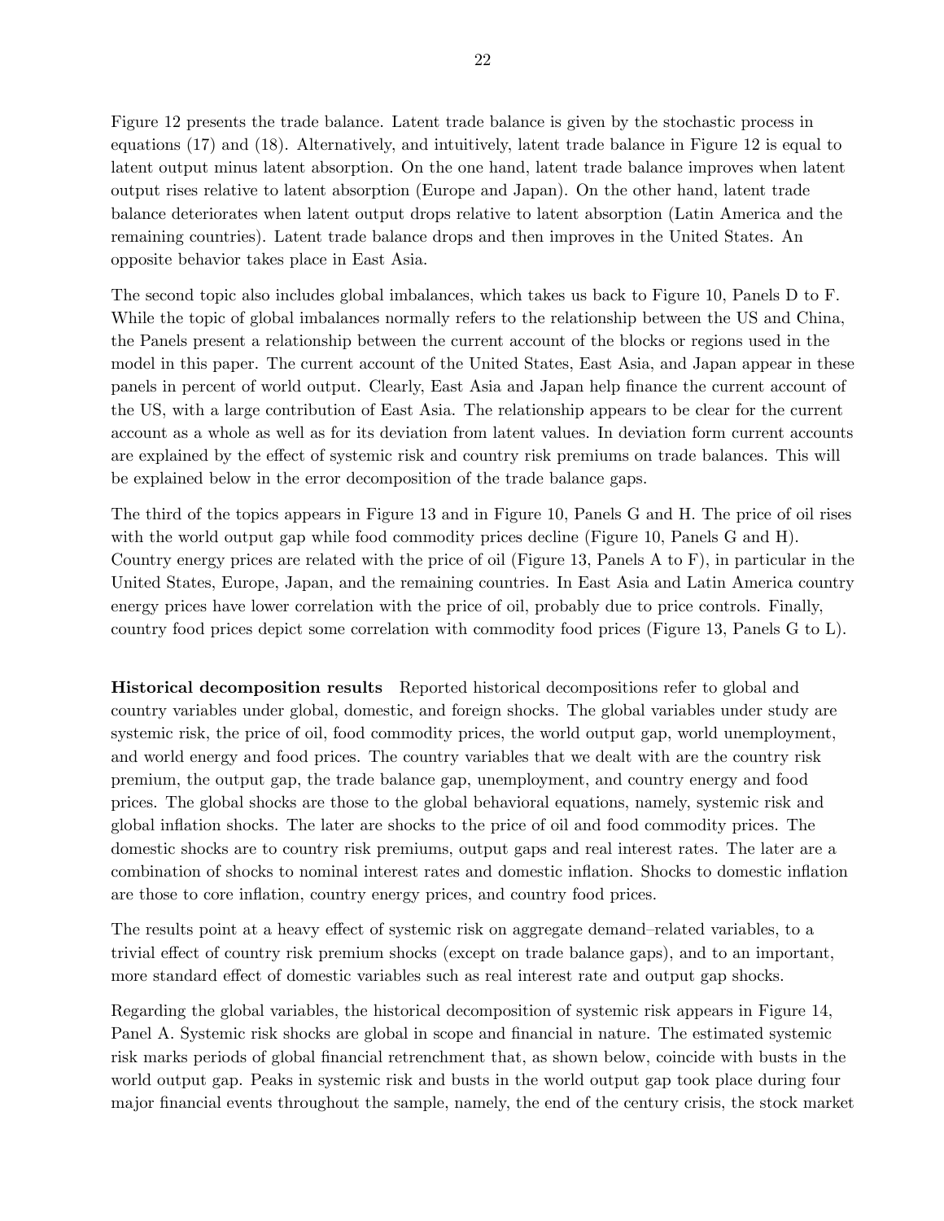Figure 12 presents the trade balance. Latent trade balance is given by the stochastic process in equations (17) and (18). Alternatively, and intuitively, latent trade balance in Figure 12 is equal to latent output minus latent absorption. On the one hand, latent trade balance improves when latent output rises relative to latent absorption (Europe and Japan). On the other hand, latent trade balance deteriorates when latent output drops relative to latent absorption (Latin America and the remaining countries). Latent trade balance drops and then improves in the United States. An opposite behavior takes place in East Asia.

The second topic also includes global imbalances, which takes us back to Figure 10, Panels D to F. While the topic of global imbalances normally refers to the relationship between the US and China, the Panels present a relationship between the current account of the blocks or regions used in the model in this paper. The current account of the United States, East Asia, and Japan appear in these panels in percent of world output. Clearly, East Asia and Japan help finance the current account of the US, with a large contribution of East Asia. The relationship appears to be clear for the current account as a whole as well as for its deviation from latent values. In deviation form current accounts are explained by the effect of systemic risk and country risk premiums on trade balances. This will be explained below in the error decomposition of the trade balance gaps.

The third of the topics appears in Figure 13 and in Figure 10, Panels G and H. The price of oil rises with the world output gap while food commodity prices decline (Figure 10, Panels G and H). Country energy prices are related with the price of oil (Figure 13, Panels A to F), in particular in the United States, Europe, Japan, and the remaining countries. In East Asia and Latin America country energy prices have lower correlation with the price of oil, probably due to price controls. Finally, country food prices depict some correlation with commodity food prices (Figure 13, Panels G to L).

**Historical decomposition results** Reported historical decompositions refer to global and country variables under global, domestic, and foreign shocks. The global variables under study are systemic risk, the price of oil, food commodity prices, the world output gap, world unemployment, and world energy and food prices. The country variables that we dealt with are the country risk premium, the output gap, the trade balance gap, unemployment, and country energy and food prices. The global shocks are those to the global behavioral equations, namely, systemic risk and global inflation shocks. The later are shocks to the price of oil and food commodity prices. The domestic shocks are to country risk premiums, output gaps and real interest rates. The later are a combination of shocks to nominal interest rates and domestic inflation. Shocks to domestic inflation are those to core inflation, country energy prices, and country food prices.

The results point at a heavy effect of systemic risk on aggregate demand–related variables, to a trivial effect of country risk premium shocks (except on trade balance gaps), and to an important, more standard effect of domestic variables such as real interest rate and output gap shocks.

Regarding the global variables, the historical decomposition of systemic risk appears in Figure 14, Panel A. Systemic risk shocks are global in scope and financial in nature. The estimated systemic risk marks periods of global financial retrenchment that, as shown below, coincide with busts in the world output gap. Peaks in systemic risk and busts in the world output gap took place during four major financial events throughout the sample, namely, the end of the century crisis, the stock market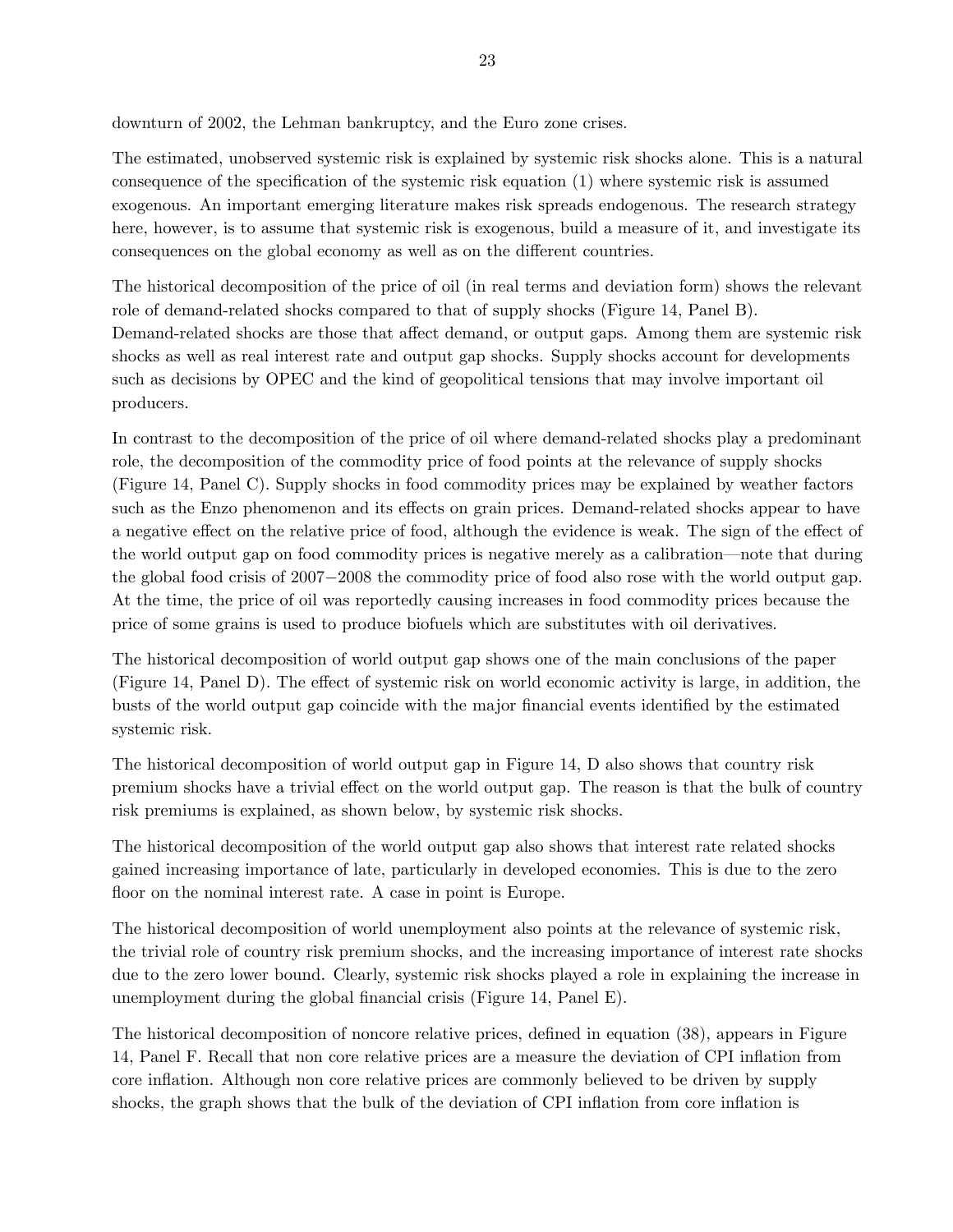downturn of 2002, the Lehman bankruptcy, and the Euro zone crises.

The estimated, unobserved systemic risk is explained by systemic risk shocks alone. This is a natural consequence of the specification of the systemic risk equation (1) where systemic risk is assumed exogenous. An important emerging literature makes risk spreads endogenous. The research strategy here, however, is to assume that systemic risk is exogenous, build a measure of it, and investigate its consequences on the global economy as well as on the different countries.

The historical decomposition of the price of oil (in real terms and deviation form) shows the relevant role of demand-related shocks compared to that of supply shocks (Figure 14, Panel B). Demand-related shocks are those that affect demand, or output gaps. Among them are systemic risk shocks as well as real interest rate and output gap shocks. Supply shocks account for developments such as decisions by OPEC and the kind of geopolitical tensions that may involve important oil producers.

In contrast to the decomposition of the price of oil where demand-related shocks play a predominant role, the decomposition of the commodity price of food points at the relevance of supply shocks (Figure 14, Panel C). Supply shocks in food commodity prices may be explained by weather factors such as the Enzo phenomenon and its effects on grain prices. Demand-related shocks appear to have a negative effect on the relative price of food, although the evidence is weak. The sign of the effect of the world output gap on food commodity prices is negative merely as a calibration—note that during the global food crisis of 2007−2008 the commodity price of food also rose with the world output gap. At the time, the price of oil was reportedly causing increases in food commodity prices because the price of some grains is used to produce biofuels which are substitutes with oil derivatives.

The historical decomposition of world output gap shows one of the main conclusions of the paper (Figure 14, Panel D). The effect of systemic risk on world economic activity is large, in addition, the busts of the world output gap coincide with the major financial events identified by the estimated systemic risk.

The historical decomposition of world output gap in Figure 14, D also shows that country risk premium shocks have a trivial effect on the world output gap. The reason is that the bulk of country risk premiums is explained, as shown below, by systemic risk shocks.

The historical decomposition of the world output gap also shows that interest rate related shocks gained increasing importance of late, particularly in developed economies. This is due to the zero floor on the nominal interest rate. A case in point is Europe.

The historical decomposition of world unemployment also points at the relevance of systemic risk, the trivial role of country risk premium shocks, and the increasing importance of interest rate shocks due to the zero lower bound. Clearly, systemic risk shocks played a role in explaining the increase in unemployment during the global financial crisis (Figure 14, Panel E).

The historical decomposition of noncore relative prices, defined in equation (38), appears in Figure 14, Panel F. Recall that non core relative prices are a measure the deviation of CPI inflation from core inflation. Although non core relative prices are commonly believed to be driven by supply shocks, the graph shows that the bulk of the deviation of CPI inflation from core inflation is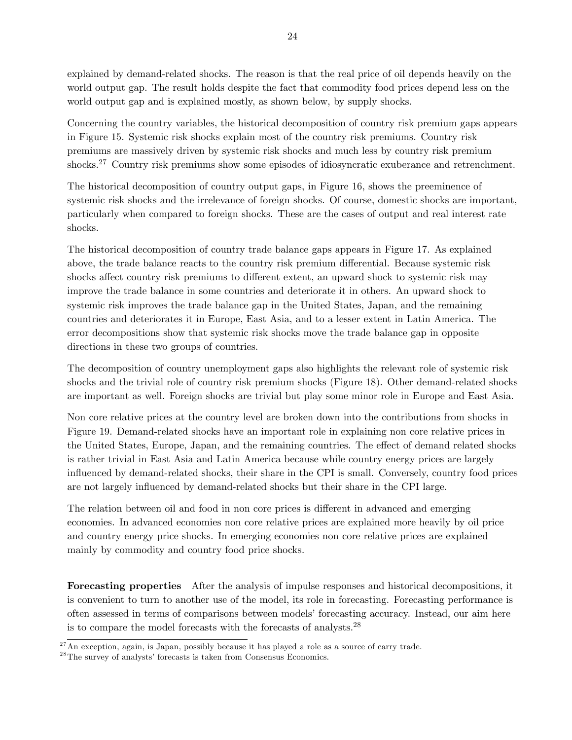explained by demand-related shocks. The reason is that the real price of oil depends heavily on the world output gap. The result holds despite the fact that commodity food prices depend less on the world output gap and is explained mostly, as shown below, by supply shocks.

Concerning the country variables, the historical decomposition of country risk premium gaps appears in Figure 15. Systemic risk shocks explain most of the country risk premiums. Country risk premiums are massively driven by systemic risk shocks and much less by country risk premium shocks.[27] Country risk premiums show some episodes of idiosyncratic exuberance and retrenchment.

The historical decomposition of country output gaps, in Figure 16, shows the preeminence of systemic risk shocks and the irrelevance of foreign shocks. Of course, domestic shocks are important, particularly when compared to foreign shocks. These are the cases of output and real interest rate shocks.

The historical decomposition of country trade balance gaps appears in Figure 17. As explained above, the trade balance reacts to the country risk premium differential. Because systemic risk shocks affect country risk premiums to different extent, an upward shock to systemic risk may improve the trade balance in some countries and deteriorate it in others. An upward shock to systemic risk improves the trade balance gap in the United States, Japan, and the remaining countries and deteriorates it in Europe, East Asia, and to a lesser extent in Latin America. The error decompositions show that systemic risk shocks move the trade balance gap in opposite directions in these two groups of countries.

The decomposition of country unemployment gaps also highlights the relevant role of systemic risk shocks and the trivial role of country risk premium shocks (Figure 18). Other demand-related shocks are important as well. Foreign shocks are trivial but play some minor role in Europe and East Asia.

Non core relative prices at the country level are broken down into the contributions from shocks in Figure 19. Demand-related shocks have an important role in explaining non core relative prices in the United States, Europe, Japan, and the remaining countries. The effect of demand related shocks is rather trivial in East Asia and Latin America because while country energy prices are largely influenced by demand-related shocks, their share in the CPI is small. Conversely, country food prices are not largely influenced by demand-related shocks but their share in the CPI large.

The relation between oil and food in non core prices is different in advanced and emerging economies. In advanced economies non core relative prices are explained more heavily by oil price and country energy price shocks. In emerging economies non core relative prices are explained mainly by commodity and country food price shocks.

**Forecasting properties** After the analysis of impulse responses and historical decompositions, it is convenient to turn to another use of the model, its role in forecasting. Forecasting performance is often assessed in terms of comparisons between models' forecasting accuracy. Instead, our aim here is to compare the model forecasts with the forecasts of analysts.[28]

[27] An exception, again, is Japan, possibly because it has played a role as a source of carry trade.

[28] The survey of analysts' forecasts is taken from Consensus Economics.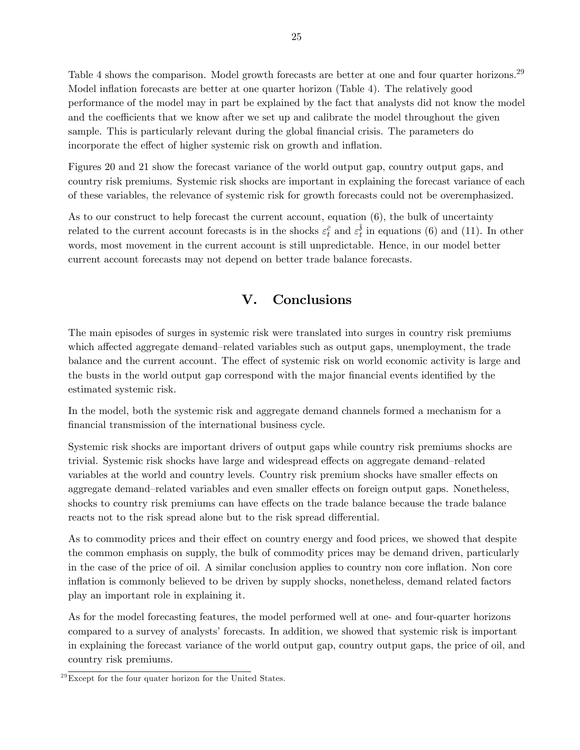Table 4 shows the comparison. Model growth forecasts are better at one and four quarter horizons.[29] Model inflation forecasts are better at one quarter horizon (Table 4). The relatively good performance of the model may in part be explained by the fact that analysts did not know the model and the coefficients that we know after we set up and calibrate the model throughout the given sample. This is particularly relevant during the global financial crisis. The parameters do incorporate the effect of higher systemic risk on growth and inflation.

Figures 20 and 21 show the forecast variance of the world output gap, country output gaps, and country risk premiums. Systemic risk shocks are important in explaining the forecast variance of each of these variables, the relevance of systemic risk for growth forecasts could not be overemphasized.

As to our construct to help forecast the current account, equation (6), the bulk of uncertainty related to the current account forecasts is in the shocks $\varepsilon_t^{\bar{c}}$ and $\varepsilon_t^{\hat{s}}$ in equations (6) and (11). In other words, most movement in the current account is still unpredictable. Hence, in our model better current account forecasts may not depend on better trade balance forecasts.

# V. Conclusions

The main episodes of surges in systemic risk were translated into surges in country risk premiums which affected aggregate demand–related variables such as output gaps, unemployment, the trade balance and the current account. The effect of systemic risk on world economic activity is large and the busts in the world output gap correspond with the major financial events identified by the estimated systemic risk.

In the model, both the systemic risk and aggregate demand channels formed a mechanism for a financial transmission of the international business cycle.

Systemic risk shocks are important drivers of output gaps while country risk premiums shocks are trivial. Systemic risk shocks have large and widespread effects on aggregate demand–related variables at the world and country levels. Country risk premium shocks have smaller effects on aggregate demand–related variables and even smaller effects on foreign output gaps. Nonetheless, shocks to country risk premiums can have effects on the trade balance because the trade balance reacts not to the risk spread alone but to the risk spread differential.

As to commodity prices and their effect on country energy and food prices, we showed that despite the common emphasis on supply, the bulk of commodity prices may be demand driven, particularly in the case of the price of oil. A similar conclusion applies to country non core inflation. Non core inflation is commonly believed to be driven by supply shocks, nonetheless, demand related factors play an important role in explaining it.

As for the model forecasting features, the model performed well at one- and four-quarter horizons compared to a survey of analysts' forecasts. In addition, we showed that systemic risk is important in explaining the forecast variance of the world output gap, country output gaps, the price of oil, and country risk premiums.

[29] Except for the four quater horizon for the United States.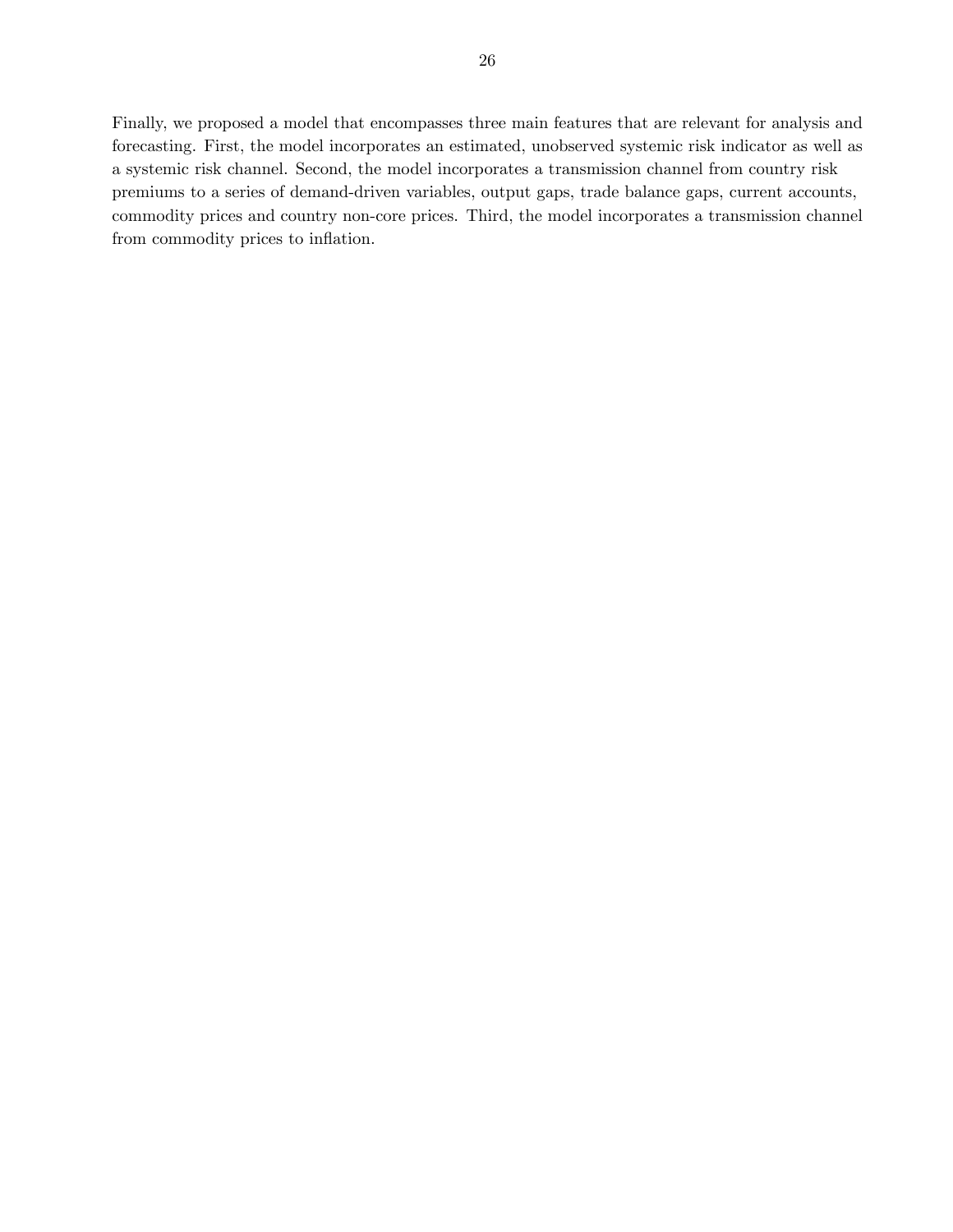Finally, we proposed a model that encompasses three main features that are relevant for analysis and forecasting. First, the model incorporates an estimated, unobserved systemic risk indicator as well as a systemic risk channel. Second, the model incorporates a transmission channel from country risk premiums to a series of demand-driven variables, output gaps, trade balance gaps, current accounts, commodity prices and country non-core prices. Third, the model incorporates a transmission channel from commodity prices to inflation.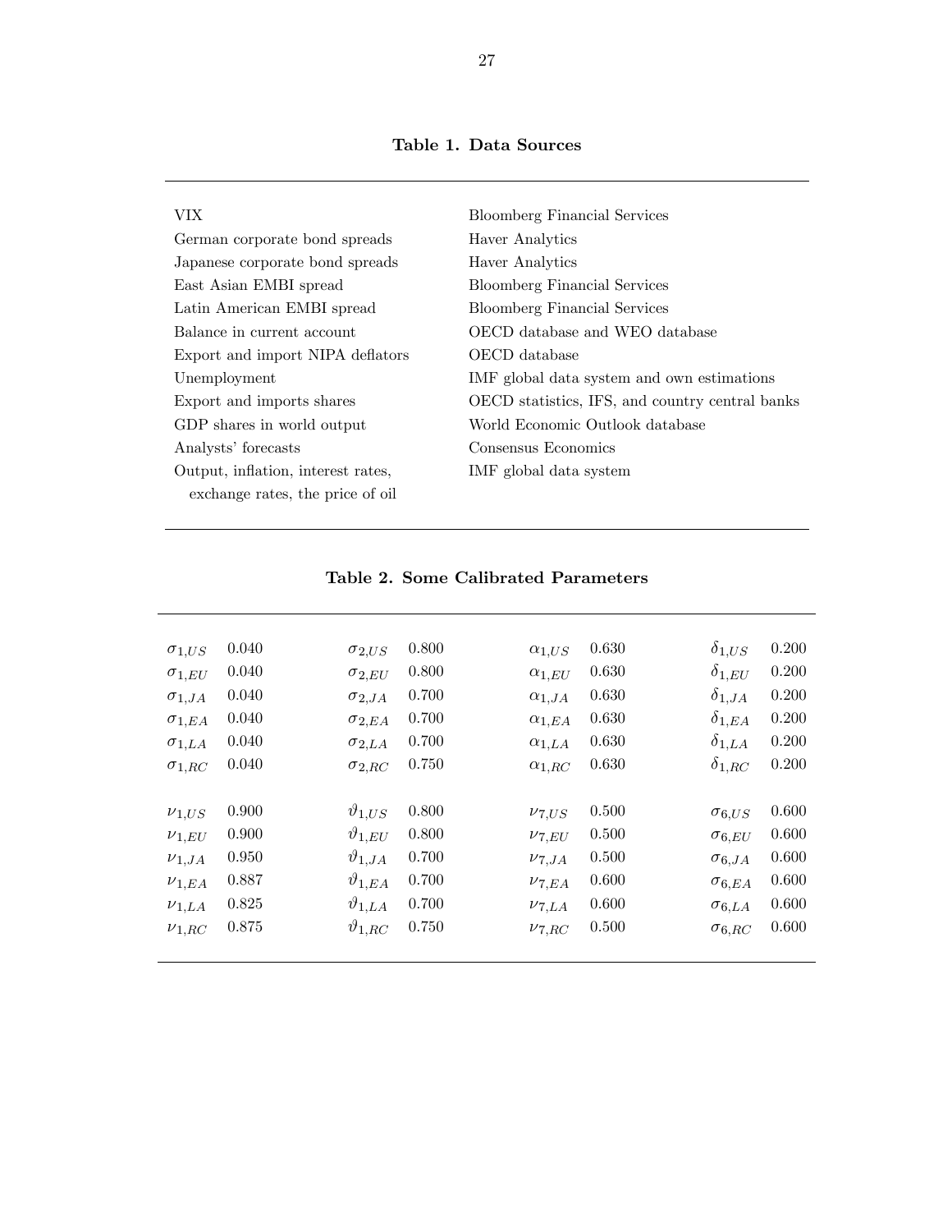**Table 1. Data Sources**

| | |
|---|---|
| VIX | Bloomberg Financial Services |
| German corporate bond spreads | Haver Analytics |
| Japanese corporate bond spreads | Haver Analytics |
| East Asian EMBI spread | Bloomberg Financial Services |
| Latin American EMBI spread | Bloomberg Financial Services |
| Balance in current account | OECD database and WEO database |
| Export and import NIPA deflators | OECD database |
| Unemployment | IMF global data system and own estimations |
| Export and imports shares | OECD statistics, IFS, and country central banks |
| GDP shares in world output | World Economic Outlook database |
| Analysts' forecasts | Consensus Economics |
| Output, inflation, interest rates, exchange rates, the price of oil | IMF global data system |

**Table 2. Some Calibrated Parameters**

| | | | | | | | |
|---|---|---|---|---|---|---|---|
| $\sigma_{1,US}$ | 0.040 | $\sigma_{2,US}$ | 0.800 | $\alpha_{1,US}$ | 0.630 | $\delta_{1,US}$ | 0.200 |
| $\sigma_{1,EU}$ | 0.040 | $\sigma_{2,EU}$ | 0.800 | $\alpha_{1,EU}$ | 0.630 | $\delta_{1,EU}$ | 0.200 |
| $\sigma_{1,JA}$ | 0.040 | $\sigma_{2,JA}$ | 0.700 | $\alpha_{1,JA}$ | 0.630 | $\delta_{1,JA}$ | 0.200 |
| $\sigma_{1,EA}$ | 0.040 | $\sigma_{2,EA}$ | 0.700 | $\alpha_{1,EA}$ | 0.630 | $\delta_{1,EA}$ | 0.200 |
| $\sigma_{1,LA}$ | 0.040 | $\sigma_{2,LA}$ | 0.700 | $\alpha_{1,LA}$ | 0.630 | $\delta_{1,LA}$ | 0.200 |
| $\sigma_{1,RC}$ | 0.040 | $\sigma_{2,RC}$ | 0.750 | $\alpha_{1,RC}$ | 0.630 | $\delta_{1,RC}$ | 0.200 |
| $\nu_{1,US}$ | 0.900 | $\vartheta_{1,US}$ | 0.800 | $\nu_{7,US}$ | 0.500 | $\sigma_{6,US}$ | 0.600 |
| $\nu_{1,EU}$ | 0.900 | $\vartheta_{1,EU}$ | 0.800 | $\nu_{7,EU}$ | 0.500 | $\sigma_{6,EU}$ | 0.600 |
| $\nu_{1,JA}$ | 0.950 | $\vartheta_{1,JA}$ | 0.700 | $\nu_{7,JA}$ | 0.500 | $\sigma_{6,JA}$ | 0.600 |
| $\nu_{1,EA}$ | 0.887 | $\vartheta_{1,EA}$ | 0.700 | $\nu_{7,EA}$ | 0.600 | $\sigma_{6,EA}$ | 0.600 |
| $\nu_{1,LA}$ | 0.825 | $\vartheta_{1,LA}$ | 0.700 | $\nu_{7,LA}$ | 0.600 | $\sigma_{6,LA}$ | 0.600 |
| $\nu_{1,RC}$ | 0.875 | $\vartheta_{1,RC}$ | 0.750 | $\nu_{7,RC}$ | 0.500 | $\sigma_{6,RC}$ | 0.600 |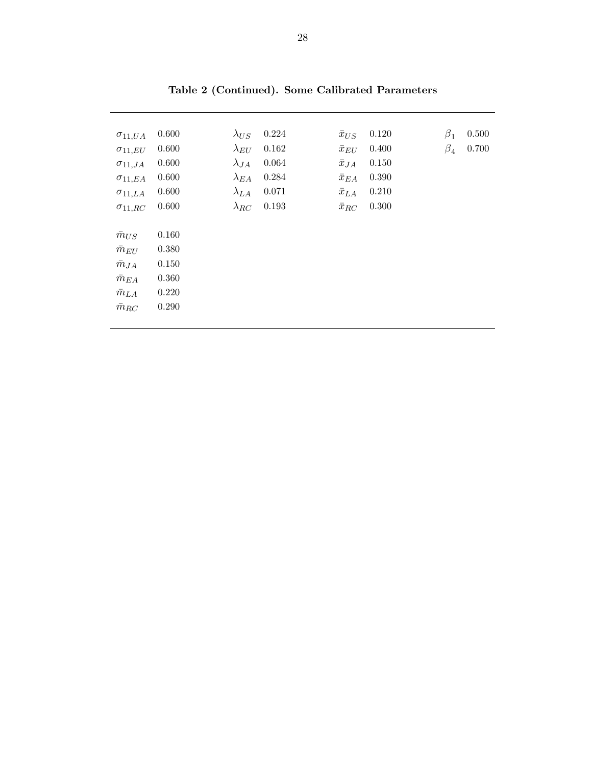**Table 2 (Continued). Some Calibrated Parameters**

| | | | | | | | |
|---|---|---|---|---|---|---|---|
| $\sigma_{11,UA}$ | 0.600 | $\lambda_{US}$ | 0.224 | $\bar{x}_{US}$ | 0.120 | $\beta_1$ | 0.500 |
| $\sigma_{11,EU}$ | 0.600 | $\lambda_{EU}$ | 0.162 | $\bar{x}_{EU}$ | 0.400 | $\beta_4$ | 0.700 |
| $\sigma_{11,JA}$ | 0.600 | $\lambda_{JA}$ | 0.064 | $\bar{x}_{JA}$ | 0.150 | | |
| $\sigma_{11,EA}$ | 0.600 | $\lambda_{EA}$ | 0.284 | $\bar{x}_{EA}$ | 0.390 | | |
| $\sigma_{11,LA}$ | 0.600 | $\lambda_{LA}$ | 0.071 | $\bar{x}_{LA}$ | 0.210 | | |
| $\sigma_{11,RC}$ | 0.600 | $\lambda_{RC}$ | 0.193 | $\bar{x}_{RC}$ | 0.300 | | |
| $\bar{m}_{US}$ | 0.160 | | | | | | |
| $\bar{m}_{EU}$ | 0.380 | | | | | | |
| $\bar{m}_{JA}$ | 0.150 | | | | | | |
| $\bar{m}_{EA}$ | 0.360 | | | | | | |
| $\bar{m}_{LA}$ | 0.220 | | | | | | |
| $\bar{m}_{RC}$ | 0.290 | | | | | | |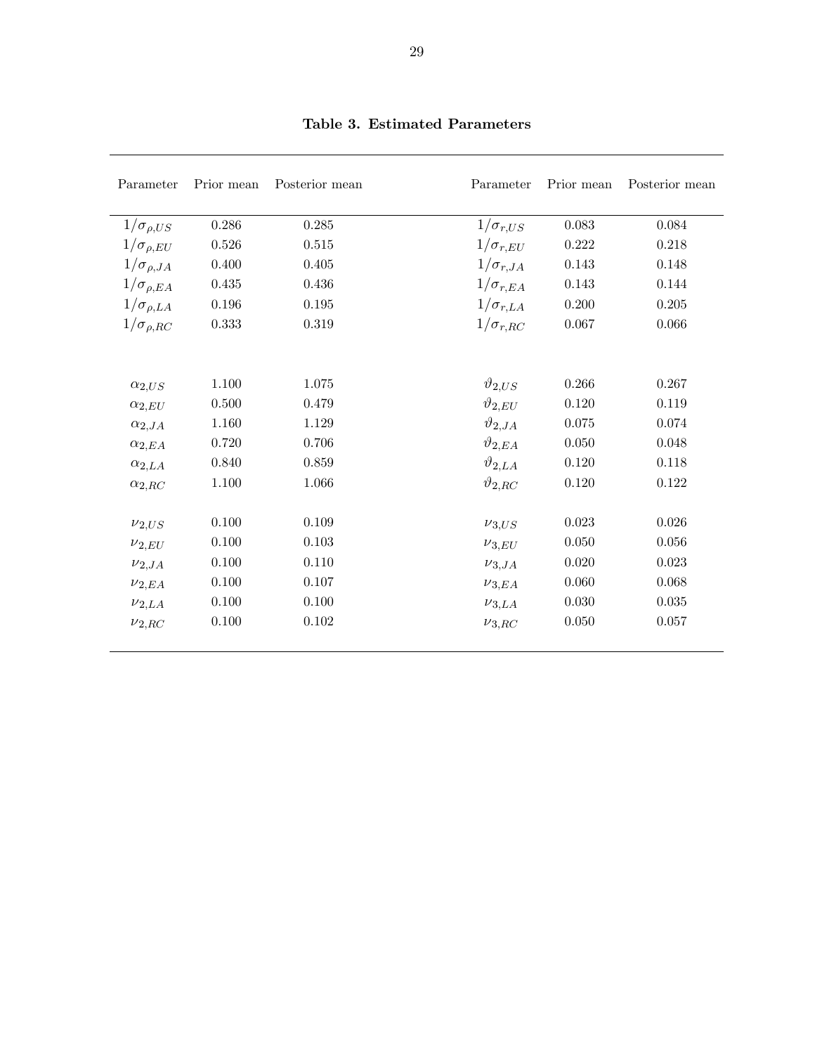**Table 3. Estimated Parameters**

| Parameter | Prior mean | Posterior mean | Parameter | Prior mean | Posterior mean |
|---|---|---|---|---|---|
| $1/\sigma_{\rho,US}$ | 0.286 | 0.285 | $1/\sigma_{r,US}$ | 0.083 | 0.084 |
| $1/\sigma_{\rho,EU}$ | 0.526 | 0.515 | $1/\sigma_{r,EU}$ | 0.222 | 0.218 |
| $1/\sigma_{\rho,JA}$ | 0.400 | 0.405 | $1/\sigma_{r,JA}$ | 0.143 | 0.148 |
| $1/\sigma_{\rho,EA}$ | 0.435 | 0.436 | $1/\sigma_{r,EA}$ | 0.143 | 0.144 |
| $1/\sigma_{\rho,LA}$ | 0.196 | 0.195 | $1/\sigma_{r,LA}$ | 0.200 | 0.205 |
| $1/\sigma_{\rho,RC}$ | 0.333 | 0.319 | $1/\sigma_{r,RC}$ | 0.067 | 0.066 |
| | | | | | |
| $\alpha_{2,US}$ | 1.100 | 1.075 | $\vartheta_{2,US}$ | 0.266 | 0.267 |
| $\alpha_{2,EU}$ | 0.500 | 0.479 | $\vartheta_{2,EU}$ | 0.120 | 0.119 |
| $\alpha_{2,JA}$ | 1.160 | 1.129 | $\vartheta_{2,JA}$ | 0.075 | 0.074 |
| $\alpha_{2,EA}$ | 0.720 | 0.706 | $\vartheta_{2,EA}$ | 0.050 | 0.048 |
| $\alpha_{2,LA}$ | 0.840 | 0.859 | $\vartheta_{2,LA}$ | 0.120 | 0.118 |
| $\alpha_{2,RC}$ | 1.100 | 1.066 | $\vartheta_{2,RC}$ | 0.120 | 0.122 |
| | | | | | |
| $\nu_{2,US}$ | 0.100 | 0.109 | $\nu_{3,US}$ | 0.023 | 0.026 |
| $\nu_{2,EU}$ | 0.100 | 0.103 | $\nu_{3,EU}$ | 0.050 | 0.056 |
| $\nu_{2,JA}$ | 0.100 | 0.110 | $\nu_{3,JA}$ | 0.020 | 0.023 |
| $\nu_{2,EA}$ | 0.100 | 0.107 | $\nu_{3,EA}$ | 0.060 | 0.068 |
| $\nu_{2,LA}$ | 0.100 | 0.100 | $\nu_{3,LA}$ | 0.030 | 0.035 |
| $\nu_{2,RC}$ | 0.100 | 0.102 | $\nu_{3,RC}$ | 0.050 | 0.057 |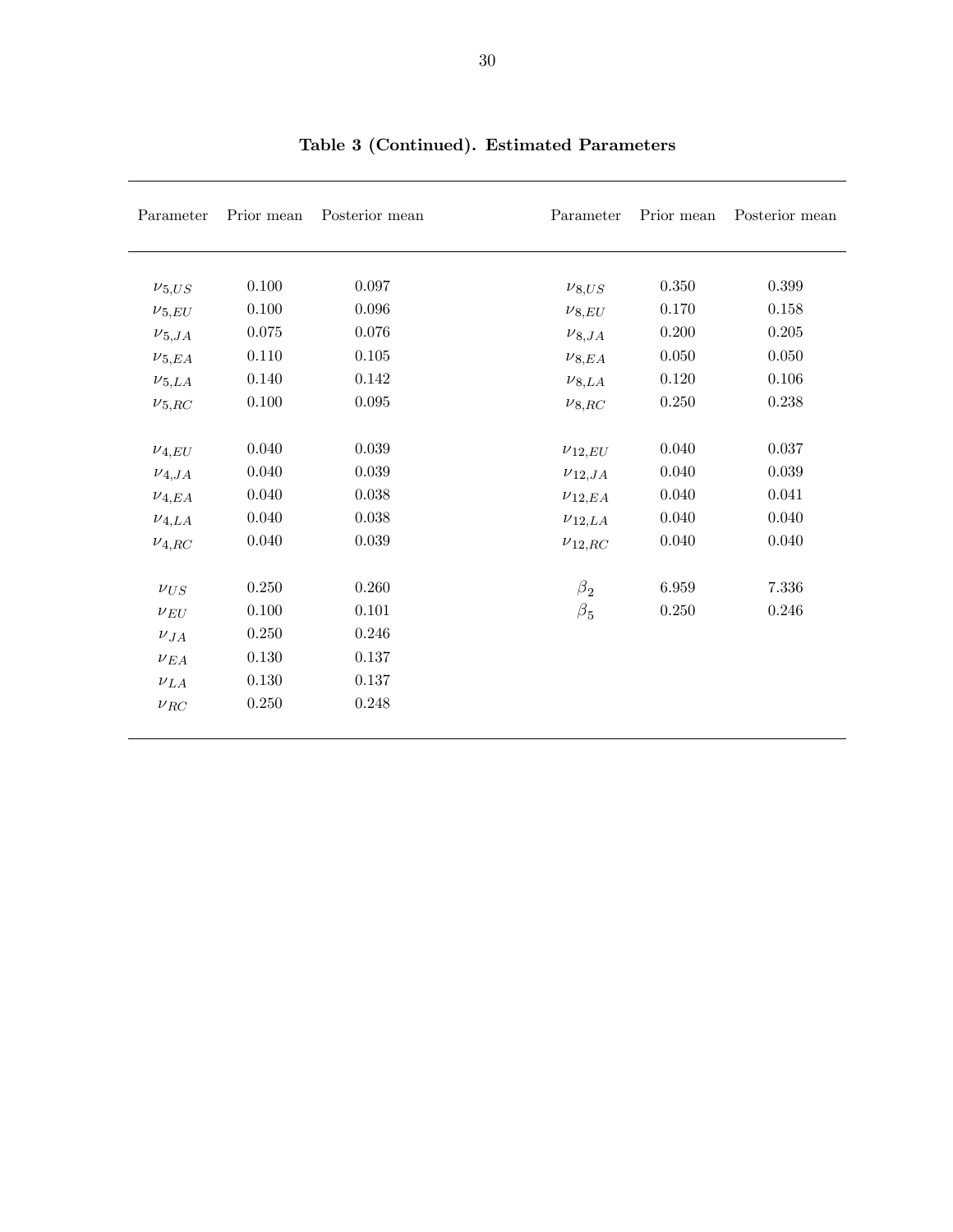**Table 3 (Continued). Estimated Parameters**

| Parameter | Prior mean | Posterior mean | Parameter | Prior mean | Posterior mean |
|---|---|---|---|---|---|
| $\nu_{5,US}$ | 0.100 | 0.097 | $\nu_{8,US}$ | 0.350 | 0.399 |
| $\nu_{5,EU}$ | 0.100 | 0.096 | $\nu_{8,EU}$ | 0.170 | 0.158 |
| $\nu_{5,JA}$ | 0.075 | 0.076 | $\nu_{8,JA}$ | 0.200 | 0.205 |
| $\nu_{5,EA}$ | 0.110 | 0.105 | $\nu_{8,EA}$ | 0.050 | 0.050 |
| $\nu_{5,LA}$ | 0.140 | 0.142 | $\nu_{8,LA}$ | 0.120 | 0.106 |
| $\nu_{5,RC}$ | 0.100 | 0.095 | $\nu_{8,RC}$ | 0.250 | 0.238 |
| | | | | | |
| $\nu_{4,EU}$ | 0.040 | 0.039 | $\nu_{12,EU}$ | 0.040 | 0.037 |
| $\nu_{4,JA}$ | 0.040 | 0.039 | $\nu_{12,JA}$ | 0.040 | 0.039 |
| $\nu_{4,EA}$ | 0.040 | 0.038 | $\nu_{12,EA}$ | 0.040 | 0.041 |
| $\nu_{4,LA}$ | 0.040 | 0.038 | $\nu_{12,LA}$ | 0.040 | 0.040 |
| $\nu_{4,RC}$ | 0.040 | 0.039 | $\nu_{12,RC}$ | 0.040 | 0.040 |
| | | | | | |
| $\nu_{US}$ | 0.250 | 0.260 | $\beta_2$ | 6.959 | 7.336 |
| $\nu_{EU}$ | 0.100 | 0.101 | $\beta_5$ | 0.250 | 0.246 |
| $\nu_{JA}$ | 0.250 | 0.246 | | | |
| $\nu_{EA}$ | 0.130 | 0.137 | | | |
| $\nu_{LA}$ | 0.130 | 0.137 | | | |
| $\nu_{RC}$ | 0.250 | 0.248 | | | |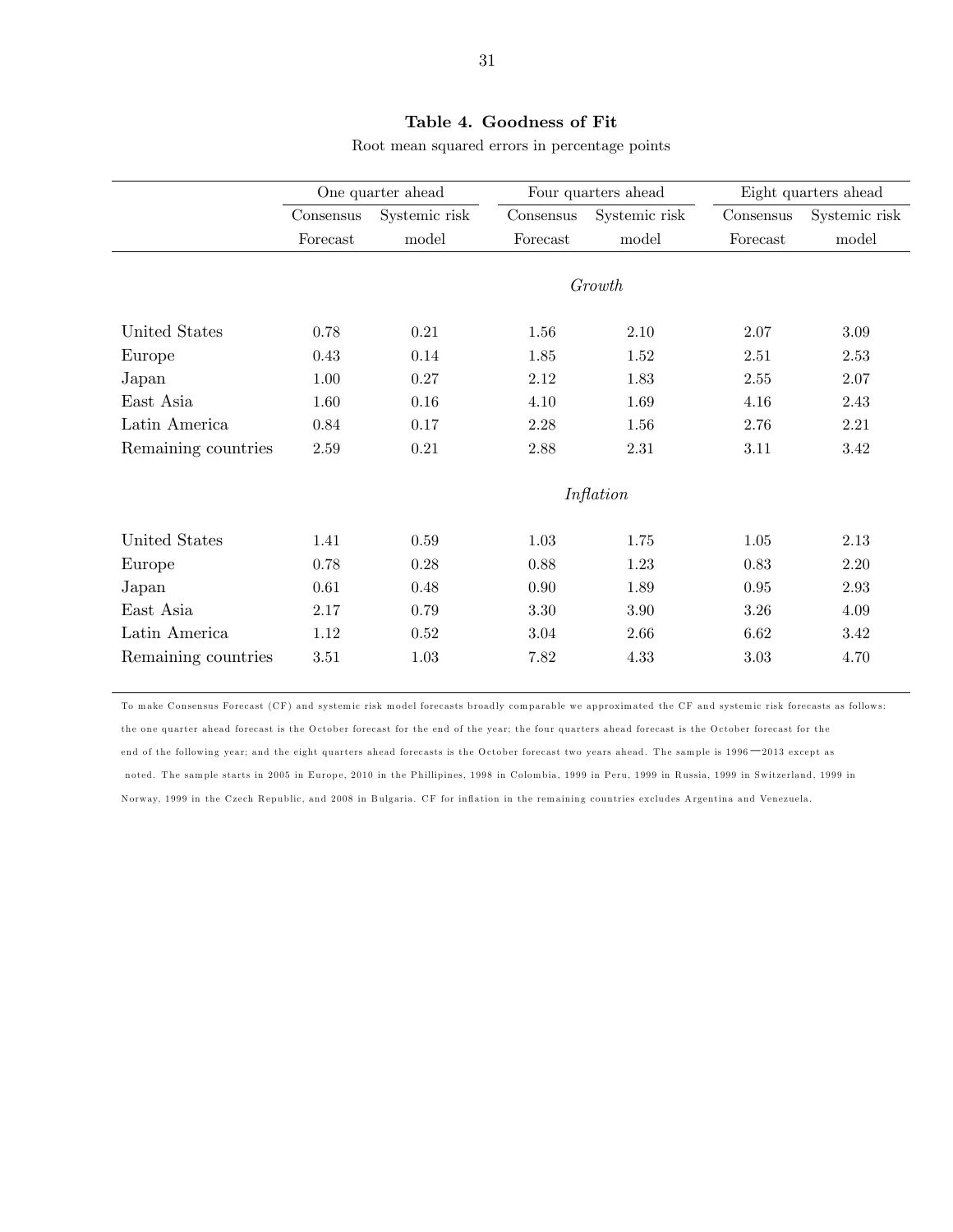**Table 4. Goodness of Fit**

Root mean squared errors in percentage points

| | One quarter ahead | | Four quarters ahead | | Eight quarters ahead | |
|---|---|---|---|---|---|---|
| | Consensus Forecast | Systemic risk model | Consensus Forecast | Systemic risk model | Consensus Forecast | Systemic risk model |
| | | | *Growth* | | | |
| United States | 0.78 | 0.21 | 1.56 | 2.10 | 2.07 | 3.09 |
| Europe | 0.43 | 0.14 | 1.85 | 1.52 | 2.51 | 2.53 |
| Japan | 1.00 | 0.27 | 2.12 | 1.83 | 2.55 | 2.07 |
| East Asia | 1.60 | 0.16 | 4.10 | 1.69 | 4.16 | 2.43 |
| Latin America | 0.84 | 0.17 | 2.28 | 1.56 | 2.76 | 2.21 |
| Remaining countries | 2.59 | 0.21 | 2.88 | 2.31 | 3.11 | 3.42 |
| | | | *Inflation* | | | |
| United States | 1.41 | 0.59 | 1.03 | 1.75 | 1.05 | 2.13 |
| Europe | 0.78 | 0.28 | 0.88 | 1.23 | 0.83 | 2.20 |
| Japan | 0.61 | 0.48 | 0.90 | 1.89 | 0.95 | 2.93 |
| East Asia | 2.17 | 0.79 | 3.30 | 3.90 | 3.26 | 4.09 |
| Latin America | 1.12 | 0.52 | 3.04 | 2.66 | 6.62 | 3.42 |
| Remaining countries | 3.51 | 1.03 | 7.82 | 4.33 | 3.03 | 4.70 |

To make Consensus Forecast (CF) and systemic risk model forecasts broadly comparable we approximated the CF and systemic risk forecasts as follows: the one quarter ahead forecast is the October forecast for the end of the year; the four quarters ahead forecast is the October forecast for the end of the following year; and the eight quarters ahead forecasts is the October forecast two years ahead. The sample is 1996—2013 except as noted. The sample starts in 2005 in Europe, 2010 in the Phillipines, 1998 in Colombia, 1999 in Peru, 1999 in Russia, 1999 in Switzerland, 1999 in Norway, 1999 in the Czech Republic, and 2008 in Bulgaria. CF for inflation in the remaining countries excludes Argentina and Venezuela.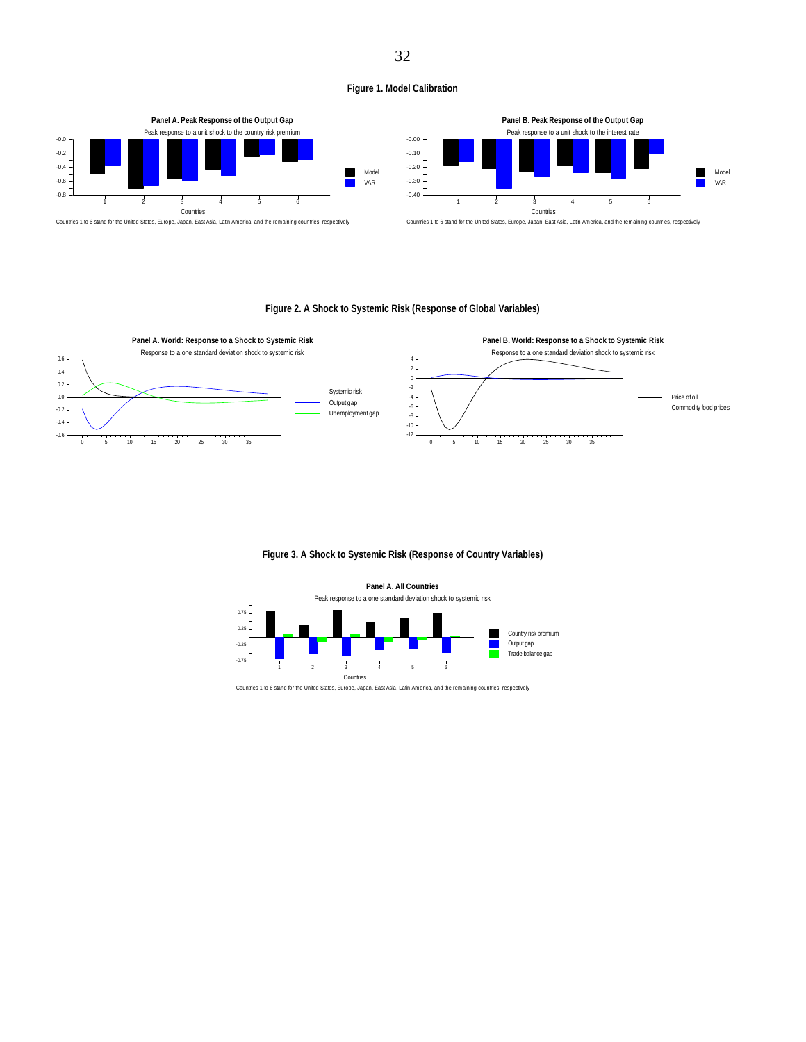**Figure 1. Model Calibration**

**Panel A. Peak Response of the Output Gap**

Peak response to a unit shock to the country risk premium

Countries 1 to 6 stand for the United States, Europe, Japan, East Asia, Latin America, and the remaining countries, respectively

**Panel B. Peak Response of the Output Gap**

Peak response to a unit shock to the interest rate

Countries 1 to 6 stand for the United States, Europe, Japan, East Asia, Latin America, and the remaining countries, respectively

**Figure 2. A Shock to Systemic Risk (Response of Global Variables)**

**Panel A. World: Response to a Shock to Systemic Risk**

Response to a one standard deviation shock to systemic risk

**Panel B. World: Response to a Shock to Systemic Risk**

Response to a one standard deviation shock to systemic risk

**Figure 3. A Shock to Systemic Risk (Response of Country Variables)**

**Panel A. All Countries**

Peak response to a one standard deviation shock to systemic risk

Countries 1 to 6 stand for the United States, Europe, Japan, East Asia, Latin America, and the remaining countries, respectively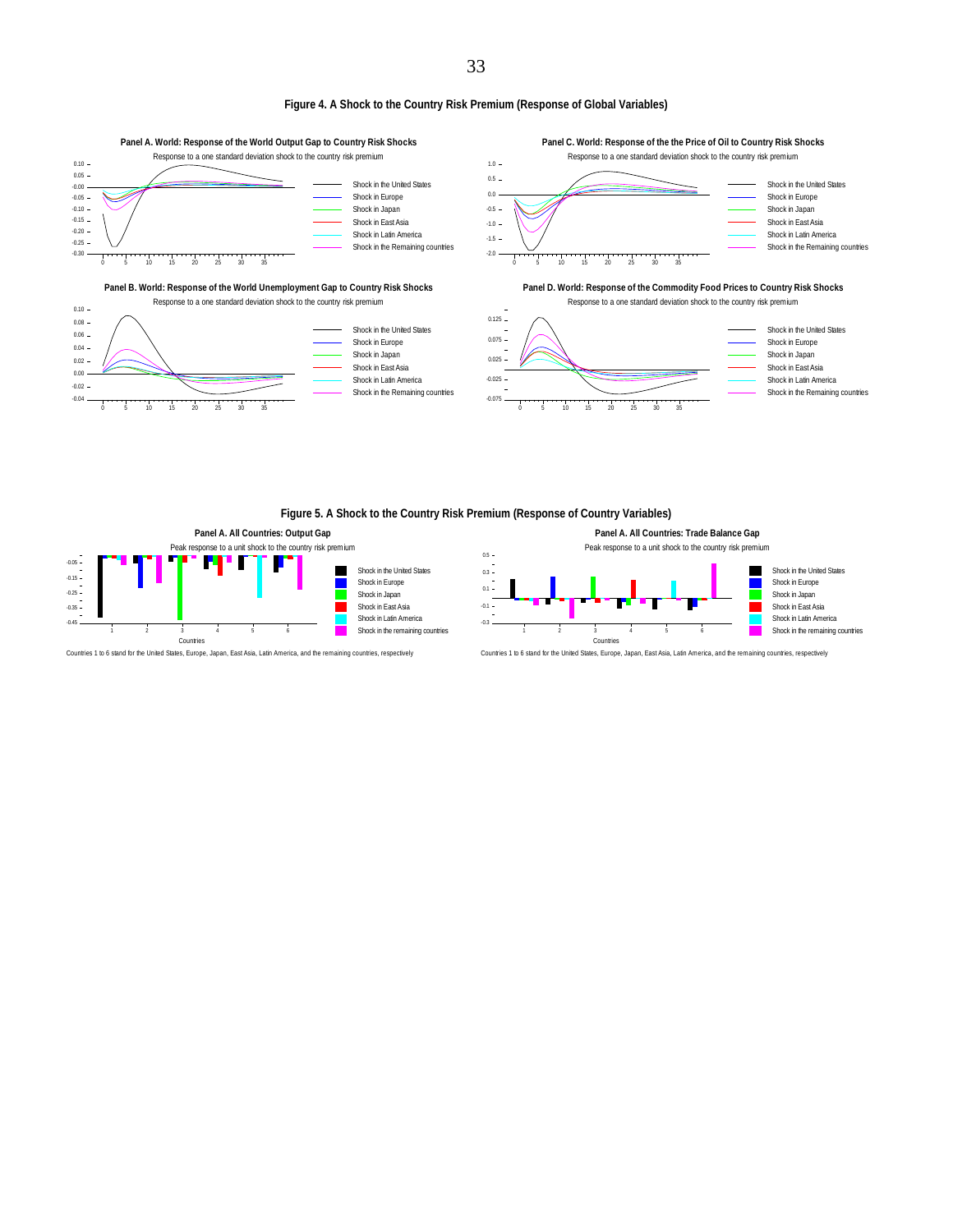**Figure 4. A Shock to the Country Risk Premium (Response of Global Variables)**

**Panel A. World: Response of the World Output Gap to Country Risk Shocks**

Response to a one standard deviation shock to the country risk premium

**Panel C. World: Response of the the Price of Oil to Country Risk Shocks**

Response to a one standard deviation shock to the country risk premium

**Panel B. World: Response of the World Unemployment Gap to Country Risk Shocks**

Response to a one standard deviation shock to the country risk premium

**Panel D. World: Response of the Commodity Food Prices to Country Risk Shocks**

Response to a one standard deviation shock to the country risk premium

**Figure 5. A Shock to the Country Risk Premium (Response of Country Variables)**

**Panel A. All Countries: Output Gap**

Peak response to a unit shock to the country risk premium

Countries 1 to 6 stand for the United States, Europe, Japan, East Asia, Latin America, and the remaining countries, respectively

**Panel A. All Countries: Trade Balance Gap**

Peak response to a unit shock to the country risk premium

Countries 1 to 6 stand for the United States, Europe, Japan, East Asia, Latin America, and the remaining countries, respectively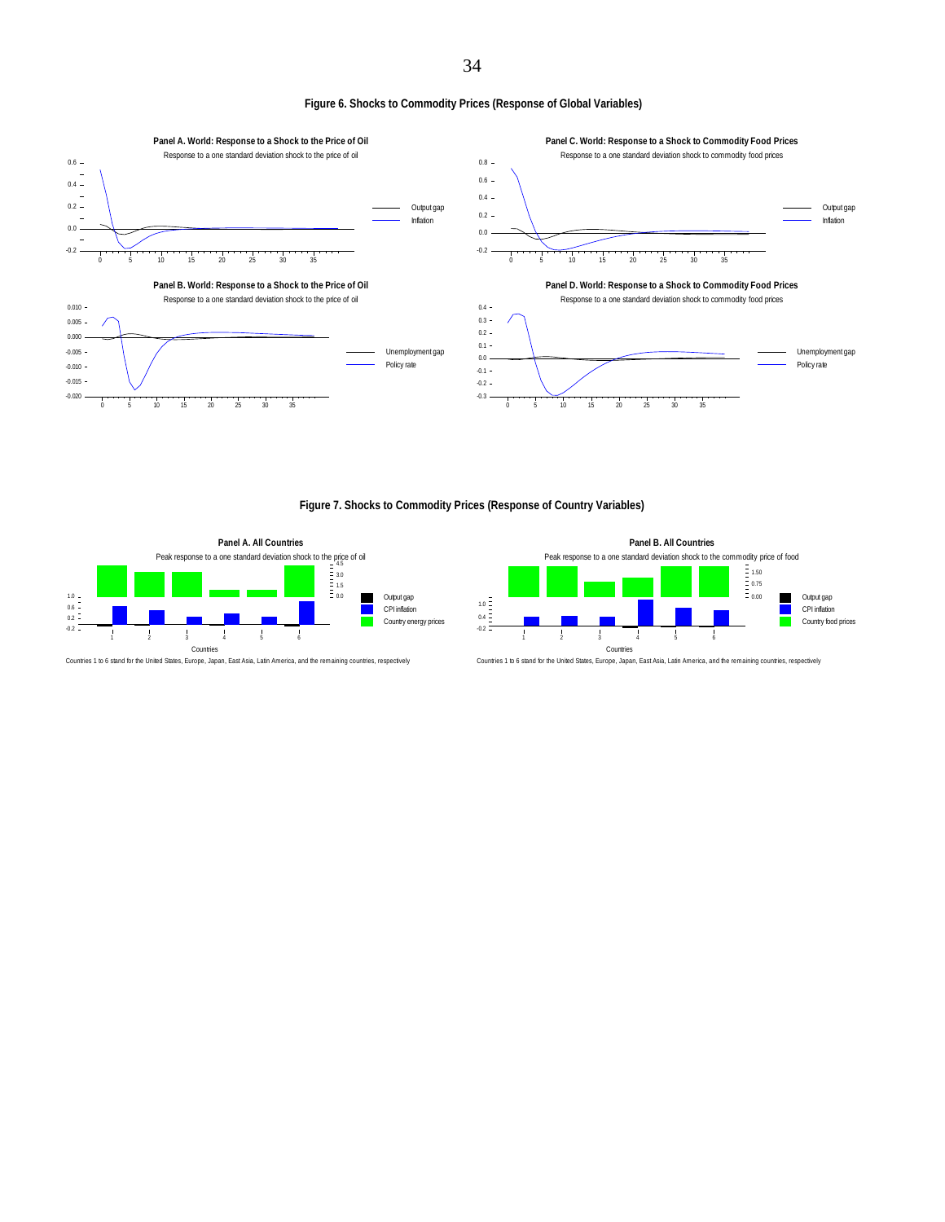**Figure 6. Shocks to Commodity Prices (Response of Global Variables)**

**Panel A. World: Response to a Shock to the Price of Oil**

Response to a one standard deviation shock to the price of oil

Output gap
Inflation

**Panel C. World: Response to a Shock to Commodity Food Prices**

Response to a one standard deviation shock to commodity food prices

Output gap
Inflation

**Panel B. World: Response to a Shock to the Price of Oil**

Response to a one standard deviation shock to the price of oil

Unemployment gap
Policy rate

**Panel D. World: Response to a Shock to Commodity Food Prices**

Response to a one standard deviation shock to commodity food prices

Unemployment gap
Policy rate

**Figure 7. Shocks to Commodity Prices (Response of Country Variables)**

**Panel A. All Countries**

Peak response to a one standard deviation shock to the price of oil

Output gap
CPI inflation
Country energy prices

Countries

Countries 1 to 6 stand for the United States, Europe, Japan, East Asia, Latin America, and the remaining countries, respectively

**Panel B. All Countries**

Peak response to a one standard deviation shock to the commodity price of food

Output gap
CPI inflation
Country food prices

Countries

Countries 1 to 6 stand for the United States, Europe, Japan, East Asia, Latin America, and the remaining countries, respectively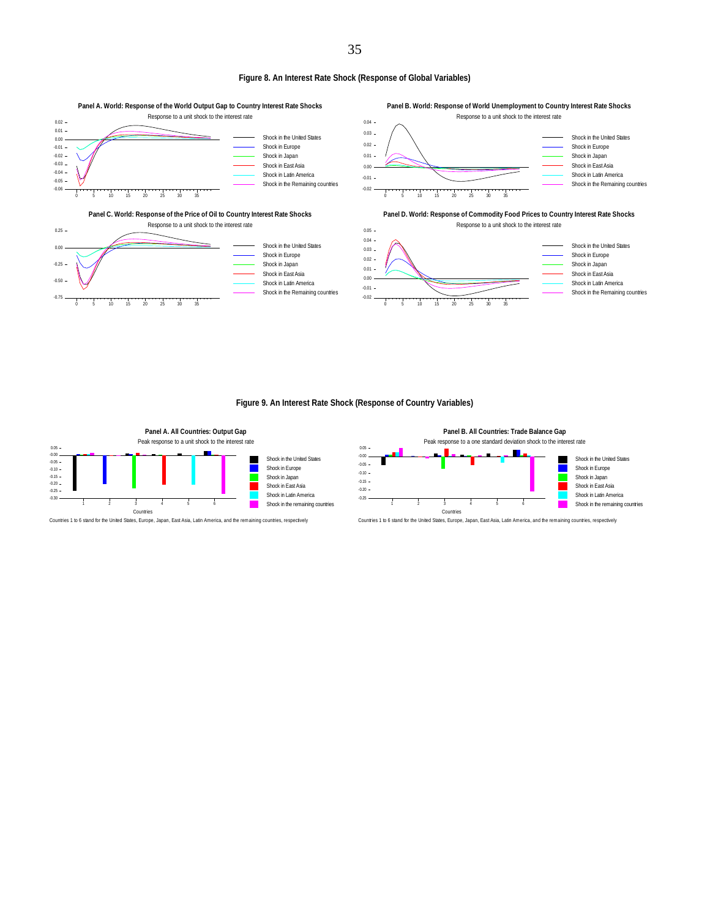**Figure 8. An Interest Rate Shock (Response of Global Variables)**

**Panel A. World: Response of the World Output Gap to Country Interest Rate Shocks**

Response to a unit shock to the interest rate

**Panel B. World: Response of World Unemployment to Country Interest Rate Shocks**

Response to a unit shock to the interest rate

**Panel C. World: Response of the Price of Oil to Country Interest Rate Shocks**

Response to a unit shock to the interest rate

**Panel D. World: Response of Commodity Food Prices to Country Interest Rate Shocks**

Response to a unit shock to the interest rate

**Figure 9. An Interest Rate Shock (Response of Country Variables)**

**Panel A. All Countries: Output Gap**

Peak response to a unit shock to the interest rate

Countries 1 to 6 stand for the United States, Europe, Japan, East Asia, Latin America, and the remaining countries, respectively

**Panel B. All Countries: Trade Balance Gap**

Peak response to a one standard deviation shock to the interest rate

Countries 1 to 6 stand for the United States, Europe, Japan, East Asia, Latin America, and the remaining countries, respectively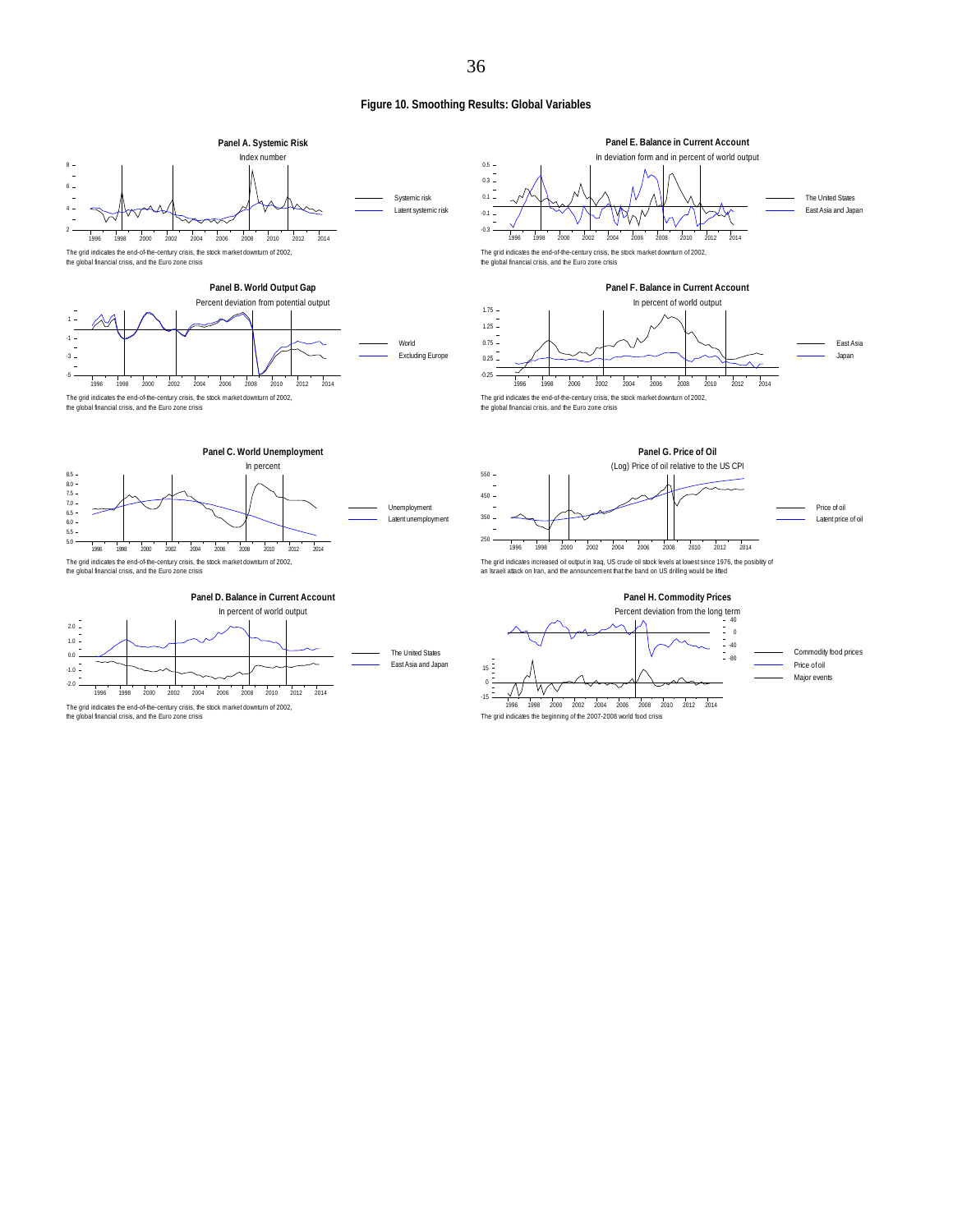**Figure 10. Smoothing Results: Global Variables**

**Panel A. Systemic Risk**

Index number

Systemic risk
Latent systemic risk

The grid indicates the end-of-the-century crisis, the stock market downturn of 2002, the global financial crisis, and the Euro zone crisis

**Panel B. World Output Gap**

Percent deviation from potential output

World
Excluding Europe

The grid indicates the end-of-the-century crisis, the stock market downturn of 2002, the global financial crisis, and the Euro zone crisis

**Panel C. World Unemployment**

In percent

Unemployment
Latent unemployment

The grid indicates the end-of-the-century crisis, the stock market downturn of 2002, the global financial crisis, and the Euro zone crisis

**Panel D. Balance in Current Account**

In percent of world output

The United States
East Asia and Japan

The grid indicates the end-of-the-century crisis, the stock market downturn of 2002, the global financial crisis, and the Euro zone crisis

**Panel E. Balance in Current Account**

In deviation form and in percent of world output

The United States
East Asia and Japan

The grid indicates the end-of-the-century crisis, the stock market downturn of 2002, the global financial crisis, and the Euro zone crisis

**Panel F. Balance in Current Account**

In percent of world output

East Asia
Japan

The grid indicates the end-of-the-century crisis, the stock market downturn of 2002, the global financial crisis, and the Euro zone crisis

**Panel G. Price of Oil**

(Log) Price of oil relative to the US CPI

Price of oil
Latent price of oil

The grid indicates increased oil output in Iraq, US crude oil stock levels at lowest since 1976, the posiblity of an Israeli attack on Iran, and the announcement that the band on US drilling would be lifted

**Panel H. Commodity Prices**

Percent deviation from the long term

Commodity food prices
Price of oil
Major events

The grid indicates the beginning of the 2007-2008 world food crisis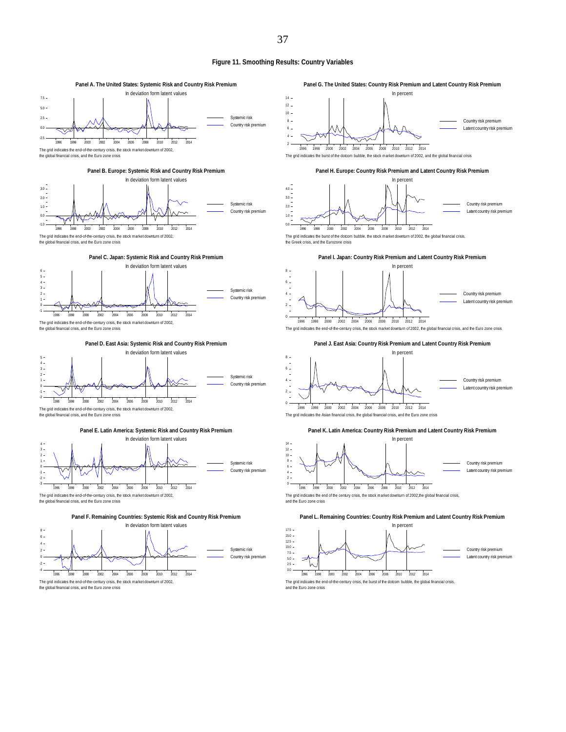**Figure 11. Smoothing Results: Country Variables**

**Panel A. The United States: Systemic Risk and Country Risk Premium**

In deviation form latent values

Systemic risk
Country risk premium

The grid indicates the end-of-the-century crisis, the stock market downturn of 2002, the global financial crisis, and the Euro zone crisis

**Panel B. Europe: Systemic Risk and Country Risk Premium**

In deviation form latent values

Systemic risk
Country risk premium

The grid indicates the end-of-the-century crisis, the stock market downturn of 2002, the global financial crisis, and the Euro zone crisis

**Panel C. Japan: Systemic Risk and Country Risk Premium**

In deviation form latent values

Systemic risk
Country risk premium

The grid indicates the end-of-the-century crisis, the stock market downturn of 2002, the global financial crisis, and the Euro zone crisis

**Panel D. East Asia: Systemic Risk and Country Risk Premium**

In deviation form latent values

Systemic risk
Country risk premium

The grid indicates the end-of-the-century crisis, the stock market downturn of 2002, the global financial crisis, and the Euro zone crisis

**Panel E. Latin America: Systemic Risk and Country Risk Premium**

In deviation form latent values

Systemic risk
Country risk premium

The grid indicates the end-of-the-century crisis, the stock market downturn of 2002, the global financial crisis, and the Euro zone crisis

**Panel F. Remaining Countries: Systemic Risk and Country Risk Premium**

In deviation form latent values

Systemic risk
Country risk premium

The grid indicates the end-of-the-century crisis, the stock market downturn of 2002, the global financial crisis, and the Euro zone crisis

**Panel G. The United States: Country Risk Premium and Latent Country Risk Premium**

In percent

Country risk premium
Latent country risk premium

The grid indicates the burst of the dotcom bubble, the stock market downturn of 2002, and the global financial crisis

**Panel H. Europe: Country Risk Premium and Latent Country Risk Premium**

In percent

Country risk premium
Latent country risk premium

The grid indicates the burst of the dotcom bubble, the stock market downturn of 2002, the global financial crisis, the Greek crisis, and the Eurozone crisis

**Panel I. Japan: Country Risk Premium and Latent Country Risk Premium**

In percent

Country risk premium
Latent country risk premium

The grid indicates the end-of-the-century crisis, the stock market downturn of 2002, the global financial crisis, and the Euro zone crisis

**Panel J. East Asia: Country Risk Premium and Latent Country Risk Premium**

In percent

Country risk premium
Latent country risk premium

The grid indicates the Asian financial crisis, the global financial crisis, and the Euro zone crisis

**Panel K. Latin America: Country Risk Premium and Latent Country Risk Premium**

In percent

Country risk premium
Latent country risk premium

The grid indicates the end of the century crisis, the stock market downturn of 2002,the global financial crisis, and the Euro zone crisis

**Panel L. Remaining Countries: Country Risk Premium and Latent Country Risk Premium**

In percent

Country risk premium
Latent country risk premium

The grid indicates the end-of-the-century crisis, the burst of the dotcom bubble, the global financial crisis, and the Euro zone crisis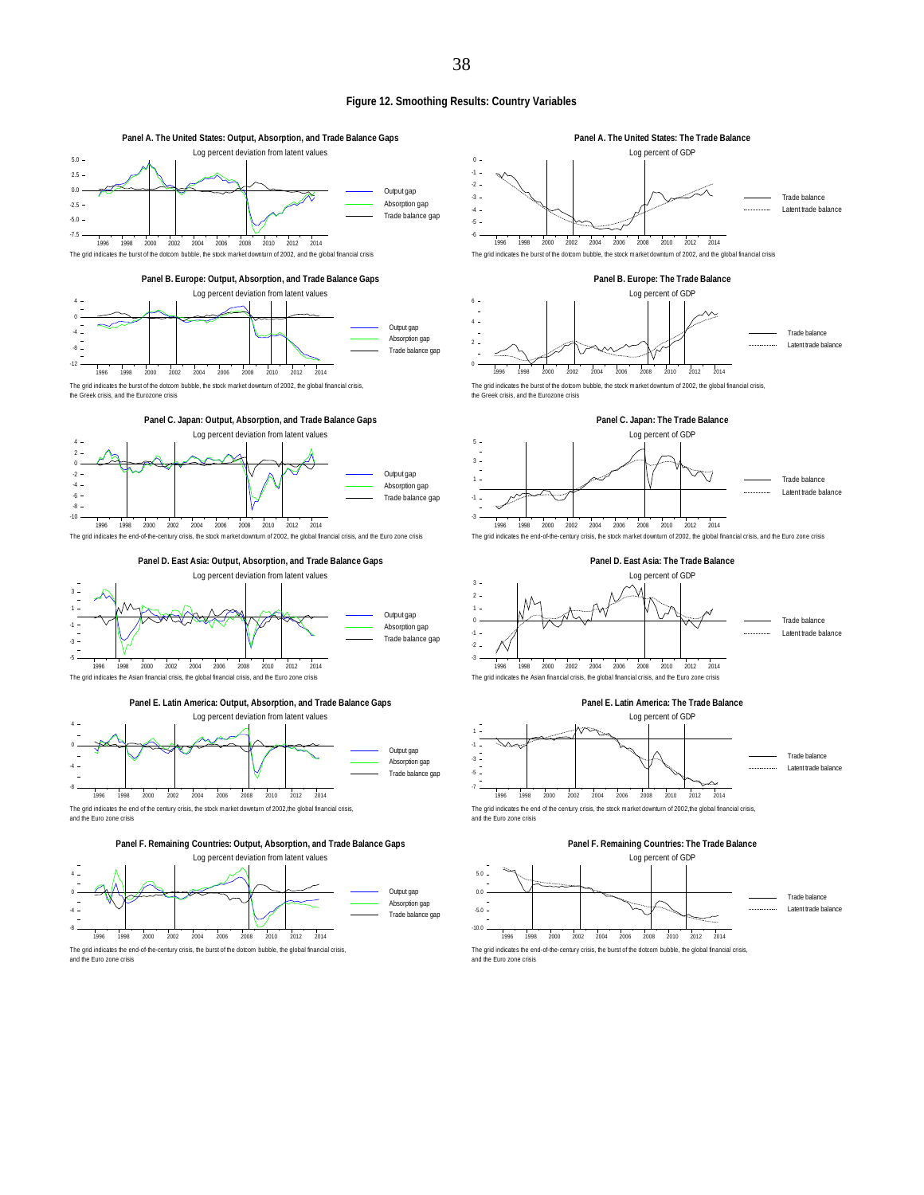**Figure 12. Smoothing Results: Country Variables**

**Panel A. The United States: Output, Absorption, and Trade Balance Gaps**

Log percent deviation from latent values

The grid indicates the burst of the dotcom bubble, the stock market downturn of 2002, and the global financial crisis

**Panel A. The United States: The Trade Balance**

Log percent of GDP

The grid indicates the burst of the dotcom bubble, the stock market downturn of 2002, and the global financial crisis

**Panel B. Europe: Output, Absorption, and Trade Balance Gaps**

Log percent deviation from latent values

The grid indicates the burst of the dotcom bubble, the stock market downturn of 2002, the global financial crisis, the Greek crisis, and the Eurozone crisis

**Panel B. Europe: The Trade Balance**

Log percent of GDP

The grid indicates the burst of the dotcom bubble, the stock market downturn of 2002, the global financial crisis, the Greek crisis, and the Eurozone crisis

**Panel C. Japan: Output, Absorption, and Trade Balance Gaps**

Log percent deviation from latent values

The grid indicates the end-of-the-century crisis, the stock market downturn of 2002, the global financial crisis, and the Euro zone crisis

**Panel C. Japan: The Trade Balance**

Log percent of GDP

The grid indicates the end-of-the-century crisis, the stock market downturn of 2002, the global financial crisis, and the Euro zone crisis

**Panel D. East Asia: Output, Absorption, and Trade Balance Gaps**

Log percent deviation from latent values

The grid indicates the Asian financial crisis, the global financial crisis, and the Euro zone crisis

**Panel D. East Asia: The Trade Balance**

Log percent of GDP

The grid indicates the Asian financial crisis, the global financial crisis, and the Euro zone crisis

**Panel E. Latin America: Output, Absorption, and Trade Balance Gaps**

Log percent deviation from latent values

The grid indicates the end of the century crisis, the stock market downturn of 2002,the global financial crisis, and the Euro zone crisis

**Panel E. Latin America: The Trade Balance**

Log percent of GDP

The grid indicates the end of the century crisis, the stock market downturn of 2002,the global financial crisis, and the Euro zone crisis

**Panel F. Remaining Countries: Output, Absorption, and Trade Balance Gaps**

Log percent deviation from latent values

The grid indicates the end-of-the-century crisis, the burst of the dotcom bubble, the global financial crisis, and the Euro zone crisis

**Panel F. Remaining Countries: The Trade Balance**

Log percent of GDP

The grid indicates the end-of-the-century crisis, the burst of the dotcom bubble, the global financial crisis, and the Euro zone crisis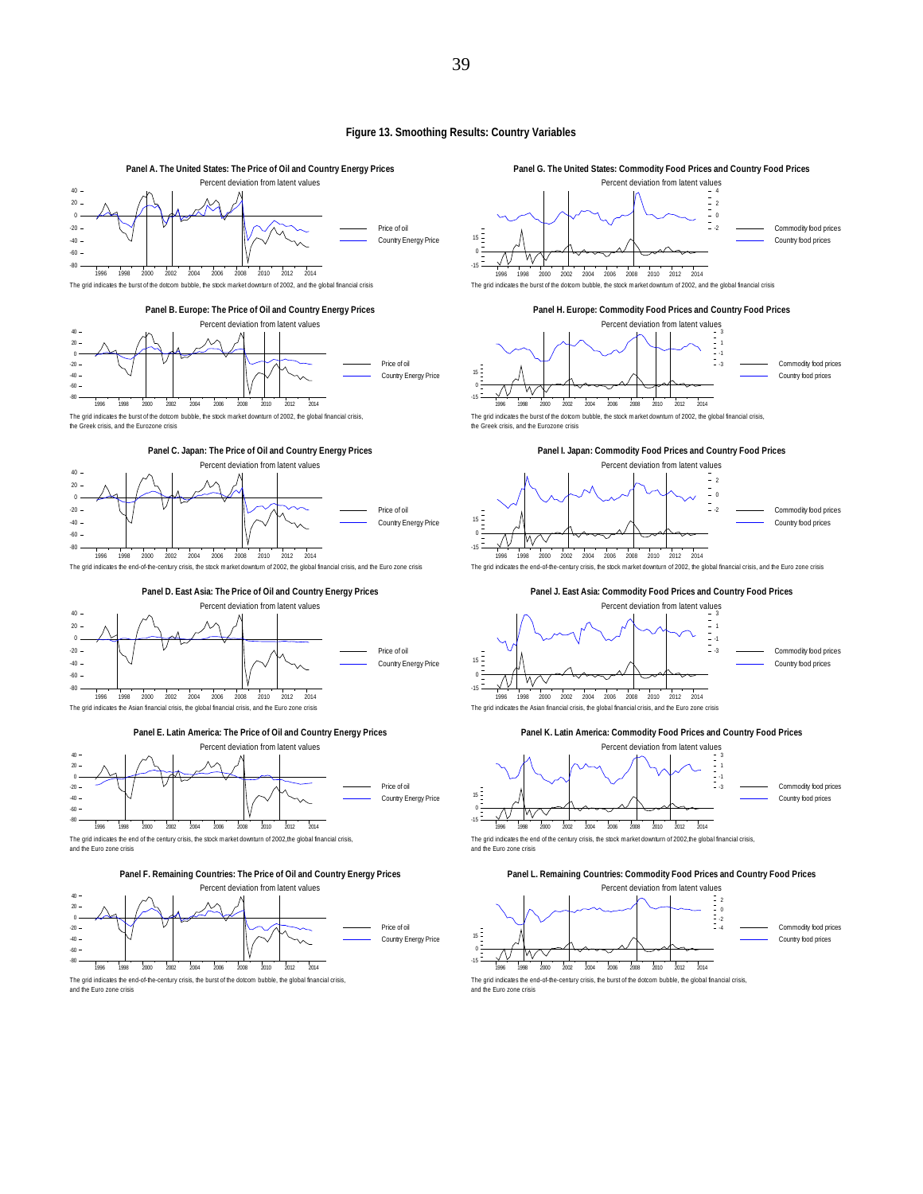## Figure 13. Smoothing Results: Country Variables

**Panel A. The United States: The Price of Oil and Country Energy Prices**

Percent deviation from latent values

The grid indicates the burst of the dotcom bubble, the stock market downturn of 2002, and the global financial crisis

**Panel B. Europe: The Price of Oil and Country Energy Prices**

Percent deviation from latent values

The grid indicates the burst of the dotcom bubble, the stock market downturn of 2002, the global financial crisis, the Greek crisis, and the Eurozone crisis

**Panel C. Japan: The Price of Oil and Country Energy Prices**

Percent deviation from latent values

The grid indicates the end-of-the-century crisis, the stock market downturn of 2002, the global financial crisis, and the Euro zone crisis

**Panel D. East Asia: The Price of Oil and Country Energy Prices**

Percent deviation from latent values

The grid indicates the Asian financial crisis, the global financial crisis, and the Euro zone crisis

**Panel E. Latin America: The Price of Oil and Country Energy Prices**

Percent deviation from latent values

The grid indicates the end of the century crisis, the stock market downturn of 2002,the global financial crisis, and the Euro zone crisis

**Panel F. Remaining Countries: The Price of Oil and Country Energy Prices**

Percent deviation from latent values

The grid indicates the end-of-the-century crisis, the burst of the dotcom bubble, the global financial crisis, and the Euro zone crisis

**Panel G. The United States: Commodity Food Prices and Country Food Prices**

Percent deviation from latent values

The grid indicates the burst of the dotcom bubble, the stock market downturn of 2002, and the global financial crisis

**Panel H. Europe: Commodity Food Prices and Country Food Prices**

Percent deviation from latent values

The grid indicates the burst of the dotcom bubble, the stock market downturn of 2002, the global financial crisis, the Greek crisis, and the Eurozone crisis

**Panel I. Japan: Commodity Food Prices and Country Food Prices**

Percent deviation from latent values

The grid indicates the end-of-the-century crisis, the stock market downturn of 2002, the global financial crisis, and the Euro zone crisis

**Panel J. East Asia: Commodity Food Prices and Country Food Prices**

Percent deviation from latent values

The grid indicates the Asian financial crisis, the global financial crisis, and the Euro zone crisis

**Panel K. Latin America: Commodity Food Prices and Country Food Prices**

Percent deviation from latent values

The grid indicates the end of the century crisis, the stock market downturn of 2002,the global financial crisis, and the Euro zone crisis

**Panel L. Remaining Countries: Commodity Food Prices and Country Food Prices**

Percent deviation from latent values

The grid indicates the end-of-the-century crisis, the burst of the dotcom bubble, the global financial crisis, and the Euro zone crisis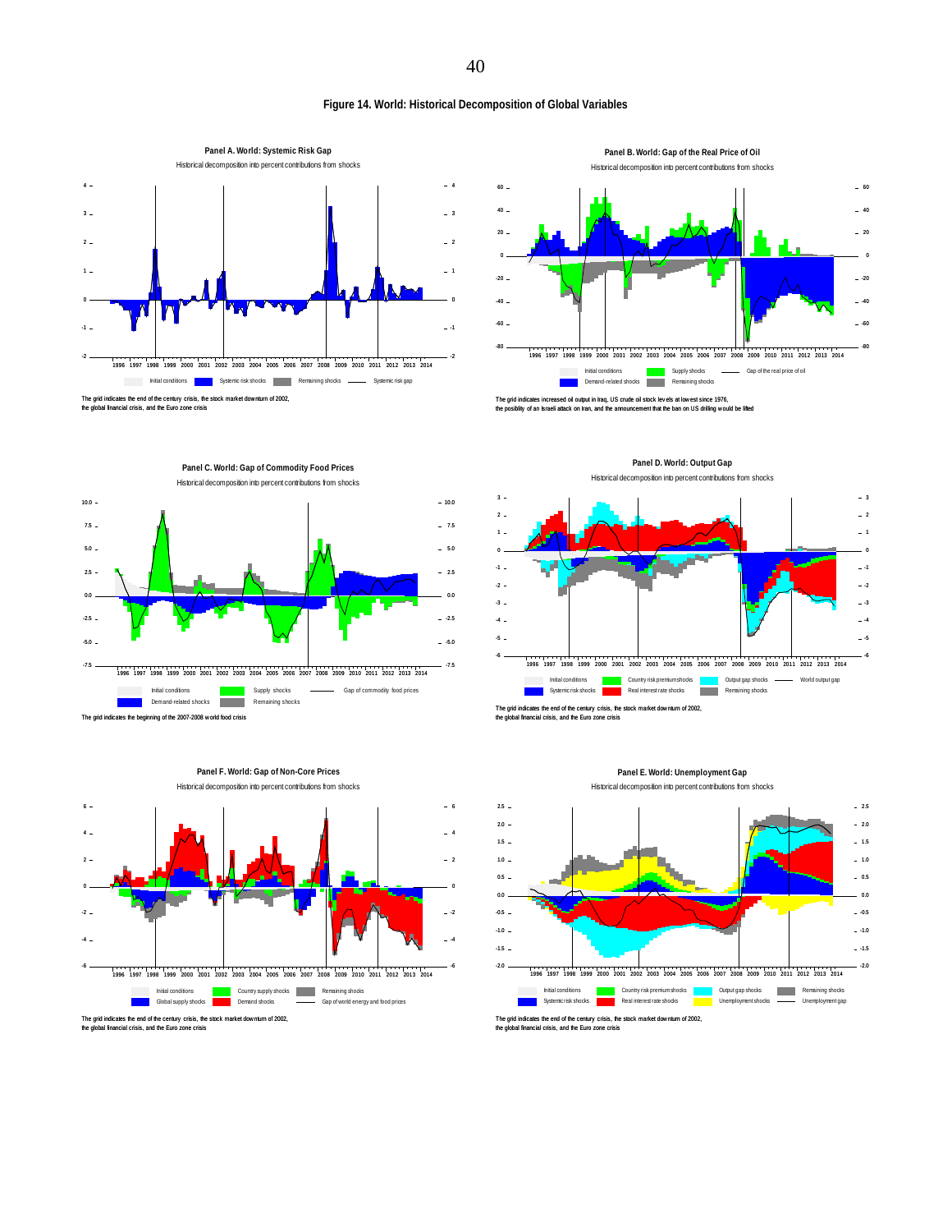# Figure 14. World: Historical Decomposition of Global Variables

**Panel A. World: Systemic Risk Gap**

Historical decomposition into percent contributions from shocks

Initial conditions | Systemic risk shocks | Remaining shocks | Systemic risk gap

The grid indicates the end of the century crisis, the stock market downturn of 2002, the global financial crisis, and the Euro zone crisis

**Panel B. World: Gap of the Real Price of Oil**

Historical decomposition into percent contributions from shocks

Initial conditions | Supply shocks | Gap of the real price of oil | Demand-related shocks | Remaining shocks

The grid indicates increased oil output in Iraq, US crude oil stock levels at lowest since 1976, the posibility of an Israeli attack on Iran, and the announcement that the ban on US drilling would be lifted

**Panel C. World: Gap of Commodity Food Prices**

Historical decomposition into percent contributions from shocks

Initial conditions | Supply shocks | Gap of commodity food prices | Demand-related shocks | Remaining shocks

The grid indicates the beginning of the 2007-2008 world food crisis

**Panel D. World: Output Gap**

Historical decomposition into percent contributions from shocks

Initial conditions | Country risk premium shocks | Output gap shocks | World output gap | Systemic risk shocks | Real interest rate shocks | Remaining shocks

The grid indicates the end of the century crisis, the stock market downturn of 2002, the global financial crisis, and the Euro zone crisis

**Panel F. World: Gap of Non-Core Prices**

Historical decomposition into percent contributions from shocks

Initial conditions | Country supply shocks | Remaining shocks | Global supply shocks | Demand shocks | Gap of world energy and food prices

The grid indicates the end of the century crisis, the stock market downturn of 2002, the global financial crisis, and the Euro zone crisis

**Panel E. World: Unemployment Gap**

Historical decomposition into percent contributions from shocks

Initial conditions | Country risk premium shocks | Output gap shocks | Remaining shocks | Systemic risk shocks | Real interest rate shocks | Unemployment shocks | Unemployment gap

The grid indicates the end of the century crisis, the stock market downturn of 2002, the global financial crisis, and the Euro zone crisis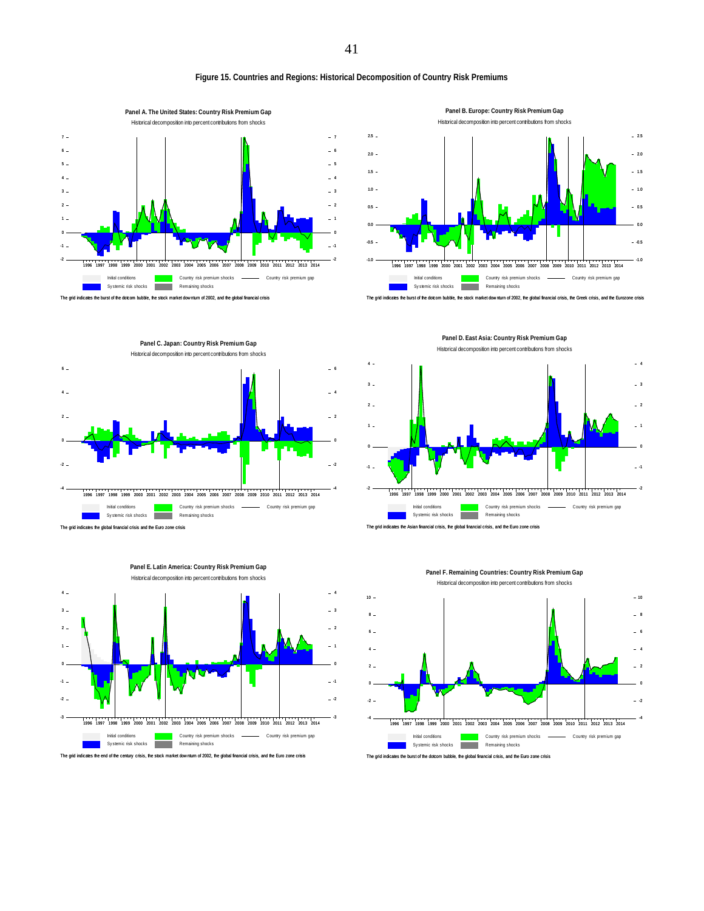**Figure 15. Countries and Regions: Historical Decomposition of Country Risk Premiums**

**Panel A. The United States: Country Risk Premium Gap**

Historical decomposition into percent contributions from shocks

Initial conditions — Country risk premium shocks — Country risk premium gap — Systemic risk shocks — Remaining shocks

The grid indicates the burst of the dotcom bubble, the stock market downturn of 2002, and the global financial crisis

**Panel B. Europe: Country Risk Premium Gap**

Historical decomposition into percent contributions from shocks

Initial conditions — Country risk premium shocks — Country risk premium gap — Systemic risk shocks — Remaining shocks

The grid indicates the burst of the dotcom bubble, the stock market downturn of 2002, the global financial crisis, the Greek crisis, and the Eurozone crisis

**Panel C. Japan: Country Risk Premium Gap**

Historical decomposition into percent contributions from shocks

Initial conditions — Country risk premium shocks — Country risk premium gap — Systemic risk shocks — Remaining shocks

The grid indicates the global financial crisis and the Euro zone crisis

**Panel D. East Asia: Country Risk Premium Gap**

Historical decomposition into percent contributions from shocks

Initial conditions — Country risk premium shocks — Country risk premium gap — Systemic risk shocks — Remaining shocks

The grid indicates the Asian financial crisis, the global financial crisis, and the Euro zone crisis

**Panel E. Latin America: Country Risk Premium Gap**

Historical decomposition into percent contributions from shocks

Initial conditions — Country risk premium shocks — Country risk premium gap — Systemic risk shocks — Remaining shocks

The grid indicates the end of the century crisis, the stock market downturn of 2002, the global financial crisis, and the Euro zone crisis

**Panel F. Remaining Countries: Country Risk Premium Gap**

Historical decomposition into percent contributions from shocks

Initial conditions — Country risk premium shocks — Country risk premium gap — Systemic risk shocks — Remaining shocks

The grid indicates the burst of the dotcom bubble, the global financial crisis, and the Euro zone crisis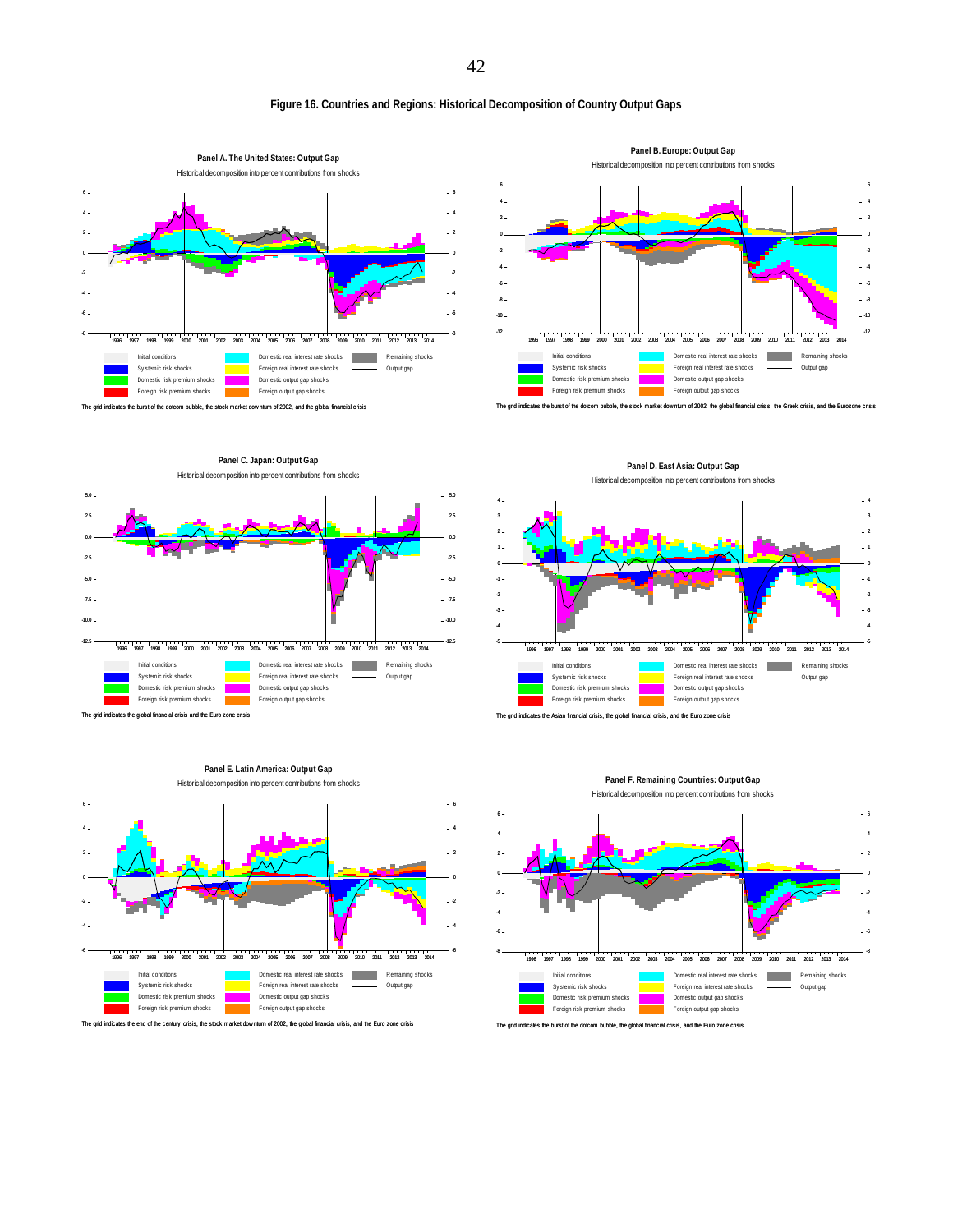**Figure 16. Countries and Regions: Historical Decomposition of Country Output Gaps**

**Panel A. The United States: Output Gap**

Historical decomposition into percent contributions from shocks

Initial conditions | Systemic risk shocks | Domestic risk premium shocks | Foreign risk premium shocks | Domestic real interest rate shocks | Foreign real interest rate shocks | Domestic output gap shocks | Foreign output gap shocks | Remaining shocks | Output gap

The grid indicates the burst of the dotcom bubble, the stock market downturn of 2002, and the global financial crisis

**Panel B. Europe: Output Gap**

Historical decomposition into percent contributions from shocks

Initial conditions | Systemic risk shocks | Domestic risk premium shocks | Foreign risk premium shocks | Domestic real interest rate shocks | Foreign real interest rate shocks | Domestic output gap shocks | Foreign output gap shocks | Remaining shocks | Output gap

The grid indicates the burst of the dotcom bubble, the stock market downturn of 2002, the global financial crisis, the Greek crisis, and the Eurozone crisis

**Panel C. Japan: Output Gap**

Historical decomposition into percent contributions from shocks

Initial conditions | Systemic risk shocks | Domestic risk premium shocks | Foreign risk premium shocks | Domestic real interest rate shocks | Foreign real interest rate shocks | Domestic output gap shocks | Foreign output gap shocks | Remaining shocks | Output gap

The grid indicates the global financial crisis and the Euro zone crisis

**Panel D. East Asia: Output Gap**

Historical decomposition into percent contributions from shocks

Initial conditions | Systemic risk shocks | Domestic risk premium shocks | Foreign risk premium shocks | Domestic real interest rate shocks | Foreign real interest rate shocks | Domestic output gap shocks | Foreign output gap shocks | Remaining shocks | Output gap

The grid indicates the Asian financial crisis, the global financial crisis, and the Euro zone crisis

**Panel E. Latin America: Output Gap**

Historical decomposition into percent contributions from shocks

Initial conditions | Systemic risk shocks | Domestic risk premium shocks | Foreign risk premium shocks | Domestic real interest rate shocks | Foreign real interest rate shocks | Domestic output gap shocks | Foreign output gap shocks | Remaining shocks | Output gap

The grid indicates the end of the century crisis, the stock market downturn of 2002, the global financial crisis, and the Euro zone crisis

**Panel F. Remaining Countries: Output Gap**

Historical decomposition into percent contributions from shocks

Initial conditions | Systemic risk shocks | Domestic risk premium shocks | Foreign risk premium shocks | Domestic real interest rate shocks | Foreign real interest rate shocks | Domestic output gap shocks | Foreign output gap shocks | Remaining shocks | Output gap

The grid indicates the burst of the dotcom bubble, the global financial crisis, and the Euro zone crisis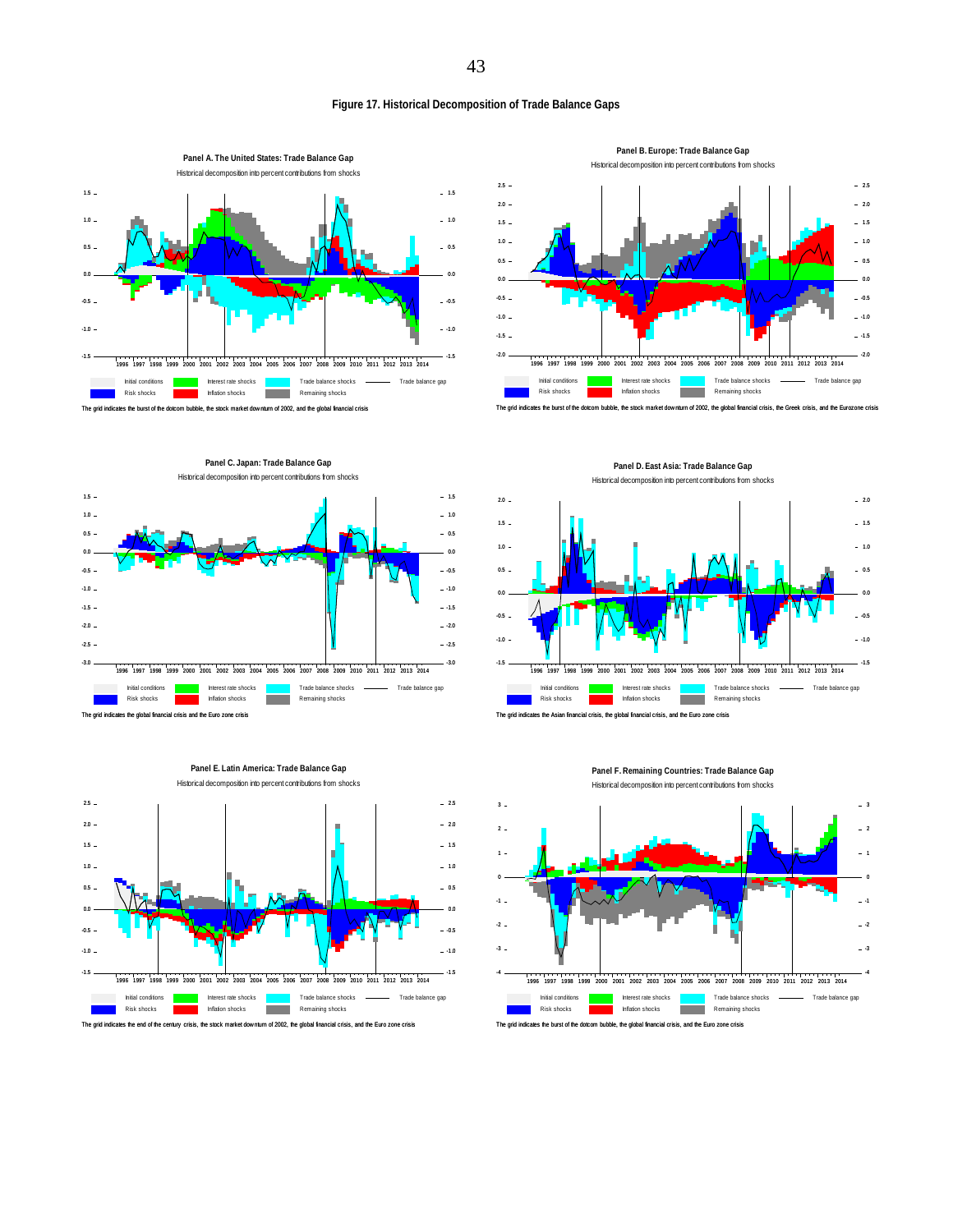# Figure 17. Historical Decomposition of Trade Balance Gaps

**Panel A. The United States: Trade Balance Gap**

Historical decomposition into percent contributions from shocks

Initial conditions, Interest rate shocks, Trade balance shocks, Trade balance gap, Risk shocks, Inflation shocks, Remaining shocks

The grid indicates the burst of the dotcom bubble, the stock market downturn of 2002, and the global financial crisis

**Panel B. Europe: Trade Balance Gap**

Historical decomposition into percent contributions from shocks

Initial conditions, Interest rate shocks, Trade balance shocks, Trade balance gap, Risk shocks, Inflation shocks, Remaining shocks

The grid indicates the burst of the dotcom bubble, the stock market downturn of 2002, the global financial crisis, the Greek crisis, and the Eurozone crisis

**Panel C. Japan: Trade Balance Gap**

Historical decomposition into percent contributions from shocks

Initial conditions, Interest rate shocks, Trade balance shocks, Trade balance gap, Risk shocks, Inflation shocks, Remaining shocks

The grid indicates the global financial crisis and the Euro zone crisis

**Panel D. East Asia: Trade Balance Gap**

Historical decomposition into percent contributions from shocks

Initial conditions, Interest rate shocks, Trade balance shocks, Trade balance gap, Risk shocks, Inflation shocks, Remaining shocks

The grid indicates the Asian financial crisis, the global financial crisis, and the Euro zone crisis

**Panel E. Latin America: Trade Balance Gap**

Historical decomposition into percent contributions from shocks

Initial conditions, Interest rate shocks, Trade balance shocks, Trade balance gap, Risk shocks, Inflation shocks, Remaining shocks

The grid indicates the end of the century crisis, the stock market downturn of 2002, the global financial crisis, and the Euro zone crisis

**Panel F. Remaining Countries: Trade Balance Gap**

Historical decomposition into percent contributions from shocks

Initial conditions, Interest rate shocks, Trade balance shocks, Trade balance gap, Risk shocks, Inflation shocks, Remaining shocks

The grid indicates the burst of the dotcom bubble, the global financial crisis, and the Euro zone crisis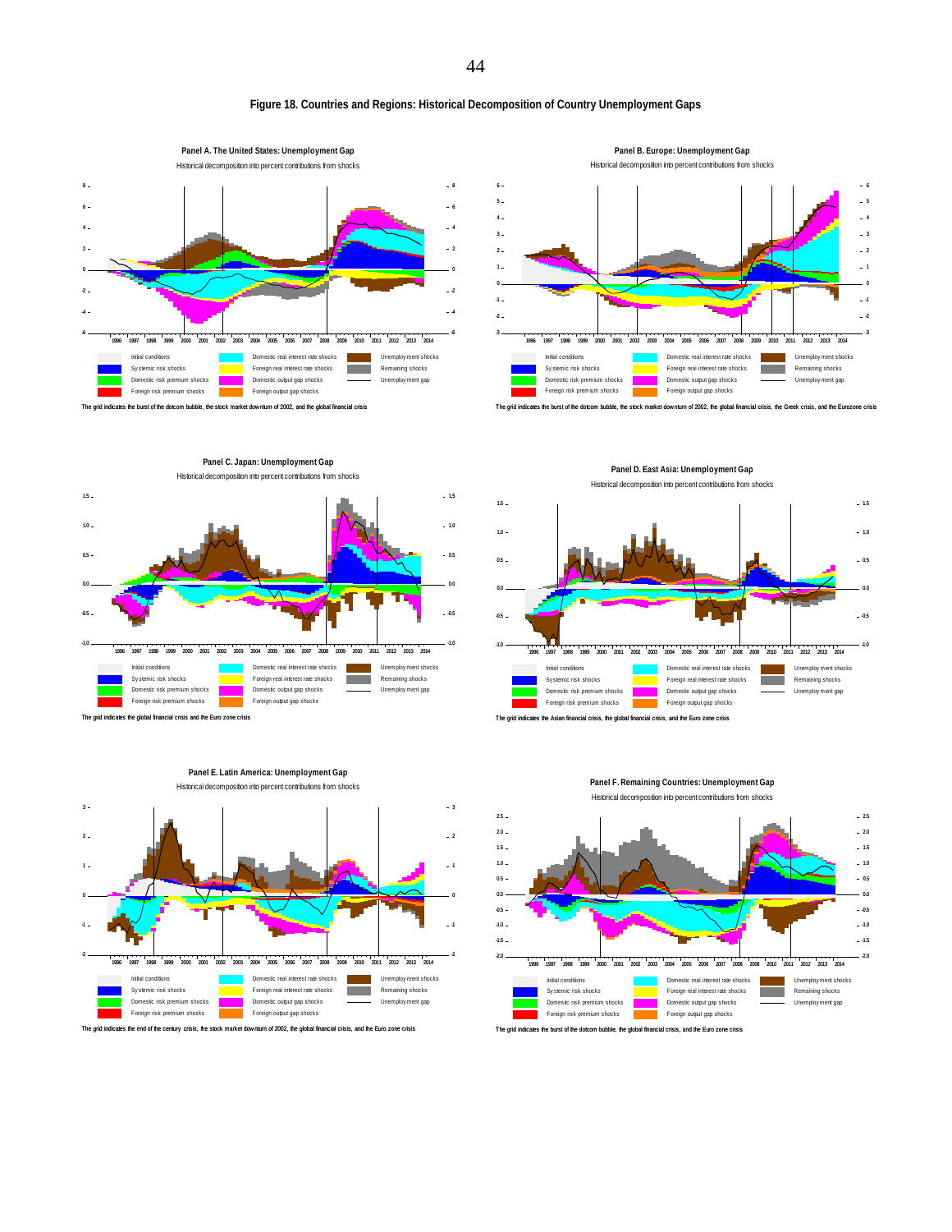**Figure 18. Countries and Regions: Historical Decomposition of Country Unemployment Gaps**

**Panel A. The United States: Unemployment Gap**

Historical decomposition into percent contributions from shocks

Initial conditions; Systemic risk shocks; Domestic risk premium shocks; Foreign risk premium shocks; Domestic real interest rate shocks; Foreign real interest rate shocks; Domestic output gap shocks; Foreign output gap shocks; Unemployment shocks; Remaining shocks; Unemployment gap

The grid indicates the burst of the dotcom bubble, the stock market downturn of 2002, and the global financial crisis

**Panel B. Europe: Unemployment Gap**

Historical decomposition into percent contributions from shocks

Initial conditions; Systemic risk shocks; Domestic risk premium shocks; Foreign risk premium shocks; Domestic real interest rate shocks; Foreign real interest rate shocks; Domestic output gap shocks; Foreign output gap shocks; Unemployment shocks; Remaining shocks; Unemployment gap

The grid indicates the burst of the dotcom bubble, the stock market downturn of 2002, the global financial crisis, the Greek crisis, and the Eurozone crisis

**Panel C. Japan: Unemployment Gap**

Historical decomposition into percent contributions from shocks

Initial conditions; Systemic risk shocks; Domestic risk premium shocks; Foreign risk premium shocks; Domestic real interest rate shocks; Foreign real interest rate shocks; Domestic output gap shocks; Foreign output gap shocks; Unemployment shocks; Remaining shocks; Unemployment gap

The grid indicates the global financial crisis and the Euro zone crisis

**Panel D. East Asia: Unemployment Gap**

Historical decomposition into percent contributions from shocks

Initial conditions; Systemic risk shocks; Domestic risk premium shocks; Foreign risk premium shocks; Domestic real interest rate shocks; Foreign real interest rate shocks; Domestic output gap shocks; Foreign output gap shocks; Unemployment shocks; Remaining shocks; Unemployment gap

The grid indicates the Asian financial crisis, the global financial crisis, and the Euro zone crisis

**Panel E. Latin America: Unemployment Gap**

Historical decomposition into percent contributions from shocks

Initial conditions; Systemic risk shocks; Domestic risk premium shocks; Foreign risk premium shocks; Domestic real interest rate shocks; Foreign real interest rate shocks; Domestic output gap shocks; Foreign output gap shocks; Unemployment shocks; Remaining shocks; Unemployment gap

The grid indicates the end of the century crisis, the stock market downturn of 2002, the global financial crisis, and the Euro zone crisis

**Panel F. Remaining Countries: Unemployment Gap**

Historical decomposition into percent contributions from shocks

Initial conditions; Systemic risk shocks; Domestic risk premium shocks; Foreign risk premium shocks; Domestic real interest rate shocks; Foreign real interest rate shocks; Domestic output gap shocks; Foreign output gap shocks; Unemployment shocks; Remaining shocks; Unemployment gap

The grid indicates the burst of the dotcom bubble, the global financial crisis, and the Euro zone crisis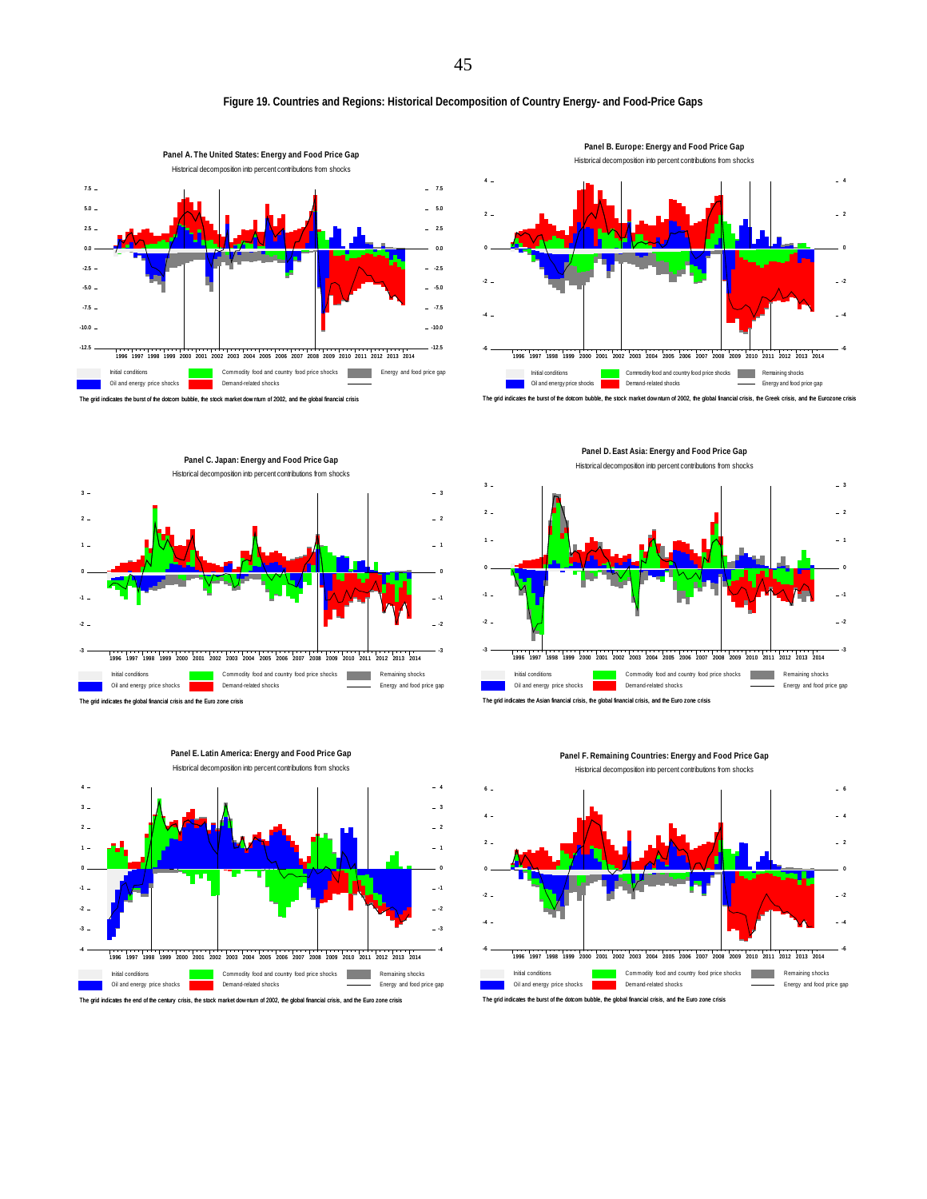# Figure 19. Countries and Regions: Historical Decomposition of Country Energy- and Food-Price Gaps

**Panel A. The United States: Energy and Food Price Gap**

Historical decomposition into percent contributions from shocks

Legend: Initial conditions; Oil and energy price shocks; Commodity food and country food price shocks; Demand-related shocks; Energy and food price gap

The grid indicates the burst of the dotcom bubble, the stock market downturn of 2002, and the global financial crisis

**Panel B. Europe: Energy and Food Price Gap**

Historical decomposition into percent contributions from shocks

Legend: Initial conditions; Oil and energy price shocks; Commodity food and country food price shocks; Demand-related shocks; Remaining shocks; Energy and food price gap

The grid indicates the burst of the dotcom bubble, the stock market downturn of 2002, the global financial crisis, the Greek crisis, and the Eurozone crisis

**Panel C. Japan: Energy and Food Price Gap**

Historical decomposition into percent contributions from shocks

Legend: Initial conditions; Oil and energy price shocks; Commodity food and country food price shocks; Demand-related shocks; Remaining shocks; Energy and food price gap

The grid indicates the global financial crisis and the Euro zone crisis

**Panel D. East Asia: Energy and Food Price Gap**

Historical decomposition into percent contributions from shocks

Legend: Initial conditions; Oil and energy price shocks; Commodity food and country food price shocks; Demand-related shocks; Remaining shocks; Energy and food price gap

The grid indicates the Asian financial crisis, the global financial crisis, and the Euro zone crisis

**Panel E. Latin America: Energy and Food Price Gap**

Historical decomposition into percent contributions from shocks

Legend: Initial conditions; Oil and energy price shocks; Commodity food and country food price shocks; Demand-related shocks; Remaining shocks; Energy and food price gap

The grid indicates the end of the century crisis, the stock market downturn of 2002, the global financial crisis, and the Euro zone crisis

**Panel F. Remaining Countries: Energy and Food Price Gap**

Historical decomposition into percent contributions from shocks

Legend: Initial conditions; Oil and energy price shocks; Commodity food and country food price shocks; Demand-related shocks; Remaining shocks; Energy and food price gap

The grid indicates the burst of the dotcom bubble, the global financial crisis, and the Euro zone crisis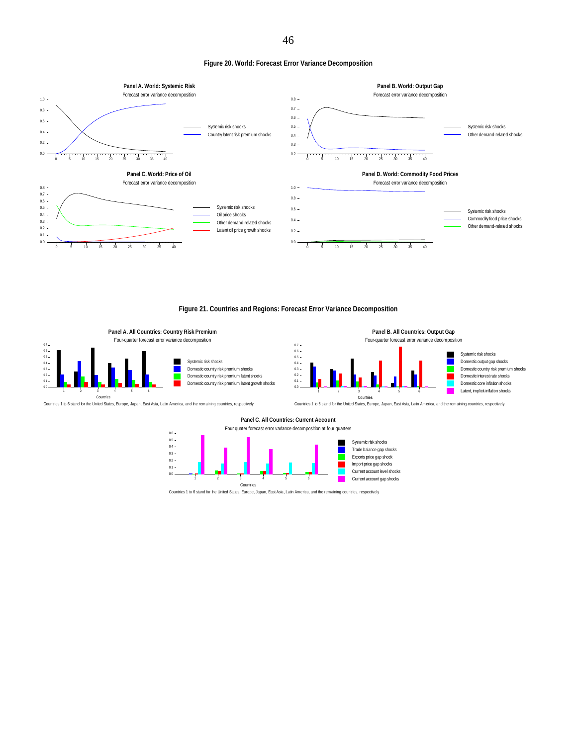**Figure 20. World: Forecast Error Variance Decomposition**

**Panel A. World: Systemic Risk**

Forecast error variance decomposition

Systemic risk shocks
Country latent risk premium shocks

**Panel B. World: Output Gap**

Forecast error variance decomposition

Systemic risk shocks
Other demand-related shocks

**Panel C. World: Price of Oil**

Forecast error variance decomposition

Systemic risk shocks
Oil price shocks
Other demand-related shocks
Latent oil price growth shocks

**Panel D. World: Commodity Food Prices**

Forecast error variance decomposition

Systemic risk shocks
Commodity food price shocks
Other demand-related shocks

**Figure 21. Countries and Regions: Forecast Error Variance Decomposition**

**Panel A. All Countries: Country Risk Premium**

Four-quarter forecast error variance decomposition

Systemic risk shocks
Domestic country risk premium shocks
Domestic country risk premium latent shocks
Domestic country risk premium latent growth shocks

Countries 1 to 6 stand for the United States, Europe, Japan, East Asia, Latin America, and the remaining countries, respectively

**Panel B. All Countries: Output Gap**

Four-quarter forecast error variance decomposition

Systemic risk shocks
Domestic output gap shocks
Domestic country risk premium shocks
Domestic interest rate shocks
Domestic core inflation shocks
Latent, implicit-inflation shocks

Countries 1 to 6 stand for the United States, Europe, Japan, East Asia, Latin America, and the remaining countries, respectively

**Panel C. All Countries: Current Account**

Four quater forecast error variance decomposition at four quarters

Systemic risk shocks
Trade balance gap shocks
Exports price gap shock
Import price gap shocks
Current account level shocks
Current account gap shocks

Countries 1 to 6 stand for the United States, Europe, Japan, East Asia, Latin America, and the remaining countries, respectively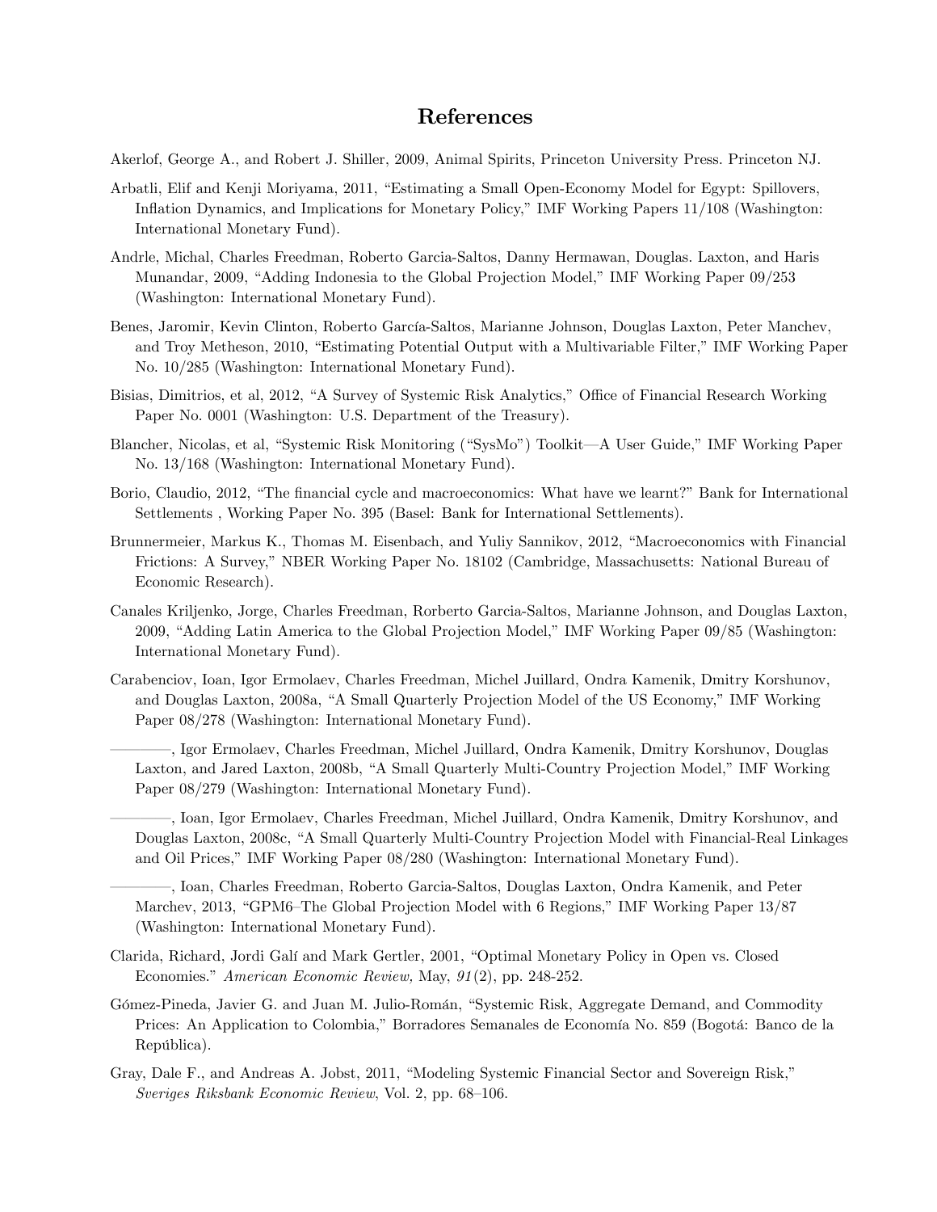# References

Akerlof, George A., and Robert J. Shiller, 2009, Animal Spirits, Princeton University Press. Princeton NJ.

Arbatli, Elif and Kenji Moriyama, 2011, "Estimating a Small Open-Economy Model for Egypt: Spillovers, Inflation Dynamics, and Implications for Monetary Policy," IMF Working Papers 11/108 (Washington: International Monetary Fund).

Andrle, Michal, Charles Freedman, Roberto Garcia-Saltos, Danny Hermawan, Douglas. Laxton, and Haris Munandar, 2009, "Adding Indonesia to the Global Projection Model," IMF Working Paper 09/253 (Washington: International Monetary Fund).

Benes, Jaromir, Kevin Clinton, Roberto García-Saltos, Marianne Johnson, Douglas Laxton, Peter Manchev, and Troy Metheson, 2010, "Estimating Potential Output with a Multivariable Filter," IMF Working Paper No. 10/285 (Washington: International Monetary Fund).

Bisias, Dimitrios, et al, 2012, "A Survey of Systemic Risk Analytics," Office of Financial Research Working Paper No. 0001 (Washington: U.S. Department of the Treasury).

Blancher, Nicolas, et al, "Systemic Risk Monitoring ("SysMo") Toolkit—A User Guide," IMF Working Paper No. 13/168 (Washington: International Monetary Fund).

Borio, Claudio, 2012, "The financial cycle and macroeconomics: What have we learnt?" Bank for International Settlements , Working Paper No. 395 (Basel: Bank for International Settlements).

Brunnermeier, Markus K., Thomas M. Eisenbach, and Yuliy Sannikov, 2012, "Macroeconomics with Financial Frictions: A Survey," NBER Working Paper No. 18102 (Cambridge, Massachusetts: National Bureau of Economic Research).

Canales Kriljenko, Jorge, Charles Freedman, Rorberto Garcia-Saltos, Marianne Johnson, and Douglas Laxton, 2009, "Adding Latin America to the Global Projection Model," IMF Working Paper 09/85 (Washington: International Monetary Fund).

Carabenciov, Ioan, Igor Ermolaev, Charles Freedman, Michel Juillard, Ondra Kamenik, Dmitry Korshunov, and Douglas Laxton, 2008a, "A Small Quarterly Projection Model of the US Economy," IMF Working Paper 08/278 (Washington: International Monetary Fund).

————, Igor Ermolaev, Charles Freedman, Michel Juillard, Ondra Kamenik, Dmitry Korshunov, Douglas Laxton, and Jared Laxton, 2008b, "A Small Quarterly Multi-Country Projection Model," IMF Working Paper 08/279 (Washington: International Monetary Fund).

————, Ioan, Igor Ermolaev, Charles Freedman, Michel Juillard, Ondra Kamenik, Dmitry Korshunov, and Douglas Laxton, 2008c, "A Small Quarterly Multi-Country Projection Model with Financial-Real Linkages and Oil Prices," IMF Working Paper 08/280 (Washington: International Monetary Fund).

————, Ioan, Charles Freedman, Roberto Garcia-Saltos, Douglas Laxton, Ondra Kamenik, and Peter Marchev, 2013, "GPM6–The Global Projection Model with 6 Regions," IMF Working Paper 13/87 (Washington: International Monetary Fund).

Clarida, Richard, Jordi Galí and Mark Gertler, 2001, "Optimal Monetary Policy in Open vs. Closed Economies." *American Economic Review,* May, *91*(2), pp. 248-252.

Gómez-Pineda, Javier G. and Juan M. Julio-Román, "Systemic Risk, Aggregate Demand, and Commodity Prices: An Application to Colombia," Borradores Semanales de Economía No. 859 (Bogotá: Banco de la República).

Gray, Dale F., and Andreas A. Jobst, 2011, "Modeling Systemic Financial Sector and Sovereign Risk," *Sveriges Riksbank Economic Review*, Vol. 2, pp. 68–106.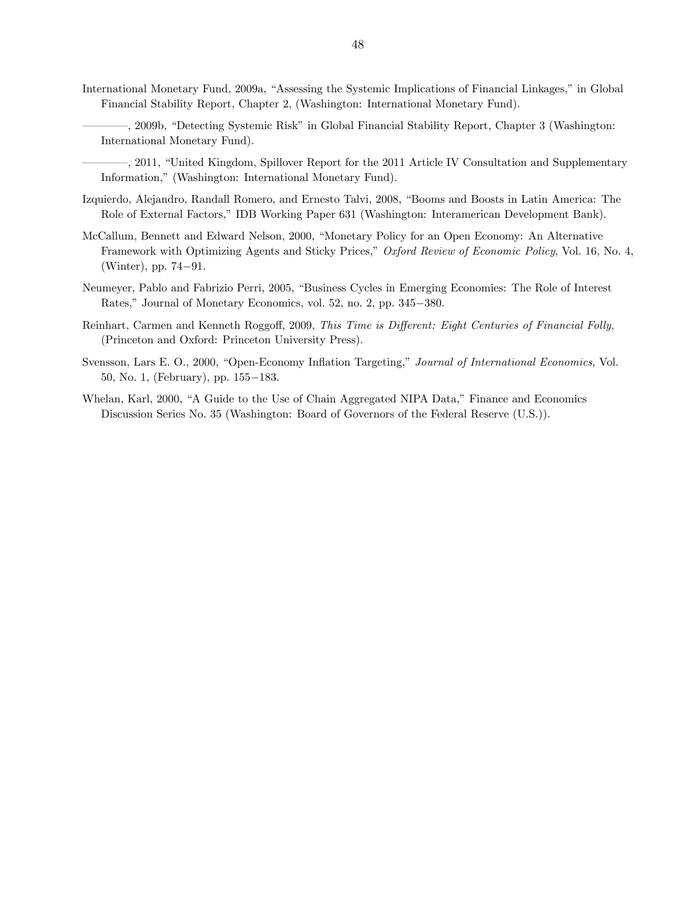International Monetary Fund, 2009a, "Assessing the Systemic Implications of Financial Linkages," in Global Financial Stability Report, Chapter 2, (Washington: International Monetary Fund).

————, 2009b, "Detecting Systemic Risk" in Global Financial Stability Report, Chapter 3 (Washington: International Monetary Fund).

————, 2011, "United Kingdom, Spillover Report for the 2011 Article IV Consultation and Supplementary Information," (Washington: International Monetary Fund).

Izquierdo, Alejandro, Randall Romero, and Ernesto Talvi, 2008, "Booms and Boosts in Latin America: The Role of External Factors," IDB Working Paper 631 (Washington: Interamerican Development Bank).

McCallum, Bennett and Edward Nelson, 2000, "Monetary Policy for an Open Economy: An Alternative Framework with Optimizing Agents and Sticky Prices," *Oxford Review of Economic Policy*, Vol. 16, No. 4, (Winter), pp. 74−91.

Neumeyer, Pablo and Fabrizio Perri, 2005, "Business Cycles in Emerging Economies: The Role of Interest Rates," Journal of Monetary Economics, vol. 52, no. 2, pp. 345−380.

Reinhart, Carmen and Kenneth Roggoff, 2009, *This Time is Different: Eight Centuries of Financial Folly*, (Princeton and Oxford: Princeton University Press).

Svensson, Lars E. O., 2000, "Open-Economy Inflation Targeting," *Journal of International Economics*, Vol. 50, No. 1, (February), pp. 155−183.

Whelan, Karl, 2000, "A Guide to the Use of Chain Aggregated NIPA Data," Finance and Economics Discussion Series No. 35 (Washington: Board of Governors of the Federal Reserve (U.S.)).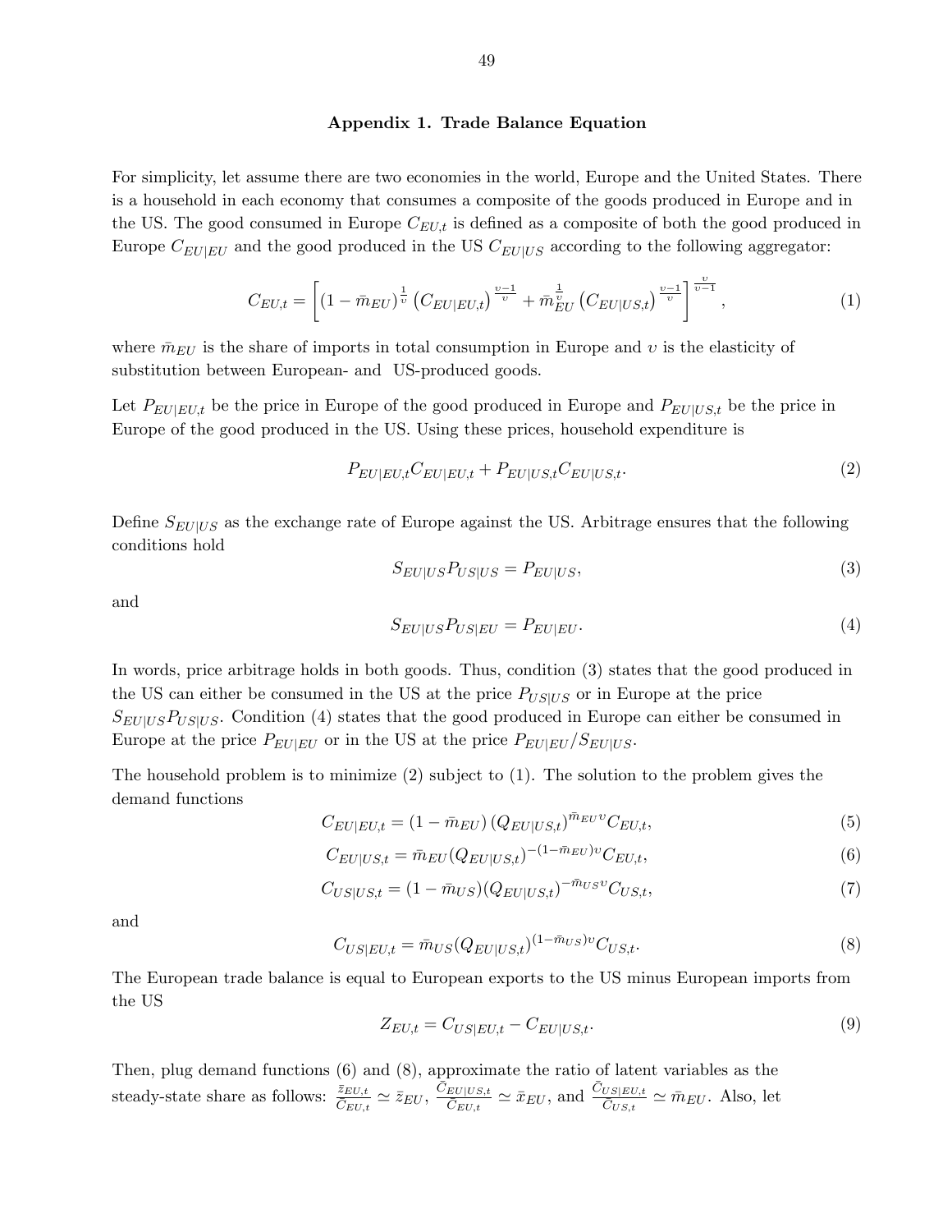## Appendix 1. Trade Balance Equation

For simplicity, let assume there are two economies in the world, Europe and the United States. There is a household in each economy that consumes a composite of the goods produced in Europe and in the US. The good consumed in Europe $C_{EU,t}$ is defined as a composite of both the good produced in Europe $C_{EU|EU}$ and the good produced in the US $C_{EU|US}$ according to the following aggregator:

$$C_{EU,t} = \left[ (1 - \bar{m}_{EU})^{\frac{1}{\upsilon}} \left( C_{EU|EU,t} \right)^{\frac{\upsilon - 1}{\upsilon}} + \bar{m}_{EU}^{\frac{1}{\upsilon}} \left( C_{EU|US,t} \right)^{\frac{\upsilon - 1}{\upsilon}} \right]^{\frac{\upsilon}{\upsilon - 1}}, \tag{1}$$

where $\bar{m}_{EU}$ is the share of imports in total consumption in Europe and $\upsilon$ is the elasticity of substitution between European- and US-produced goods.

Let $P_{EU|EU,t}$ be the price in Europe of the good produced in Europe and $P_{EU|US,t}$ be the price in Europe of the good produced in the US. Using these prices, household expenditure is

$$P_{EU|EU,t} C_{EU|EU,t} + P_{EU|US,t} C_{EU|US,t}. \tag{2}$$

Define $S_{EU|US}$ as the exchange rate of Europe against the US. Arbitrage ensures that the following conditions hold

$$S_{EU|US} P_{US|US} = P_{EU|US}, \tag{3}$$

and

$$S_{EU|US} P_{US|EU} = P_{EU|EU}. \tag{4}$$

In words, price arbitrage holds in both goods. Thus, condition (3) states that the good produced in the US can either be consumed in the US at the price $P_{US|US}$ or in Europe at the price $S_{EU|US} P_{US|US}$. Condition (4) states that the good produced in Europe can either be consumed in Europe at the price $P_{EU|EU}$ or in the US at the price $P_{EU|EU}/S_{EU|US}$.

The household problem is to minimize (2) subject to (1). The solution to the problem gives the demand functions

$$C_{EU|EU,t} = (1 - \bar{m}_{EU}) \left( Q_{EU|US,t} \right)^{\bar{m}_{EU} \upsilon} C_{EU,t}, \tag{5}$$

$$C_{EU|US,t} = \bar{m}_{EU} (Q_{EU|US,t})^{-(1 - \bar{m}_{EU})\upsilon} C_{EU,t}, \tag{6}$$

$$C_{US|US,t} = (1 - \bar{m}_{US}) (Q_{EU|US,t})^{-\bar{m}_{US} \upsilon} C_{US,t}, \tag{7}$$

and

$$C_{US|EU,t} = \bar{m}_{US} (Q_{EU|US,t})^{(1 - \bar{m}_{US})\upsilon} C_{US,t}. \tag{8}$$

The European trade balance is equal to European exports to the US minus European imports from the US

$$Z_{EU,t} = C_{US|EU,t} - C_{EU|US,t}. \tag{9}$$

Then, plug demand functions (6) and (8), approximate the ratio of latent variables as the steady-state share as follows: $\frac{\tilde{z}_{EU,t}}{\tilde{C}_{EU,t}} \simeq \bar{z}_{EU}$, $\frac{\tilde{C}_{EU|US,t}}{\tilde{C}_{EU,t}} \simeq \bar{x}_{EU}$, and $\frac{\tilde{C}_{US|EU,t}}{\tilde{C}_{US,t}} \simeq \bar{m}_{EU}$. Also, let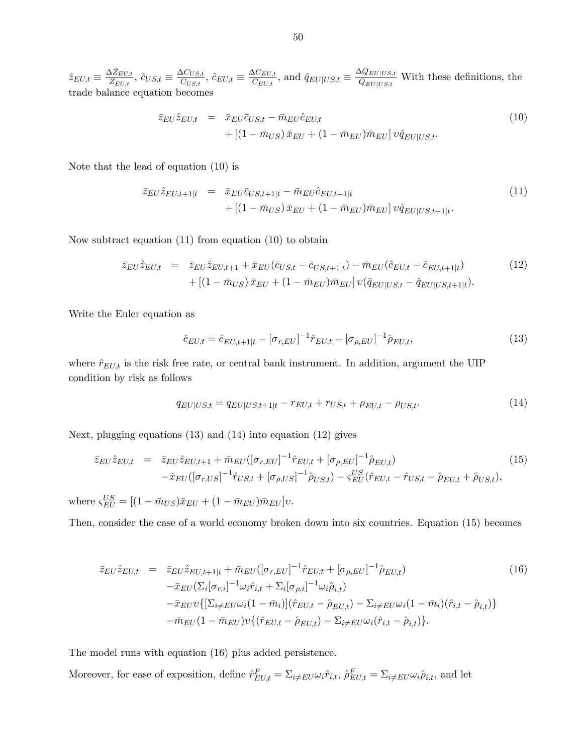$\hat{z}_{EU,t} \equiv \frac{\Delta \bar{Z}_{EU,t}}{Z_{EU,t}}$, $\hat{c}_{US,t} \equiv \frac{\Delta C_{US,t}}{C_{US,t}}$, $\hat{c}_{EU,t} \equiv \frac{\Delta C_{EU,t}}{C_{EU,t}}$, and $\hat{q}_{EU|US,t} \equiv \frac{\Delta Q_{EU|US,t}}{Q_{EU|US,t}}$ With these definitions, the trade balance equation becomes

$$
\begin{aligned}
\bar{z}_{EU}\hat{z}_{EU,t} &= \bar{x}_{EU}\bar{c}_{US,t} - \bar{m}_{EU}\hat{c}_{EU,t} \\
&\quad + \left[(1-\bar{m}_{US})\,\bar{x}_{EU} + (1-\bar{m}_{EU})\bar{m}_{EU}\right]\upsilon\hat{q}_{EU|US,t}.
\end{aligned} \tag{10}
$$

Note that the lead of equation (10) is

$$
\begin{aligned}
\bar{z}_{EU}\hat{z}_{EU,t+1|t} &= \bar{x}_{EU}\bar{c}_{US,t+1|t} - \bar{m}_{EU}\hat{c}_{EU,t+1|t} \\
&\quad + \left[(1-\bar{m}_{US})\,\bar{x}_{EU} + (1-\bar{m}_{EU})\bar{m}_{EU}\right]\upsilon\hat{q}_{EU|US,t+1|t}.
\end{aligned} \tag{11}
$$

Now subtract equation (11) from equation (10) to obtain

$$
\begin{aligned}
\bar{z}_{EU}\hat{z}_{EU,t} &= \bar{z}_{EU}\hat{z}_{EU,t+1} + \bar{x}_{EU}(\bar{c}_{US,t} - \bar{c}_{US,t+1|t}) - \bar{m}_{EU}(\hat{c}_{EU,t} - \hat{c}_{EU,t+1|t}) \\
&\quad + \left[(1-\bar{m}_{US})\,\bar{x}_{EU} + (1-\bar{m}_{EU})\bar{m}_{EU}\right]\upsilon(\hat{q}_{EU|US.t} - \hat{q}_{EU|US,t+1|t}).
\end{aligned} \tag{12}
$$

Write the Euler equation as

$$
\hat{c}_{EU,t} = \hat{c}_{EU,t+1|t} - [\sigma_{r,EU}]^{-1}\hat{r}_{EU,t} - [\sigma_{\rho,EU}]^{-1}\hat{\rho}_{EU,t}, \tag{13}
$$

where $\hat{r}_{EU,t}$ is the risk free rate, or central bank instrument. In addition, argument the UIP condition by risk as follows

$$
q_{EU|US,t} = q_{EU|US,t+1|t} - r_{EU,t} + r_{US,t} + \rho_{EU,t} - \rho_{US,t}. \tag{14}
$$

Next, plugging equations (13) and (14) into equation (12) gives

$$
\begin{aligned}
\bar{z}_{EU}\hat{z}_{EU,t} &= \bar{z}_{EU}\hat{z}_{EU,t+1} + \bar{m}_{EU}([\sigma_{r,EU}]^{-1}\hat{r}_{EU,t} + [\sigma_{\rho,EU}]^{-1}\hat{\rho}_{EU,t}) \\
&\quad - \bar{x}_{EU}([\sigma_{r,US}]^{-1}\hat{r}_{US,t} + [\sigma_{\rho,US}]^{-1}\hat{\rho}_{US,t}) - \varsigma_{EU}^{US}(\hat{r}_{EU,t} - \hat{r}_{US,t} - \hat{\rho}_{EU,t} + \hat{\rho}_{US,t}),
\end{aligned} \tag{15}
$$

where $\varsigma_{EU}^{US} = [(1-\bar{m}_{US})\bar{x}_{EU} + (1-\bar{m}_{EU})\bar{m}_{EU}]\upsilon$.

Then, consider the case of a world economy broken down into six countries. Equation (15) becomes

$$
\begin{aligned}
\bar{z}_{EU}\hat{z}_{EU,t} &= \bar{z}_{EU}\hat{z}_{EU,t+1|t} + \bar{m}_{EU}([\sigma_{r,EU}]^{-1}\hat{r}_{EU,t} + [\sigma_{\rho,EU}]^{-1}\hat{\rho}_{EU,t}) \\
&\quad - \bar{x}_{EU}(\Sigma_i[\sigma_{r,i}]^{-1}\omega_i\hat{r}_{i,t} + \Sigma_i[\sigma_{\rho,i}]^{-1}\omega_i\hat{\rho}_{i,t}) \\
&\quad - \bar{x}_{EU}\upsilon\{[\Sigma_{i\neq EU}\omega_i(1-\bar{m}_i)](\hat{r}_{EU,t} - \hat{\rho}_{EU,t}) - \Sigma_{i\neq EU}\omega_i(1-\bar{m}_i)(\hat{r}_{i,t} - \hat{\rho}_{i,t})\} \\
&\quad - \bar{m}_{EU}(1-\bar{m}_{EU})\upsilon\{(\hat{r}_{EU,t} - \hat{\rho}_{EU,t}) - \Sigma_{i\neq EU}\omega_i(\hat{r}_{i,t} - \hat{\rho}_{i,t})\}.
\end{aligned} \tag{16}
$$

The model runs with equation (16) plus added persistence.

Moreover, for ease of exposition, define $\hat{r}_{EU,t}^{F} = \Sigma_{i\neq EU}\omega_i\hat{r}_{i,t}$, $\hat{\rho}_{EU,t}^{F} = \Sigma_{i\neq EU}\omega_i\hat{\rho}_{i,t}$, and let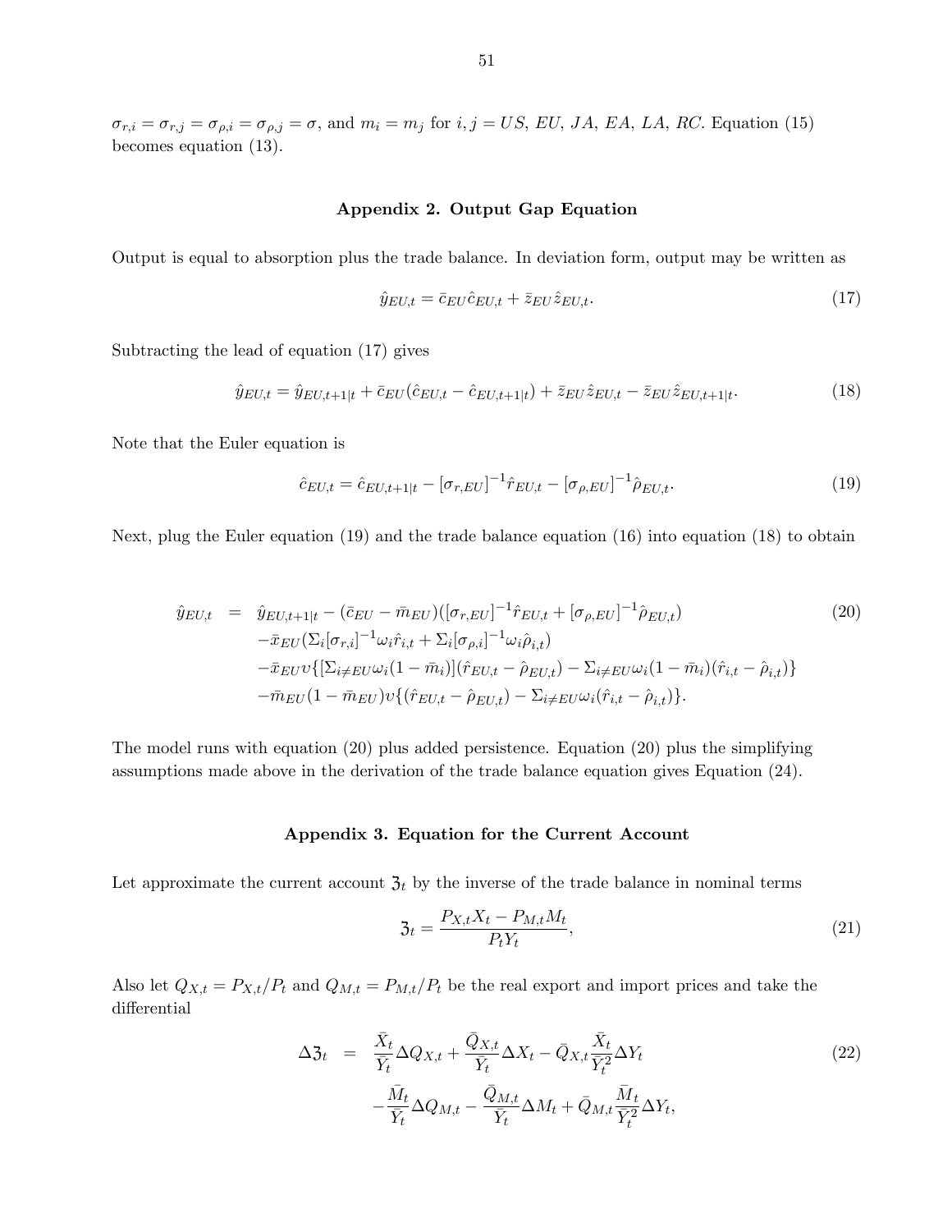$\sigma_{r,i} = \sigma_{r,j} = \sigma_{\rho,i} = \sigma_{\rho,j} = \sigma$, and $m_i = m_j$ for $i, j = US$, $EU$, $JA$, $EA$, $LA$, $RC$. Equation (15) becomes equation (13).

## Appendix 2. Output Gap Equation

Output is equal to absorption plus the trade balance. In deviation form, output may be written as

$$\hat{y}_{EU,t} = \bar{c}_{EU}\hat{c}_{EU,t} + \bar{z}_{EU}\hat{z}_{EU,t}. \tag{17}$$

Subtracting the lead of equation (17) gives

$$\hat{y}_{EU,t} = \hat{y}_{EU,t+1|t} + \bar{c}_{EU}(\hat{c}_{EU,t} - \hat{c}_{EU,t+1|t}) + \bar{z}_{EU}\hat{z}_{EU,t} - \bar{z}_{EU}\hat{z}_{EU,t+1|t}. \tag{18}$$

Note that the Euler equation is

$$\hat{c}_{EU,t} = \hat{c}_{EU,t+1|t} - [\sigma_{r,EU}]^{-1}\hat{r}_{EU,t} - [\sigma_{\rho,EU}]^{-1}\hat{\rho}_{EU,t}. \tag{19}$$

Next, plug the Euler equation (19) and the trade balance equation (16) into equation (18) to obtain

$$\begin{aligned}
\hat{y}_{EU,t} \quad = \quad & \hat{y}_{EU,t+1|t} - (\bar{c}_{EU} - \bar{m}_{EU})([\sigma_{r,EU}]^{-1}\hat{r}_{EU,t} + [\sigma_{\rho,EU}]^{-1}\hat{\rho}_{EU,t}) \\
& -\bar{x}_{EU}(\Sigma_i[\sigma_{r,i}]^{-1}\omega_i\hat{r}_{i,t} + \Sigma_i[\sigma_{\rho,i}]^{-1}\omega_i\hat{\rho}_{i,t}) \\
& -\bar{x}_{EU}\upsilon\{[\Sigma_{i\neq EU}\omega_i(1-\bar{m}_i)](\hat{r}_{EU,t} - \hat{\rho}_{EU,t}) - \Sigma_{i\neq EU}\omega_i(1-\bar{m}_i)(\hat{r}_{i,t} - \hat{\rho}_{i,t})\} \\
& -\bar{m}_{EU}(1-\bar{m}_{EU})\upsilon\{(\hat{r}_{EU,t} - \hat{\rho}_{EU,t}) - \Sigma_{i\neq EU}\omega_i(\hat{r}_{i,t} - \hat{\rho}_{i,t})\}.
\end{aligned} \tag{20}$$

The model runs with equation (20) plus added persistence. Equation (20) plus the simplifying assumptions made above in the derivation of the trade balance equation gives Equation (24).

## Appendix 3. Equation for the Current Account

Let approximate the current account $\mathfrak{z}_t$ by the inverse of the trade balance in nominal terms

$$\mathfrak{z}_t = \frac{P_{X,t}X_t - P_{M,t}M_t}{P_tY_t}, \tag{21}$$

Also let $Q_{X,t} = P_{X,t}/P_t$ and $Q_{M,t} = P_{M,t}/P_t$ be the real export and import prices and take the differential

$$\begin{aligned}
\Delta\mathfrak{z}_t \quad = \quad & \frac{\bar{X}_t}{\bar{Y}_t}\Delta Q_{X,t} + \frac{\bar{Q}_{X,t}}{\bar{Y}_t}\Delta X_t - \bar{Q}_{X,t}\frac{\bar{X}_t}{\bar{Y}_t^2}\Delta Y_t \\
& -\frac{\bar{M}_t}{\bar{Y}_t}\Delta Q_{M,t} - \frac{\bar{Q}_{M,t}}{\bar{Y}_t}\Delta M_t + \bar{Q}_{M,t}\frac{\bar{M}_t}{\bar{Y}_t^2}\Delta Y_t,
\end{aligned} \tag{22}$$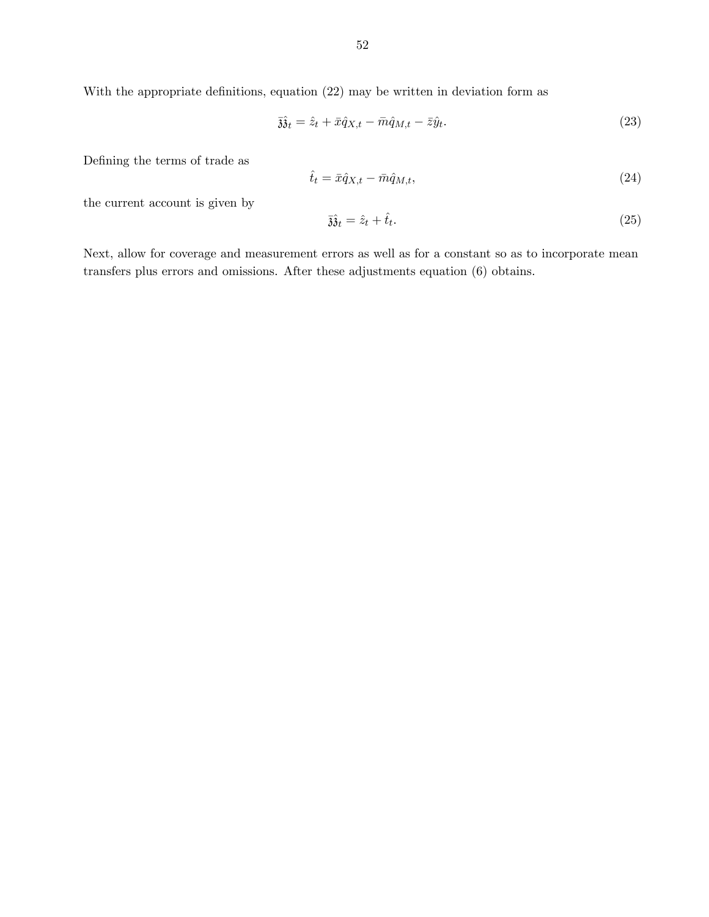With the appropriate definitions, equation (22) may be written in deviation form as

$$\bar{\mathfrak{z}}\hat{\mathfrak{z}}_t = \hat{z}_t + \bar{x}\hat{q}_{X,t} - \bar{m}\hat{q}_{M,t} - \bar{z}\hat{y}_t. \tag{23}$$

Defining the terms of trade as

$$\hat{t}_t = \bar{x}\hat{q}_{X,t} - \bar{m}\hat{q}_{M,t}, \tag{24}$$

the current account is given by

$$\bar{\mathfrak{z}}\hat{\mathfrak{z}}_t = \hat{z}_t + \hat{t}_t. \tag{25}$$

Next, allow for coverage and measurement errors as well as for a constant so as to incorporate mean transfers plus errors and omissions. After these adjustments equation (6) obtains.